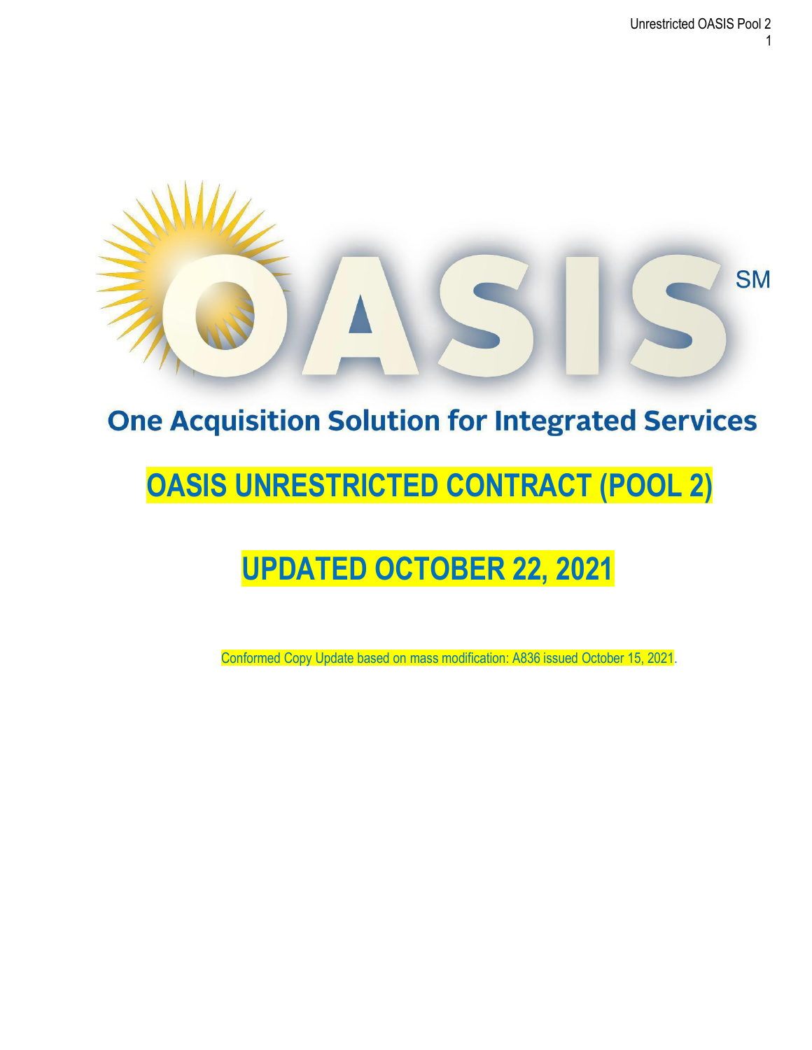OASIS[SM]

One Acquisition Solution for Integrated Services

# OASIS UNRESTRICTED CONTRACT (POOL 2)

# UPDATED OCTOBER 22, 2021

Conformed Copy Update based on mass modification: A836 issued October 15, 2021.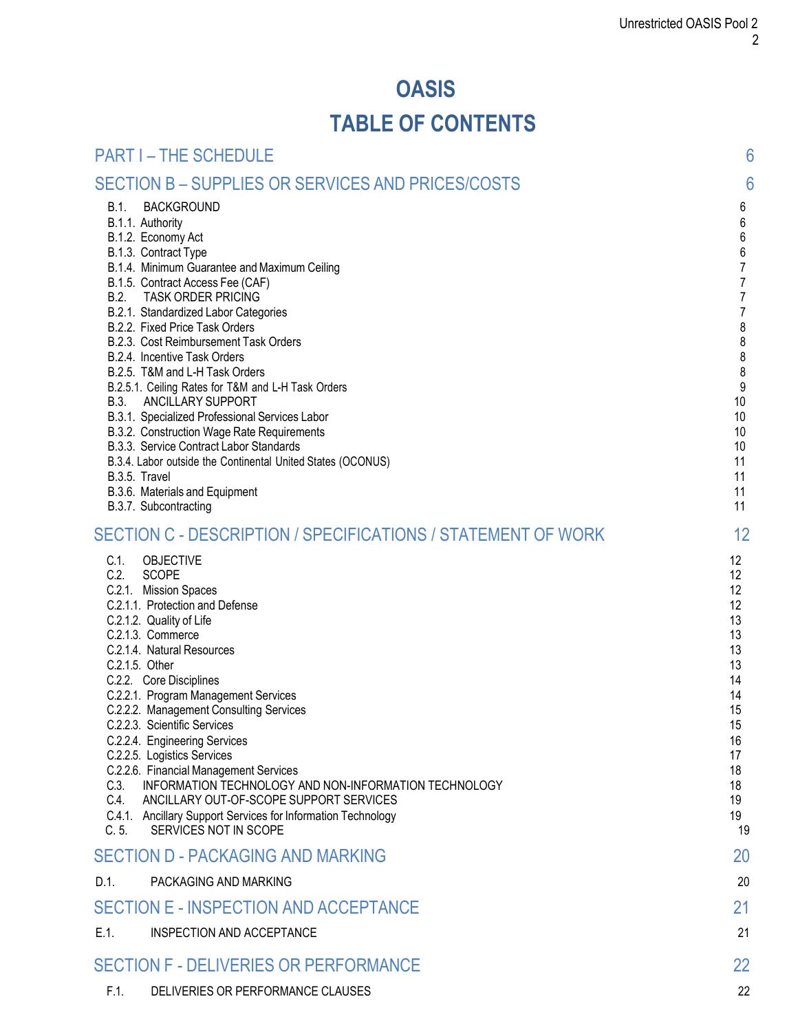# OASIS

# TABLE OF CONTENTS

PART I – THE SCHEDULE 6

SECTION B – SUPPLIES OR SERVICES AND PRICES/COSTS 6

B.1. BACKGROUND 6
B.1.1. Authority 6
B.1.2. Economy Act 6
B.1.3. Contract Type 6
B.1.4. Minimum Guarantee and Maximum Ceiling 7
B.1.5. Contract Access Fee (CAF) 7
B.2. TASK ORDER PRICING 7
B.2.1. Standardized Labor Categories 7
B.2.2. Fixed Price Task Orders 8
B.2.3. Cost Reimbursement Task Orders 8
B.2.4. Incentive Task Orders 8
B.2.5. T&M and L-H Task Orders 8
B.2.5.1. Ceiling Rates for T&M and L-H Task Orders 9
B.3. ANCILLARY SUPPORT 10
B.3.1. Specialized Professional Services Labor 10
B.3.2. Construction Wage Rate Requirements 10
B.3.3. Service Contract Labor Standards 10
B.3.4. Labor outside the Continental United States (OCONUS) 11
B.3.5. Travel 11
B.3.6. Materials and Equipment 11
B.3.7. Subcontracting 11

SECTION C - DESCRIPTION / SPECIFICATIONS / STATEMENT OF WORK 12

C.1. OBJECTIVE 12
C.2. SCOPE 12
C.2.1. Mission Spaces 12
C.2.1.1. Protection and Defense 12
C.2.1.2. Quality of Life 13
C.2.1.3. Commerce 13
C.2.1.4. Natural Resources 13
C.2.1.5. Other 13
C.2.2. Core Disciplines 14
C.2.2.1. Program Management Services 14
C.2.2.2. Management Consulting Services 15
C.2.2.3. Scientific Services 15
C.2.2.4. Engineering Services 16
C.2.2.5. Logistics Services 17
C.2.2.6. Financial Management Services 18
C.3. INFORMATION TECHNOLOGY AND NON-INFORMATION TECHNOLOGY 18
C.4. ANCILLARY OUT-OF-SCOPE SUPPORT SERVICES 19
C.4.1. Ancillary Support Services for Information Technology 19
C. 5. SERVICES NOT IN SCOPE 19

SECTION D - PACKAGING AND MARKING 20

D.1. PACKAGING AND MARKING 20

SECTION E - INSPECTION AND ACCEPTANCE 21

E.1. INSPECTION AND ACCEPTANCE 21

SECTION F - DELIVERIES OR PERFORMANCE 22

F.1. DELIVERIES OR PERFORMANCE CLAUSES 22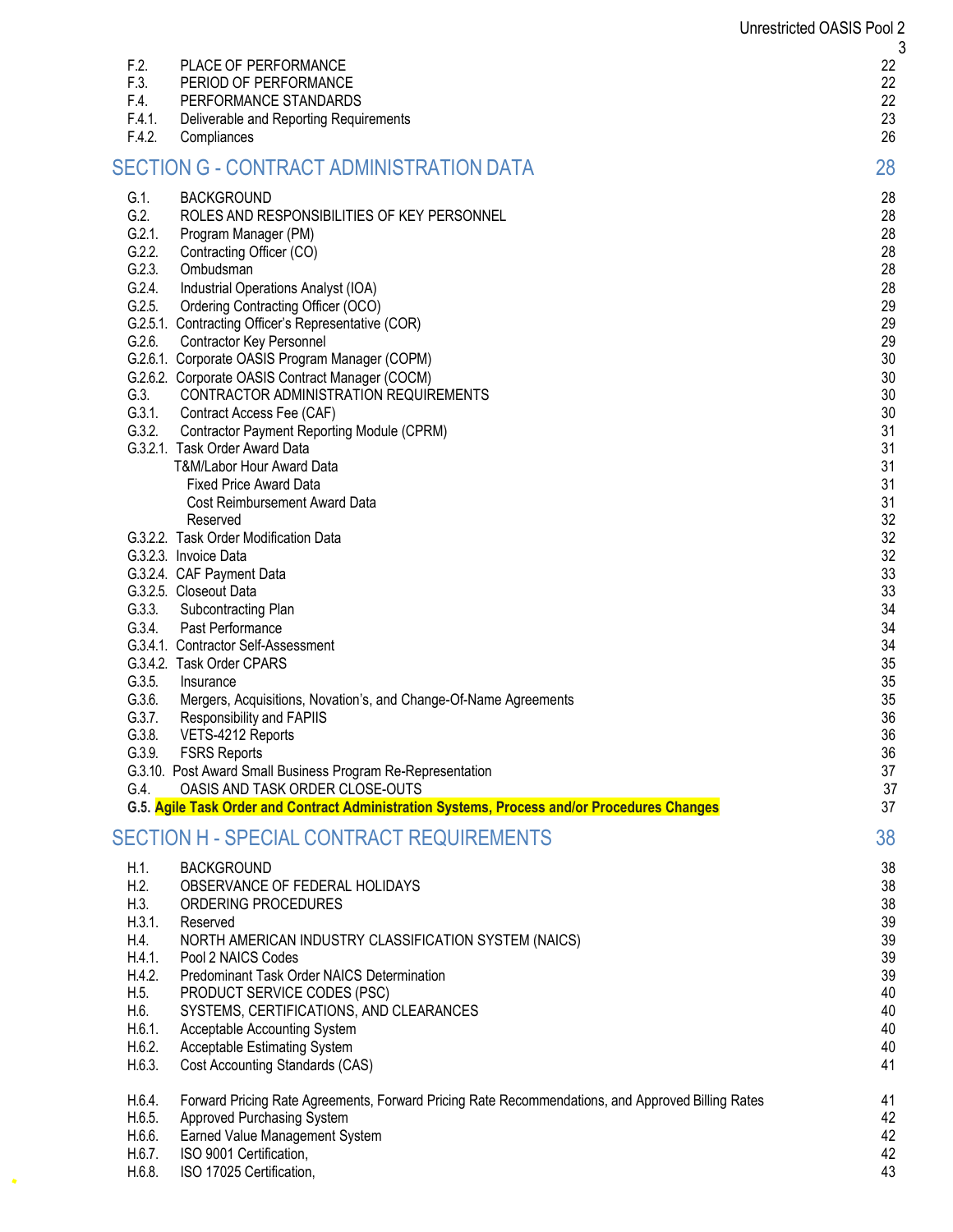| | | |
|---|---|---|
| F.2. | PLACE OF PERFORMANCE | 22 |
| F.3. | PERIOD OF PERFORMANCE | 22 |
| F.4. | PERFORMANCE STANDARDS | 22 |
| F.4.1. | Deliverable and Reporting Requirements | 23 |
| F.4.2. | Compliances | 26 |

## SECTION G - CONTRACT ADMINISTRATION DATA — 28

| | | |
|---|---|---|
| G.1. | BACKGROUND | 28 |
| G.2. | ROLES AND RESPONSIBILITIES OF KEY PERSONNEL | 28 |
| G.2.1. | Program Manager (PM) | 28 |
| G.2.2. | Contracting Officer (CO) | 28 |
| G.2.3. | Ombudsman | 28 |
| G.2.4. | Industrial Operations Analyst (IOA) | 28 |
| G.2.5. | Ordering Contracting Officer (OCO) | 29 |
| G.2.5.1. | Contracting Officer's Representative (COR) | 29 |
| G.2.6. | Contractor Key Personnel | 29 |
| G.2.6.1. | Corporate OASIS Program Manager (COPM) | 30 |
| G.2.6.2. | Corporate OASIS Contract Manager (COCM) | 30 |
| G.3. | CONTRACTOR ADMINISTRATION REQUIREMENTS | 30 |
| G.3.1. | Contract Access Fee (CAF) | 30 |
| G.3.2. | Contractor Payment Reporting Module (CPRM) | 31 |
| G.3.2.1. | Task Order Award Data | 31 |
| | T&M/Labor Hour Award Data | 31 |
| | Fixed Price Award Data | 31 |
| | Cost Reimbursement Award Data | 31 |
| | Reserved | 32 |
| G.3.2.2. | Task Order Modification Data | 32 |
| G.3.2.3. | Invoice Data | 32 |
| G.3.2.4. | CAF Payment Data | 33 |
| G.3.2.5. | Closeout Data | 33 |
| G.3.3. | Subcontracting Plan | 34 |
| G.3.4. | Past Performance | 34 |
| G.3.4.1. | Contractor Self-Assessment | 34 |
| G.3.4.2. | Task Order CPARS | 35 |
| G.3.5. | Insurance | 35 |
| G.3.6. | Mergers, Acquisitions, Novation's, and Change-Of-Name Agreements | 35 |
| G.3.7. | Responsibility and FAPIIS | 36 |
| G.3.8. | VETS-4212 Reports | 36 |
| G.3.9. | FSRS Reports | 36 |
| G.3.10. | Post Award Small Business Program Re-Representation | 37 |
| G.4. | OASIS AND TASK ORDER CLOSE-OUTS | 37 |
| **G.5.** | **Agile Task Order and Contract Administration Systems, Process and/or Procedures Changes** | 37 |

## SECTION H - SPECIAL CONTRACT REQUIREMENTS — 38

| | | |
|---|---|---|
| H.1. | BACKGROUND | 38 |
| H.2. | OBSERVANCE OF FEDERAL HOLIDAYS | 38 |
| H.3. | ORDERING PROCEDURES | 38 |
| H.3.1. | Reserved | 39 |
| H.4. | NORTH AMERICAN INDUSTRY CLASSIFICATION SYSTEM (NAICS) | 39 |
| H.4.1. | Pool 2 NAICS Codes | 39 |
| H.4.2. | Predominant Task Order NAICS Determination | 39 |
| H.5. | PRODUCT SERVICE CODES (PSC) | 40 |
| H.6. | SYSTEMS, CERTIFICATIONS, AND CLEARANCES | 40 |
| H.6.1. | Acceptable Accounting System | 40 |
| H.6.2. | Acceptable Estimating System | 40 |
| H.6.3. | Cost Accounting Standards (CAS) | 41 |
| H.6.4. | Forward Pricing Rate Agreements, Forward Pricing Rate Recommendations, and Approved Billing Rates | 41 |
| H.6.5. | Approved Purchasing System | 42 |
| H.6.6. | Earned Value Management System | 42 |
| H.6.7. | ISO 9001 Certification, | 42 |
| H.6.8. | ISO 17025 Certification, | 43 |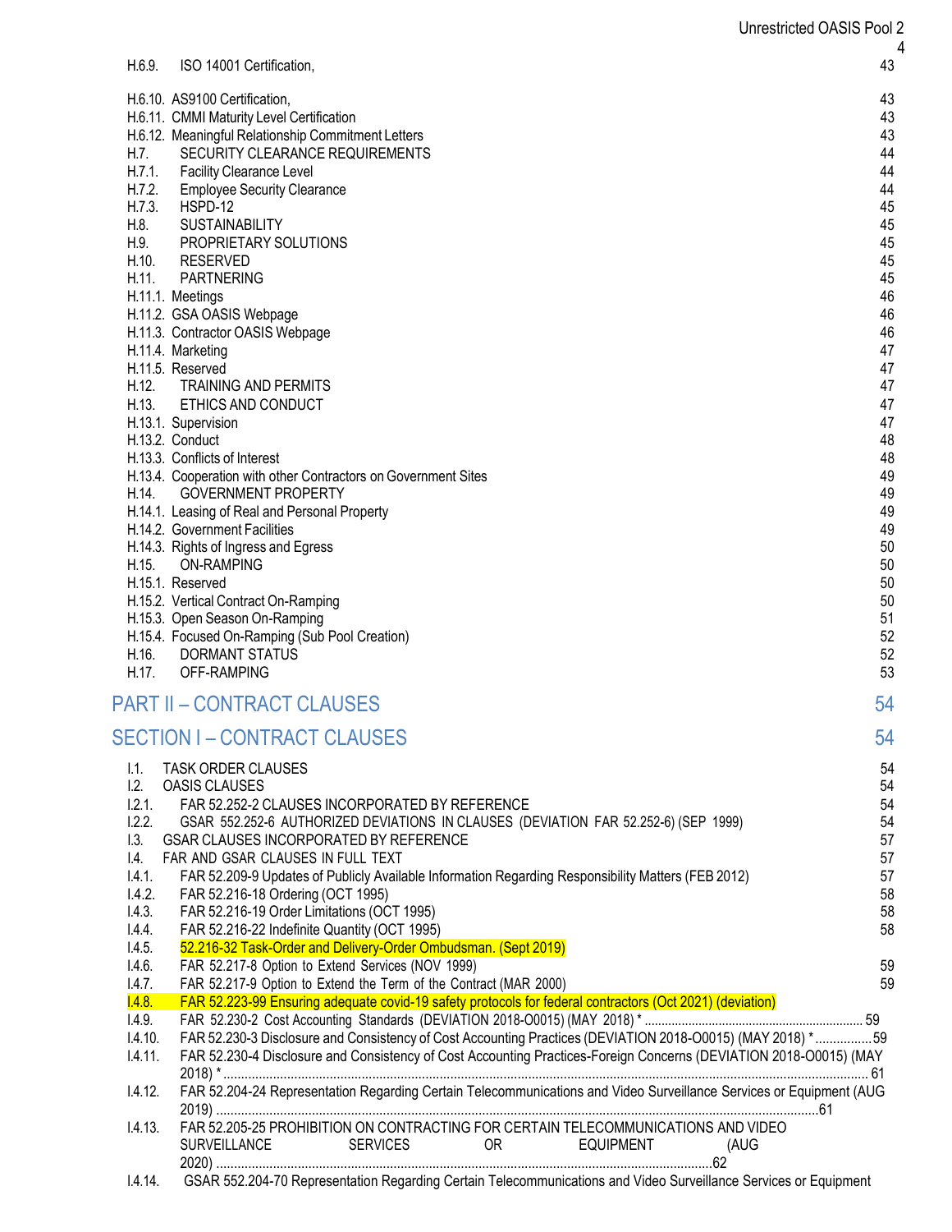| | | |
|---|---|---|
| H.6.9. | ISO 14001 Certification, | 43 |
| H.6.10. | AS9100 Certification, | 43 |
| H.6.11. | CMMI Maturity Level Certification | 43 |
| H.6.12. | Meaningful Relationship Commitment Letters | 43 |
| H.7. | SECURITY CLEARANCE REQUIREMENTS | 44 |
| H.7.1. | Facility Clearance Level | 44 |
| H.7.2. | Employee Security Clearance | 44 |
| H.7.3. | HSPD-12 | 45 |
| H.8. | SUSTAINABILITY | 45 |
| H.9. | PROPRIETARY SOLUTIONS | 45 |
| H.10. | RESERVED | 45 |
| H.11. | PARTNERING | 45 |
| H.11.1. | Meetings | 46 |
| H.11.2. | GSA OASIS Webpage | 46 |
| H.11.3. | Contractor OASIS Webpage | 46 |
| H.11.4. | Marketing | 47 |
| H.11.5. | Reserved | 47 |
| H.12. | TRAINING AND PERMITS | 47 |
| H.13. | ETHICS AND CONDUCT | 47 |
| H.13.1. | Supervision | 47 |
| H.13.2. | Conduct | 48 |
| H.13.3. | Conflicts of Interest | 48 |
| H.13.4. | Cooperation with other Contractors on Government Sites | 49 |
| H.14. | GOVERNMENT PROPERTY | 49 |
| H.14.1. | Leasing of Real and Personal Property | 49 |
| H.14.2. | Government Facilities | 49 |
| H.14.3. | Rights of Ingress and Egress | 50 |
| H.15. | ON-RAMPING | 50 |
| H.15.1. | Reserved | 50 |
| H.15.2. | Vertical Contract On-Ramping | 50 |
| H.15.3. | Open Season On-Ramping | 51 |
| H.15.4. | Focused On-Ramping (Sub Pool Creation) | 52 |
| H.16. | DORMANT STATUS | 52 |
| H.17. | OFF-RAMPING | 53 |

## PART II – CONTRACT CLAUSES 54

## SECTION I – CONTRACT CLAUSES 54

| | | |
|---|---|---|
| I.1. | TASK ORDER CLAUSES | 54 |
| I.2. | OASIS CLAUSES | 54 |
| I.2.1. | FAR 52.252-2 CLAUSES INCORPORATED BY REFERENCE | 54 |
| I.2.2. | GSAR 552.252-6 AUTHORIZED DEVIATIONS IN CLAUSES (DEVIATION FAR 52.252-6) (SEP 1999) | 54 |
| I.3. | GSAR CLAUSES INCORPORATED BY REFERENCE | 57 |
| I.4. | FAR AND GSAR CLAUSES IN FULL TEXT | 57 |
| I.4.1. | FAR 52.209-9 Updates of Publicly Available Information Regarding Responsibility Matters (FEB 2012) | 57 |
| I.4.2. | FAR 52.216-18 Ordering (OCT 1995) | 58 |
| I.4.3. | FAR 52.216-19 Order Limitations (OCT 1995) | 58 |
| I.4.4. | FAR 52.216-22 Indefinite Quantity (OCT 1995) | 58 |
| I.4.5. | 52.216-32 Task-Order and Delivery-Order Ombudsman. (Sept 2019) | |
| I.4.6. | FAR 52.217-8 Option to Extend Services (NOV 1999) | 59 |
| I.4.7. | FAR 52.217-9 Option to Extend the Term of the Contract (MAR 2000) | 59 |
| I.4.8. | FAR 52.223-99 Ensuring adequate covid-19 safety protocols for federal contractors (Oct 2021) (deviation) | |
| I.4.9. | FAR 52.230-2 Cost Accounting Standards (DEVIATION 2018-O0015) (MAY 2018) * | 59 |
| I.4.10. | FAR 52.230-3 Disclosure and Consistency of Cost Accounting Practices (DEVIATION 2018-O0015) (MAY 2018) * | 59 |
| I.4.11. | FAR 52.230-4 Disclosure and Consistency of Cost Accounting Practices-Foreign Concerns (DEVIATION 2018-O0015) (MAY 2018) * | 61 |
| I.4.12. | FAR 52.204-24 Representation Regarding Certain Telecommunications and Video Surveillance Services or Equipment (AUG 2019) | 61 |
| I.4.13. | FAR 52.205-25 PROHIBITION ON CONTRACTING FOR CERTAIN TELECOMMUNICATIONS AND VIDEO SURVEILLANCE SERVICES OR EQUIPMENT (AUG 2020) | 62 |
| I.4.14. | GSAR 552.204-70 Representation Regarding Certain Telecommunications and Video Surveillance Services or Equipment | |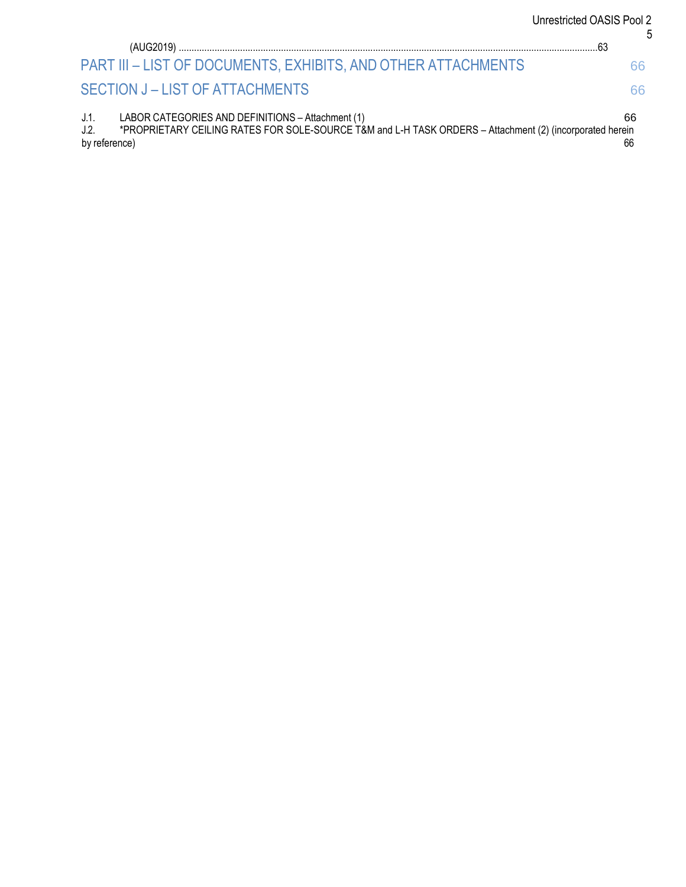(AUG2019) ....................................................................................................................................................................63

PART III – LIST OF DOCUMENTS, EXHIBITS, AND OTHER ATTACHMENTS 66

SECTION J – LIST OF ATTACHMENTS 66

J.1. LABOR CATEGORIES AND DEFINITIONS – Attachment (1) 66

J.2. *PROPRIETARY CEILING RATES FOR SOLE-SOURCE T&M and L-H TASK ORDERS – Attachment (2) (incorporated herein by reference) 66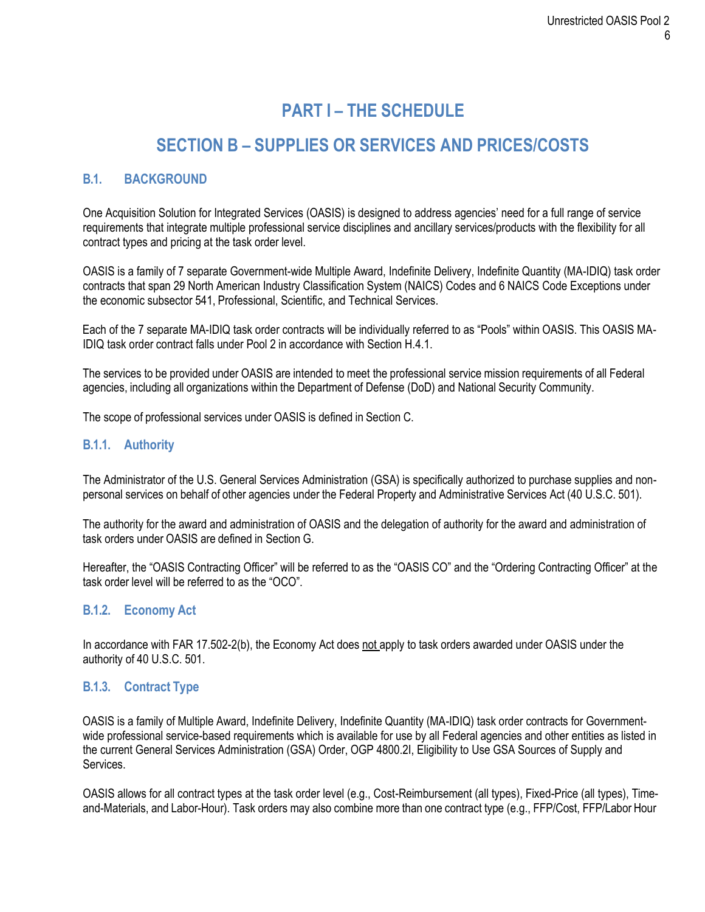# PART I – THE SCHEDULE

# SECTION B – SUPPLIES OR SERVICES AND PRICES/COSTS

## B.1. BACKGROUND

One Acquisition Solution for Integrated Services (OASIS) is designed to address agencies' need for a full range of service requirements that integrate multiple professional service disciplines and ancillary services/products with the flexibility for all contract types and pricing at the task order level.

OASIS is a family of 7 separate Government-wide Multiple Award, Indefinite Delivery, Indefinite Quantity (MA-IDIQ) task order contracts that span 29 North American Industry Classification System (NAICS) Codes and 6 NAICS Code Exceptions under the economic subsector 541, Professional, Scientific, and Technical Services.

Each of the 7 separate MA-IDIQ task order contracts will be individually referred to as "Pools" within OASIS. This OASIS MA-IDIQ task order contract falls under Pool 2 in accordance with Section H.4.1.

The services to be provided under OASIS are intended to meet the professional service mission requirements of all Federal agencies, including all organizations within the Department of Defense (DoD) and National Security Community.

The scope of professional services under OASIS is defined in Section C.

### B.1.1. Authority

The Administrator of the U.S. General Services Administration (GSA) is specifically authorized to purchase supplies and non-personal services on behalf of other agencies under the Federal Property and Administrative Services Act (40 U.S.C. 501).

The authority for the award and administration of OASIS and the delegation of authority for the award and administration of task orders under OASIS are defined in Section G.

Hereafter, the "OASIS Contracting Officer" will be referred to as the "OASIS CO" and the "Ordering Contracting Officer" at the task order level will be referred to as the "OCO".

### B.1.2. Economy Act

In accordance with FAR 17.502-2(b), the Economy Act does not apply to task orders awarded under OASIS under the authority of 40 U.S.C. 501.

### B.1.3. Contract Type

OASIS is a family of Multiple Award, Indefinite Delivery, Indefinite Quantity (MA-IDIQ) task order contracts for Government-wide professional service-based requirements which is available for use by all Federal agencies and other entities as listed in the current General Services Administration (GSA) Order, OGP 4800.2I, Eligibility to Use GSA Sources of Supply and Services.

OASIS allows for all contract types at the task order level (e.g., Cost-Reimbursement (all types), Fixed-Price (all types), Time-and-Materials, and Labor-Hour). Task orders may also combine more than one contract type (e.g., FFP/Cost, FFP/Labor Hour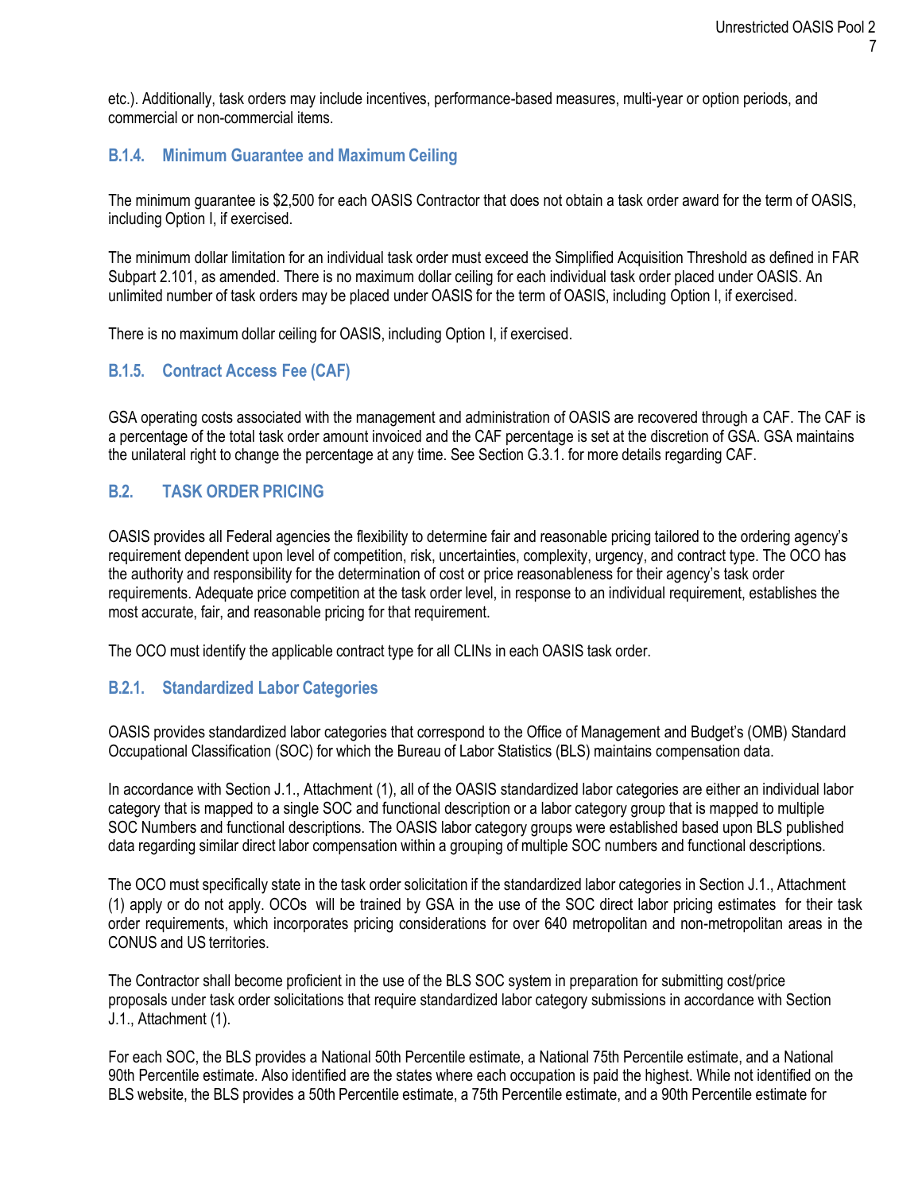etc.). Additionally, task orders may include incentives, performance-based measures, multi-year or option periods, and commercial or non-commercial items.

### B.1.4. Minimum Guarantee and Maximum Ceiling

The minimum guarantee is $2,500 for each OASIS Contractor that does not obtain a task order award for the term of OASIS, including Option I, if exercised.

The minimum dollar limitation for an individual task order must exceed the Simplified Acquisition Threshold as defined in FAR Subpart 2.101, as amended. There is no maximum dollar ceiling for each individual task order placed under OASIS. An unlimited number of task orders may be placed under OASIS for the term of OASIS, including Option I, if exercised.

There is no maximum dollar ceiling for OASIS, including Option I, if exercised.

### B.1.5. Contract Access Fee (CAF)

GSA operating costs associated with the management and administration of OASIS are recovered through a CAF. The CAF is a percentage of the total task order amount invoiced and the CAF percentage is set at the discretion of GSA. GSA maintains the unilateral right to change the percentage at any time. See Section G.3.1. for more details regarding CAF.

## B.2. TASK ORDER PRICING

OASIS provides all Federal agencies the flexibility to determine fair and reasonable pricing tailored to the ordering agency's requirement dependent upon level of competition, risk, uncertainties, complexity, urgency, and contract type. The OCO has the authority and responsibility for the determination of cost or price reasonableness for their agency's task order requirements. Adequate price competition at the task order level, in response to an individual requirement, establishes the most accurate, fair, and reasonable pricing for that requirement.

The OCO must identify the applicable contract type for all CLINs in each OASIS task order.

### B.2.1. Standardized Labor Categories

OASIS provides standardized labor categories that correspond to the Office of Management and Budget's (OMB) Standard Occupational Classification (SOC) for which the Bureau of Labor Statistics (BLS) maintains compensation data.

In accordance with Section J.1., Attachment (1), all of the OASIS standardized labor categories are either an individual labor category that is mapped to a single SOC and functional description or a labor category group that is mapped to multiple SOC Numbers and functional descriptions. The OASIS labor category groups were established based upon BLS published data regarding similar direct labor compensation within a grouping of multiple SOC numbers and functional descriptions.

The OCO must specifically state in the task order solicitation if the standardized labor categories in Section J.1., Attachment (1) apply or do not apply. OCOs will be trained by GSA in the use of the SOC direct labor pricing estimates for their task order requirements, which incorporates pricing considerations for over 640 metropolitan and non-metropolitan areas in the CONUS and US territories.

The Contractor shall become proficient in the use of the BLS SOC system in preparation for submitting cost/price proposals under task order solicitations that require standardized labor category submissions in accordance with Section J.1., Attachment (1).

For each SOC, the BLS provides a National 50th Percentile estimate, a National 75th Percentile estimate, and a National 90th Percentile estimate. Also identified are the states where each occupation is paid the highest. While not identified on the BLS website, the BLS provides a 50th Percentile estimate, a 75th Percentile estimate, and a 90th Percentile estimate for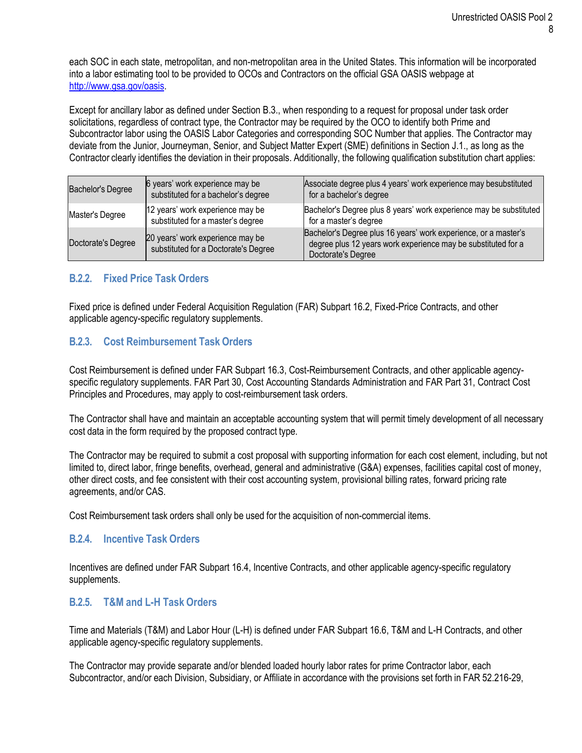each SOC in each state, metropolitan, and non-metropolitan area in the United States. This information will be incorporated into a labor estimating tool to be provided to OCOs and Contractors on the official GSA OASIS webpage at http://www.gsa.gov/oasis.

Except for ancillary labor as defined under Section B.3., when responding to a request for proposal under task order solicitations, regardless of contract type, the Contractor may be required by the OCO to identify both Prime and Subcontractor labor using the OASIS Labor Categories and corresponding SOC Number that applies. The Contractor may deviate from the Junior, Journeyman, Senior, and Subject Matter Expert (SME) definitions in Section J.1., as long as the Contractor clearly identifies the deviation in their proposals. Additionally, the following qualification substitution chart applies:

| | | |
|---|---|---|
| Bachelor's Degree | 6 years' work experience may be substituted for a bachelor's degree | Associate degree plus 4 years' work experience may besubstituted for a bachelor's degree |
| Master's Degree | 12 years' work experience may be substituted for a master's degree | Bachelor's Degree plus 8 years' work experience may be substituted for a master's degree |
| Doctorate's Degree | 20 years' work experience may be substituted for a Doctorate's Degree | Bachelor's Degree plus 16 years' work experience, or a master's degree plus 12 years work experience may be substituted for a Doctorate's Degree |

### B.2.2. Fixed Price Task Orders

Fixed price is defined under Federal Acquisition Regulation (FAR) Subpart 16.2, Fixed-Price Contracts, and other applicable agency-specific regulatory supplements.

### B.2.3. Cost Reimbursement Task Orders

Cost Reimbursement is defined under FAR Subpart 16.3, Cost-Reimbursement Contracts, and other applicable agency-specific regulatory supplements. FAR Part 30, Cost Accounting Standards Administration and FAR Part 31, Contract Cost Principles and Procedures, may apply to cost-reimbursement task orders.

The Contractor shall have and maintain an acceptable accounting system that will permit timely development of all necessary cost data in the form required by the proposed contract type.

The Contractor may be required to submit a cost proposal with supporting information for each cost element, including, but not limited to, direct labor, fringe benefits, overhead, general and administrative (G&A) expenses, facilities capital cost of money, other direct costs, and fee consistent with their cost accounting system, provisional billing rates, forward pricing rate agreements, and/or CAS.

Cost Reimbursement task orders shall only be used for the acquisition of non-commercial items.

### B.2.4. Incentive Task Orders

Incentives are defined under FAR Subpart 16.4, Incentive Contracts, and other applicable agency-specific regulatory supplements.

### B.2.5. T&M and L-H Task Orders

Time and Materials (T&M) and Labor Hour (L-H) is defined under FAR Subpart 16.6, T&M and L-H Contracts, and other applicable agency-specific regulatory supplements.

The Contractor may provide separate and/or blended loaded hourly labor rates for prime Contractor labor, each Subcontractor, and/or each Division, Subsidiary, or Affiliate in accordance with the provisions set forth in FAR 52.216-29,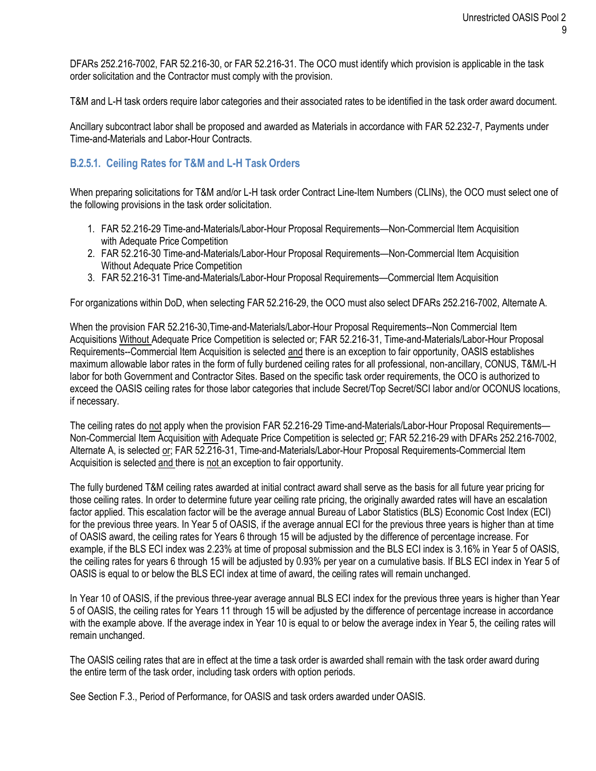DFARs 252.216-7002, FAR 52.216-30, or FAR 52.216-31. The OCO must identify which provision is applicable in the task order solicitation and the Contractor must comply with the provision.

T&M and L-H task orders require labor categories and their associated rates to be identified in the task order award document.

Ancillary subcontract labor shall be proposed and awarded as Materials in accordance with FAR 52.232-7, Payments under Time-and-Materials and Labor-Hour Contracts.

### B.2.5.1. Ceiling Rates for T&M and L-H Task Orders

When preparing solicitations for T&M and/or L-H task order Contract Line-Item Numbers (CLINs), the OCO must select one of the following provisions in the task order solicitation.

1. FAR 52.216-29 Time-and-Materials/Labor-Hour Proposal Requirements—Non-Commercial Item Acquisition with Adequate Price Competition
2. FAR 52.216-30 Time-and-Materials/Labor-Hour Proposal Requirements—Non-Commercial Item Acquisition Without Adequate Price Competition
3. FAR 52.216-31 Time-and-Materials/Labor-Hour Proposal Requirements—Commercial Item Acquisition

For organizations within DoD, when selecting FAR 52.216-29, the OCO must also select DFARs 252.216-7002, Alternate A.

When the provision FAR 52.216-30,Time-and-Materials/Labor-Hour Proposal Requirements--Non Commercial Item Acquisitions Without Adequate Price Competition is selected or; FAR 52.216-31, Time-and-Materials/Labor-Hour Proposal Requirements--Commercial Item Acquisition is selected and there is an exception to fair opportunity, OASIS establishes maximum allowable labor rates in the form of fully burdened ceiling rates for all professional, non-ancillary, CONUS, T&M/L-H labor for both Government and Contractor Sites. Based on the specific task order requirements, the OCO is authorized to exceed the OASIS ceiling rates for those labor categories that include Secret/Top Secret/SCI labor and/or OCONUS locations, if necessary.

The ceiling rates do not apply when the provision FAR 52.216-29 Time-and-Materials/Labor-Hour Proposal Requirements—Non-Commercial Item Acquisition with Adequate Price Competition is selected or; FAR 52.216-29 with DFARs 252.216-7002, Alternate A, is selected or; FAR 52.216-31, Time-and-Materials/Labor-Hour Proposal Requirements-Commercial Item Acquisition is selected and there is not an exception to fair opportunity.

The fully burdened T&M ceiling rates awarded at initial contract award shall serve as the basis for all future year pricing for those ceiling rates. In order to determine future year ceiling rate pricing, the originally awarded rates will have an escalation factor applied. This escalation factor will be the average annual Bureau of Labor Statistics (BLS) Economic Cost Index (ECI) for the previous three years. In Year 5 of OASIS, if the average annual ECI for the previous three years is higher than at time of OASIS award, the ceiling rates for Years 6 through 15 will be adjusted by the difference of percentage increase. For example, if the BLS ECI index was 2.23% at time of proposal submission and the BLS ECI index is 3.16% in Year 5 of OASIS, the ceiling rates for years 6 through 15 will be adjusted by 0.93% per year on a cumulative basis. If BLS ECI index in Year 5 of OASIS is equal to or below the BLS ECI index at time of award, the ceiling rates will remain unchanged.

In Year 10 of OASIS, if the previous three-year average annual BLS ECI index for the previous three years is higher than Year 5 of OASIS, the ceiling rates for Years 11 through 15 will be adjusted by the difference of percentage increase in accordance with the example above. If the average index in Year 10 is equal to or below the average index in Year 5, the ceiling rates will remain unchanged.

The OASIS ceiling rates that are in effect at the time a task order is awarded shall remain with the task order award during the entire term of the task order, including task orders with option periods.

See Section F.3., Period of Performance, for OASIS and task orders awarded under OASIS.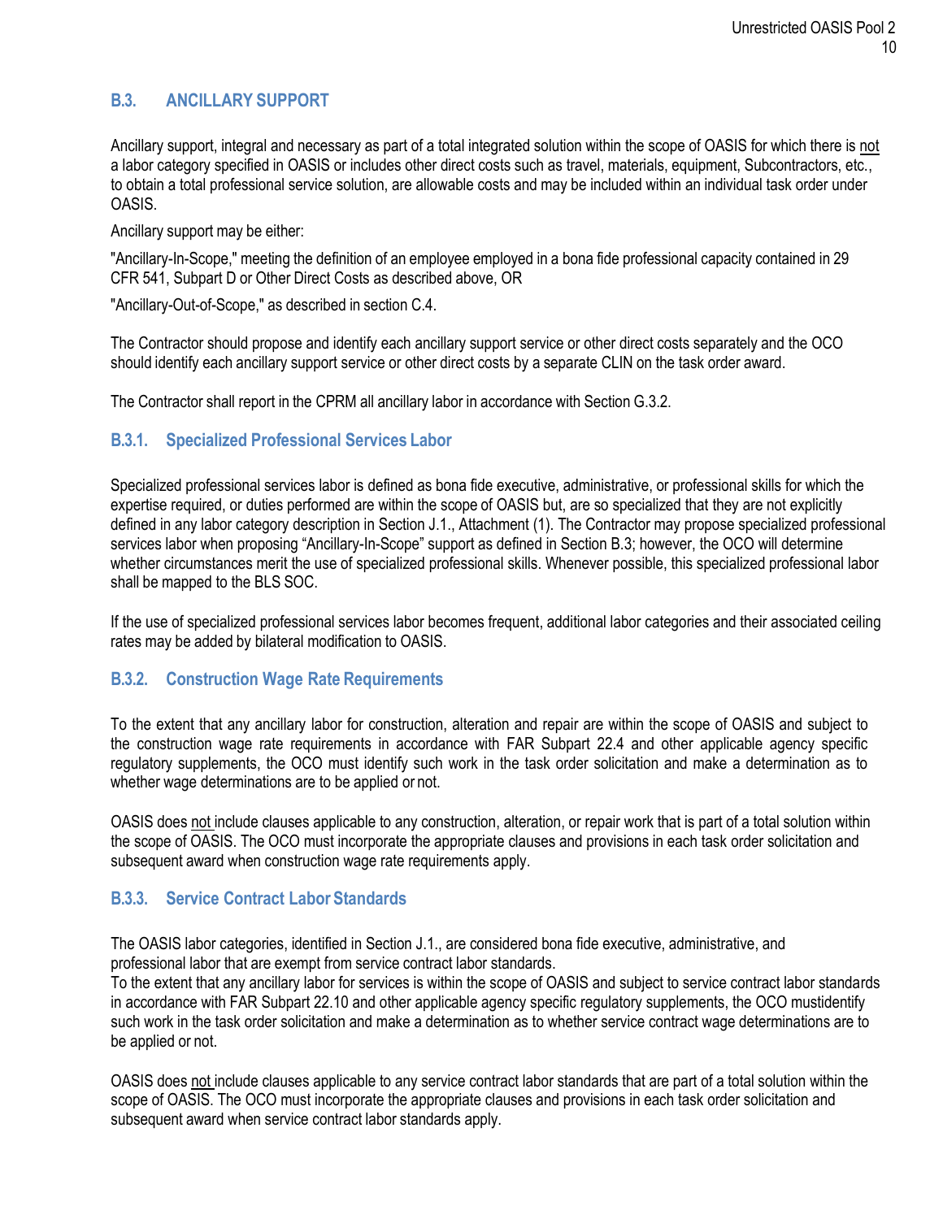## B.3. ANCILLARY SUPPORT

Ancillary support, integral and necessary as part of a total integrated solution within the scope of OASIS for which there is not a labor category specified in OASIS or includes other direct costs such as travel, materials, equipment, Subcontractors, etc., to obtain a total professional service solution, are allowable costs and may be included within an individual task order under OASIS.

Ancillary support may be either:

"Ancillary-In-Scope," meeting the definition of an employee employed in a bona fide professional capacity contained in 29 CFR 541, Subpart D or Other Direct Costs as described above, OR

"Ancillary-Out-of-Scope," as described in section C.4.

The Contractor should propose and identify each ancillary support service or other direct costs separately and the OCO should identify each ancillary support service or other direct costs by a separate CLIN on the task order award.

The Contractor shall report in the CPRM all ancillary labor in accordance with Section G.3.2.

### B.3.1. Specialized Professional Services Labor

Specialized professional services labor is defined as bona fide executive, administrative, or professional skills for which the expertise required, or duties performed are within the scope of OASIS but, are so specialized that they are not explicitly defined in any labor category description in Section J.1., Attachment (1). The Contractor may propose specialized professional services labor when proposing "Ancillary-In-Scope" support as defined in Section B.3; however, the OCO will determine whether circumstances merit the use of specialized professional skills. Whenever possible, this specialized professional labor shall be mapped to the BLS SOC.

If the use of specialized professional services labor becomes frequent, additional labor categories and their associated ceiling rates may be added by bilateral modification to OASIS.

### B.3.2. Construction Wage Rate Requirements

To the extent that any ancillary labor for construction, alteration and repair are within the scope of OASIS and subject to the construction wage rate requirements in accordance with FAR Subpart 22.4 and other applicable agency specific regulatory supplements, the OCO must identify such work in the task order solicitation and make a determination as to whether wage determinations are to be applied or not.

OASIS does not include clauses applicable to any construction, alteration, or repair work that is part of a total solution within the scope of OASIS. The OCO must incorporate the appropriate clauses and provisions in each task order solicitation and subsequent award when construction wage rate requirements apply.

### B.3.3. Service Contract Labor Standards

The OASIS labor categories, identified in Section J.1., are considered bona fide executive, administrative, and professional labor that are exempt from service contract labor standards.
To the extent that any ancillary labor for services is within the scope of OASIS and subject to service contract labor standards in accordance with FAR Subpart 22.10 and other applicable agency specific regulatory supplements, the OCO mustidentify such work in the task order solicitation and make a determination as to whether service contract wage determinations are to be applied or not.

OASIS does not include clauses applicable to any service contract labor standards that are part of a total solution within the scope of OASIS. The OCO must incorporate the appropriate clauses and provisions in each task order solicitation and subsequent award when service contract labor standards apply.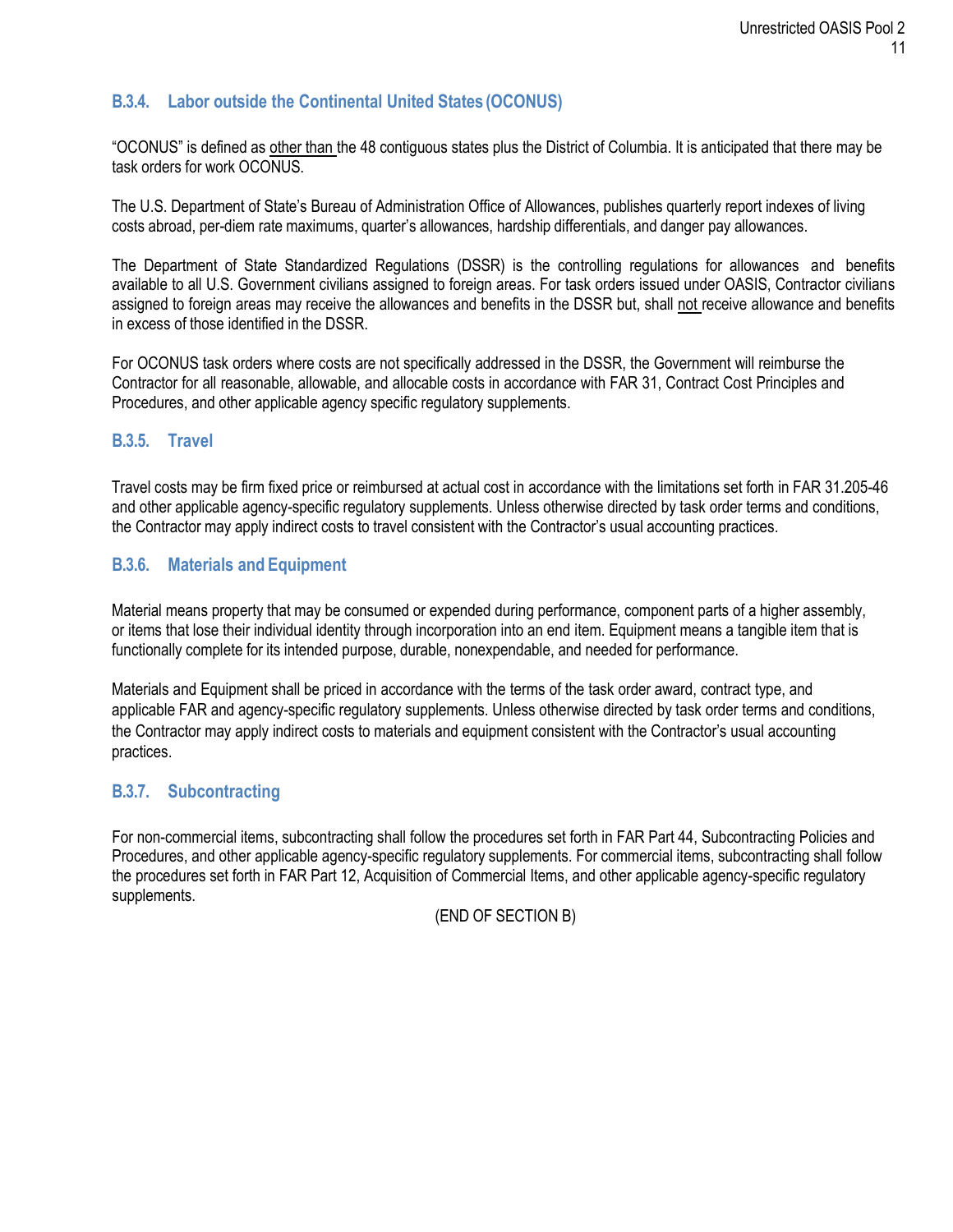### B.3.4. Labor outside the Continental United States (OCONUS)

"OCONUS" is defined as other than the 48 contiguous states plus the District of Columbia. It is anticipated that there may be task orders for work OCONUS.

The U.S. Department of State's Bureau of Administration Office of Allowances, publishes quarterly report indexes of living costs abroad, per-diem rate maximums, quarter's allowances, hardship differentials, and danger pay allowances.

The Department of State Standardized Regulations (DSSR) is the controlling regulations for allowances and benefits available to all U.S. Government civilians assigned to foreign areas. For task orders issued under OASIS, Contractor civilians assigned to foreign areas may receive the allowances and benefits in the DSSR but, shall not receive allowance and benefits in excess of those identified in the DSSR.

For OCONUS task orders where costs are not specifically addressed in the DSSR, the Government will reimburse the Contractor for all reasonable, allowable, and allocable costs in accordance with FAR 31, Contract Cost Principles and Procedures, and other applicable agency specific regulatory supplements.

### B.3.5. Travel

Travel costs may be firm fixed price or reimbursed at actual cost in accordance with the limitations set forth in FAR 31.205-46 and other applicable agency-specific regulatory supplements. Unless otherwise directed by task order terms and conditions, the Contractor may apply indirect costs to travel consistent with the Contractor's usual accounting practices.

### B.3.6. Materials and Equipment

Material means property that may be consumed or expended during performance, component parts of a higher assembly, or items that lose their individual identity through incorporation into an end item. Equipment means a tangible item that is functionally complete for its intended purpose, durable, nonexpendable, and needed for performance.

Materials and Equipment shall be priced in accordance with the terms of the task order award, contract type, and applicable FAR and agency-specific regulatory supplements. Unless otherwise directed by task order terms and conditions, the Contractor may apply indirect costs to materials and equipment consistent with the Contractor's usual accounting practices.

### B.3.7. Subcontracting

For non-commercial items, subcontracting shall follow the procedures set forth in FAR Part 44, Subcontracting Policies and Procedures, and other applicable agency-specific regulatory supplements. For commercial items, subcontracting shall follow the procedures set forth in FAR Part 12, Acquisition of Commercial Items, and other applicable agency-specific regulatory supplements.

(END OF SECTION B)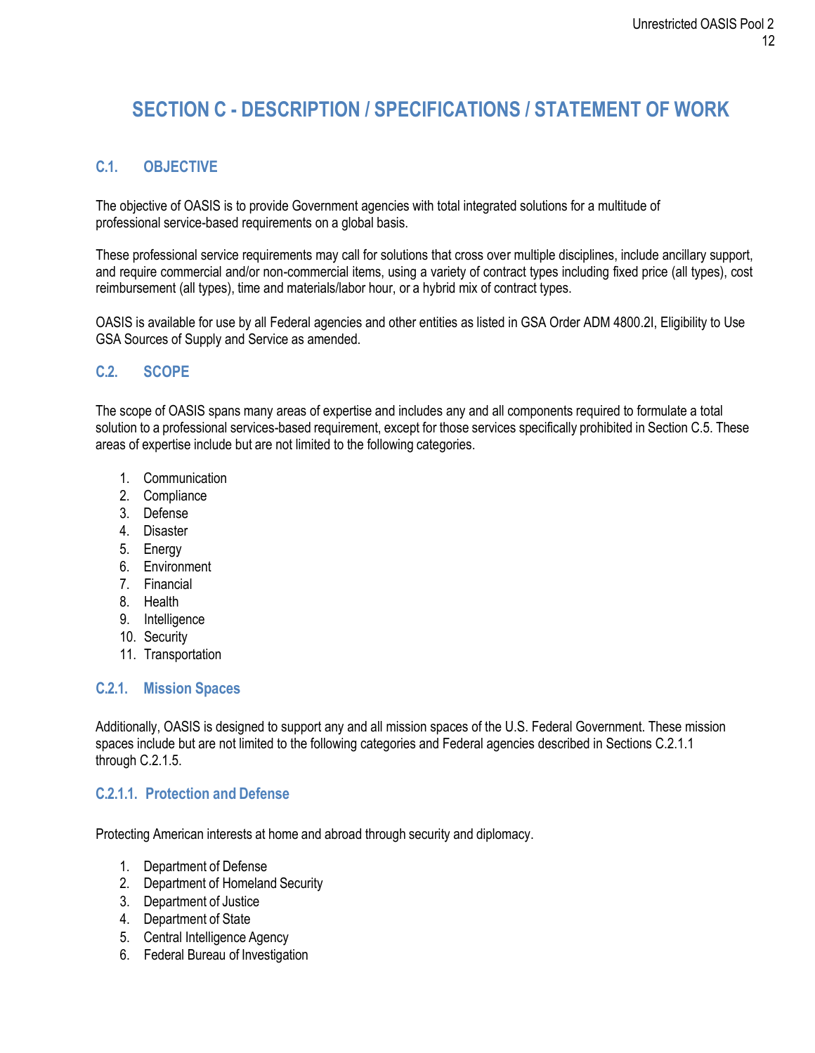# SECTION C - DESCRIPTION / SPECIFICATIONS / STATEMENT OF WORK

## C.1. OBJECTIVE

The objective of OASIS is to provide Government agencies with total integrated solutions for a multitude of professional service-based requirements on a global basis.

These professional service requirements may call for solutions that cross over multiple disciplines, include ancillary support, and require commercial and/or non-commercial items, using a variety of contract types including fixed price (all types), cost reimbursement (all types), time and materials/labor hour, or a hybrid mix of contract types.

OASIS is available for use by all Federal agencies and other entities as listed in GSA Order ADM 4800.2I, Eligibility to Use GSA Sources of Supply and Service as amended.

## C.2. SCOPE

The scope of OASIS spans many areas of expertise and includes any and all components required to formulate a total solution to a professional services-based requirement, except for those services specifically prohibited in Section C.5. These areas of expertise include but are not limited to the following categories.

1. Communication
2. Compliance
3. Defense
4. Disaster
5. Energy
6. Environment
7. Financial
8. Health
9. Intelligence
10. Security
11. Transportation

### C.2.1. Mission Spaces

Additionally, OASIS is designed to support any and all mission spaces of the U.S. Federal Government. These mission spaces include but are not limited to the following categories and Federal agencies described in Sections C.2.1.1 through C.2.1.5.

#### C.2.1.1. Protection and Defense

Protecting American interests at home and abroad through security and diplomacy.

1. Department of Defense
2. Department of Homeland Security
3. Department of Justice
4. Department of State
5. Central Intelligence Agency
6. Federal Bureau of Investigation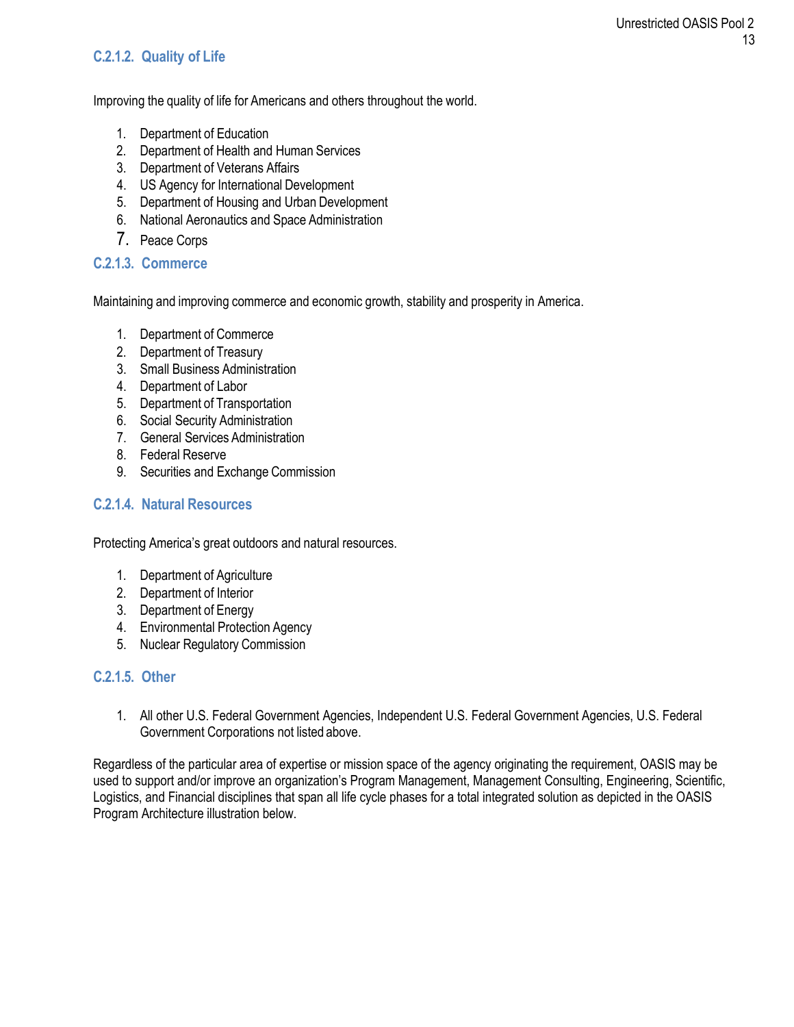### C.2.1.2. Quality of Life

Improving the quality of life for Americans and others throughout the world.

1. Department of Education
2. Department of Health and Human Services
3. Department of Veterans Affairs
4. US Agency for International Development
5. Department of Housing and Urban Development
6. National Aeronautics and Space Administration
7. Peace Corps

### C.2.1.3. Commerce

Maintaining and improving commerce and economic growth, stability and prosperity in America.

1. Department of Commerce
2. Department of Treasury
3. Small Business Administration
4. Department of Labor
5. Department of Transportation
6. Social Security Administration
7. General Services Administration
8. Federal Reserve
9. Securities and Exchange Commission

### C.2.1.4. Natural Resources

Protecting America's great outdoors and natural resources.

1. Department of Agriculture
2. Department of Interior
3. Department of Energy
4. Environmental Protection Agency
5. Nuclear Regulatory Commission

### C.2.1.5. Other

1. All other U.S. Federal Government Agencies, Independent U.S. Federal Government Agencies, U.S. Federal Government Corporations not listed above.

Regardless of the particular area of expertise or mission space of the agency originating the requirement, OASIS may be used to support and/or improve an organization's Program Management, Management Consulting, Engineering, Scientific, Logistics, and Financial disciplines that span all life cycle phases for a total integrated solution as depicted in the OASIS Program Architecture illustration below.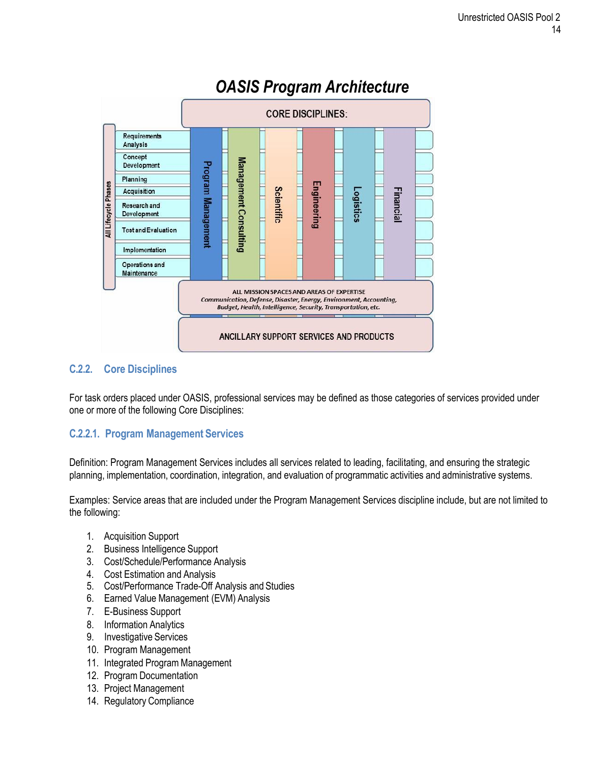## OASIS Program Architecture

CORE DISCIPLINES:

All Lifecycle Phases: Requirements Analysis; Concept Development; Planning; Acquisition; Research and Development; Test and Evaluation; Implementation; Operations and Maintenance

Program Management | Management Consulting | Scientific | Engineering | Logistics | Financial

ALL MISSION SPACES AND AREAS OF EXPERTISE
*Communication, Defense, Disaster, Energy, Environment, Accounting, Budget, Health, Intelligence, Security, Transportation, etc.*

ANCILLARY SUPPORT SERVICES AND PRODUCTS

### C.2.2. Core Disciplines

For task orders placed under OASIS, professional services may be defined as those categories of services provided under one or more of the following Core Disciplines:

#### C.2.2.1. Program Management Services

Definition: Program Management Services includes all services related to leading, facilitating, and ensuring the strategic planning, implementation, coordination, integration, and evaluation of programmatic activities and administrative systems.

Examples: Service areas that are included under the Program Management Services discipline include, but are not limited to the following:

1. Acquisition Support
2. Business Intelligence Support
3. Cost/Schedule/Performance Analysis
4. Cost Estimation and Analysis
5. Cost/Performance Trade-Off Analysis and Studies
6. Earned Value Management (EVM) Analysis
7. E-Business Support
8. Information Analytics
9. Investigative Services
10. Program Management
11. Integrated Program Management
12. Program Documentation
13. Project Management
14. Regulatory Compliance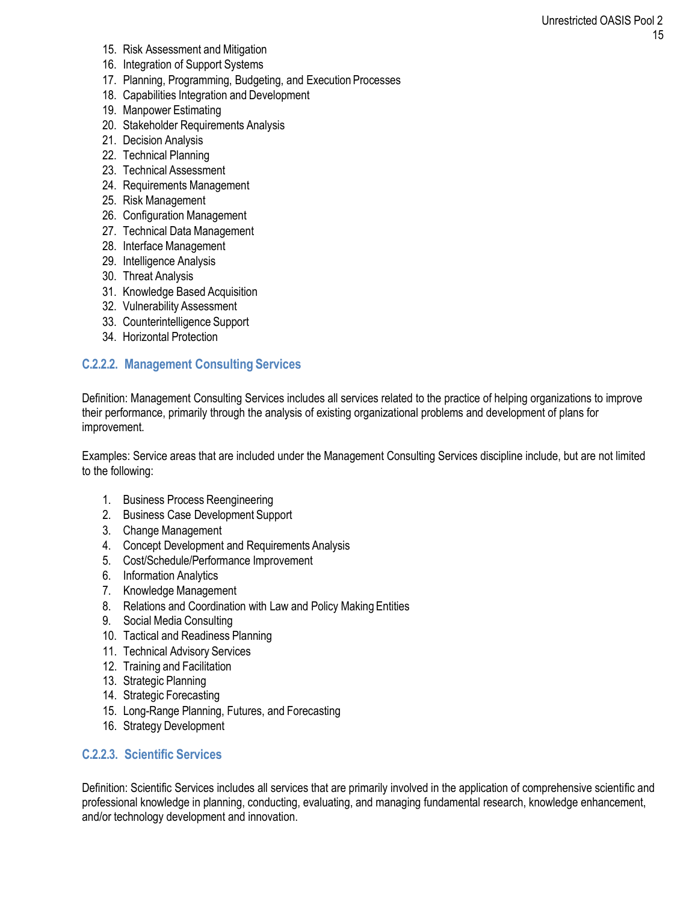15. Risk Assessment and Mitigation
16. Integration of Support Systems
17. Planning, Programming, Budgeting, and Execution Processes
18. Capabilities Integration and Development
19. Manpower Estimating
20. Stakeholder Requirements Analysis
21. Decision Analysis
22. Technical Planning
23. Technical Assessment
24. Requirements Management
25. Risk Management
26. Configuration Management
27. Technical Data Management
28. Interface Management
29. Intelligence Analysis
30. Threat Analysis
31. Knowledge Based Acquisition
32. Vulnerability Assessment
33. Counterintelligence Support
34. Horizontal Protection

### C.2.2.2. Management Consulting Services

Definition: Management Consulting Services includes all services related to the practice of helping organizations to improve their performance, primarily through the analysis of existing organizational problems and development of plans for improvement.

Examples: Service areas that are included under the Management Consulting Services discipline include, but are not limited to the following:

1. Business Process Reengineering
2. Business Case Development Support
3. Change Management
4. Concept Development and Requirements Analysis
5. Cost/Schedule/Performance Improvement
6. Information Analytics
7. Knowledge Management
8. Relations and Coordination with Law and Policy Making Entities
9. Social Media Consulting
10. Tactical and Readiness Planning
11. Technical Advisory Services
12. Training and Facilitation
13. Strategic Planning
14. Strategic Forecasting
15. Long-Range Planning, Futures, and Forecasting
16. Strategy Development

### C.2.2.3. Scientific Services

Definition: Scientific Services includes all services that are primarily involved in the application of comprehensive scientific and professional knowledge in planning, conducting, evaluating, and managing fundamental research, knowledge enhancement, and/or technology development and innovation.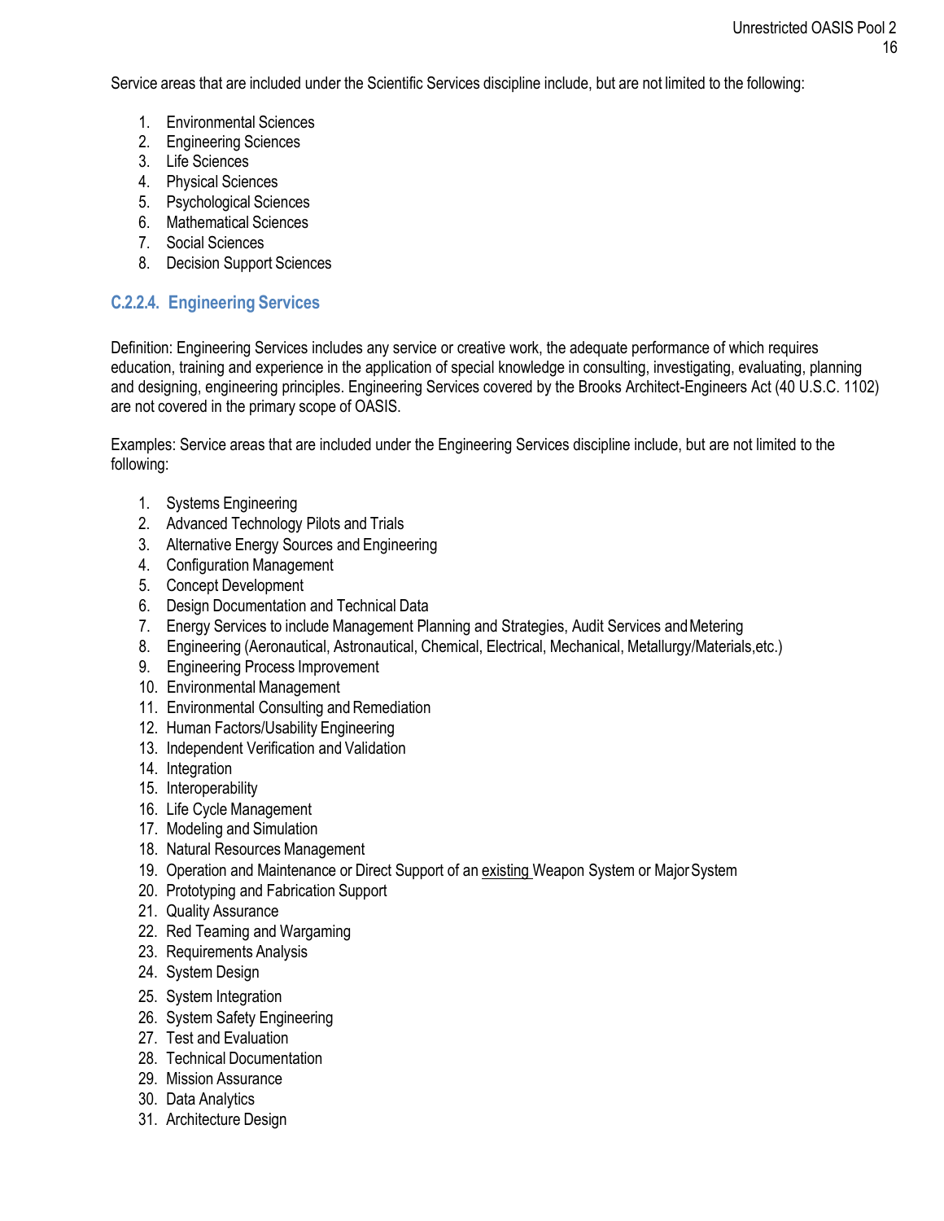Service areas that are included under the Scientific Services discipline include, but are not limited to the following:

1. Environmental Sciences
2. Engineering Sciences
3. Life Sciences
4. Physical Sciences
5. Psychological Sciences
6. Mathematical Sciences
7. Social Sciences
8. Decision Support Sciences

### C.2.2.4. Engineering Services

Definition: Engineering Services includes any service or creative work, the adequate performance of which requires education, training and experience in the application of special knowledge in consulting, investigating, evaluating, planning and designing, engineering principles. Engineering Services covered by the Brooks Architect-Engineers Act (40 U.S.C. 1102) are not covered in the primary scope of OASIS.

Examples: Service areas that are included under the Engineering Services discipline include, but are not limited to the following:

1. Systems Engineering
2. Advanced Technology Pilots and Trials
3. Alternative Energy Sources and Engineering
4. Configuration Management
5. Concept Development
6. Design Documentation and Technical Data
7. Energy Services to include Management Planning and Strategies, Audit Services and Metering
8. Engineering (Aeronautical, Astronautical, Chemical, Electrical, Mechanical, Metallurgy/Materials,etc.)
9. Engineering Process Improvement
10. Environmental Management
11. Environmental Consulting and Remediation
12. Human Factors/Usability Engineering
13. Independent Verification and Validation
14. Integration
15. Interoperability
16. Life Cycle Management
17. Modeling and Simulation
18. Natural Resources Management
19. Operation and Maintenance or Direct Support of an <u>existing</u> Weapon System or Major System
20. Prototyping and Fabrication Support
21. Quality Assurance
22. Red Teaming and Wargaming
23. Requirements Analysis
24. System Design
25. System Integration
26. System Safety Engineering
27. Test and Evaluation
28. Technical Documentation
29. Mission Assurance
30. Data Analytics
31. Architecture Design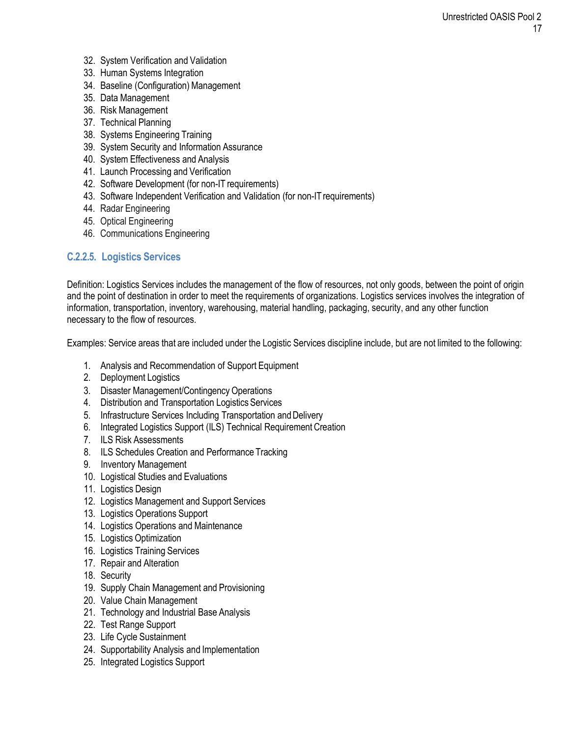32. System Verification and Validation
33. Human Systems Integration
34. Baseline (Configuration) Management
35. Data Management
36. Risk Management
37. Technical Planning
38. Systems Engineering Training
39. System Security and Information Assurance
40. System Effectiveness and Analysis
41. Launch Processing and Verification
42. Software Development (for non-IT requirements)
43. Software Independent Verification and Validation (for non-IT requirements)
44. Radar Engineering
45. Optical Engineering
46. Communications Engineering

### C.2.2.5. Logistics Services

Definition: Logistics Services includes the management of the flow of resources, not only goods, between the point of origin and the point of destination in order to meet the requirements of organizations. Logistics services involves the integration of information, transportation, inventory, warehousing, material handling, packaging, security, and any other function necessary to the flow of resources.

Examples: Service areas that are included under the Logistic Services discipline include, but are not limited to the following:

1. Analysis and Recommendation of Support Equipment
2. Deployment Logistics
3. Disaster Management/Contingency Operations
4. Distribution and Transportation Logistics Services
5. Infrastructure Services Including Transportation and Delivery
6. Integrated Logistics Support (ILS) Technical Requirement Creation
7. ILS Risk Assessments
8. ILS Schedules Creation and Performance Tracking
9. Inventory Management
10. Logistical Studies and Evaluations
11. Logistics Design
12. Logistics Management and Support Services
13. Logistics Operations Support
14. Logistics Operations and Maintenance
15. Logistics Optimization
16. Logistics Training Services
17. Repair and Alteration
18. Security
19. Supply Chain Management and Provisioning
20. Value Chain Management
21. Technology and Industrial Base Analysis
22. Test Range Support
23. Life Cycle Sustainment
24. Supportability Analysis and Implementation
25. Integrated Logistics Support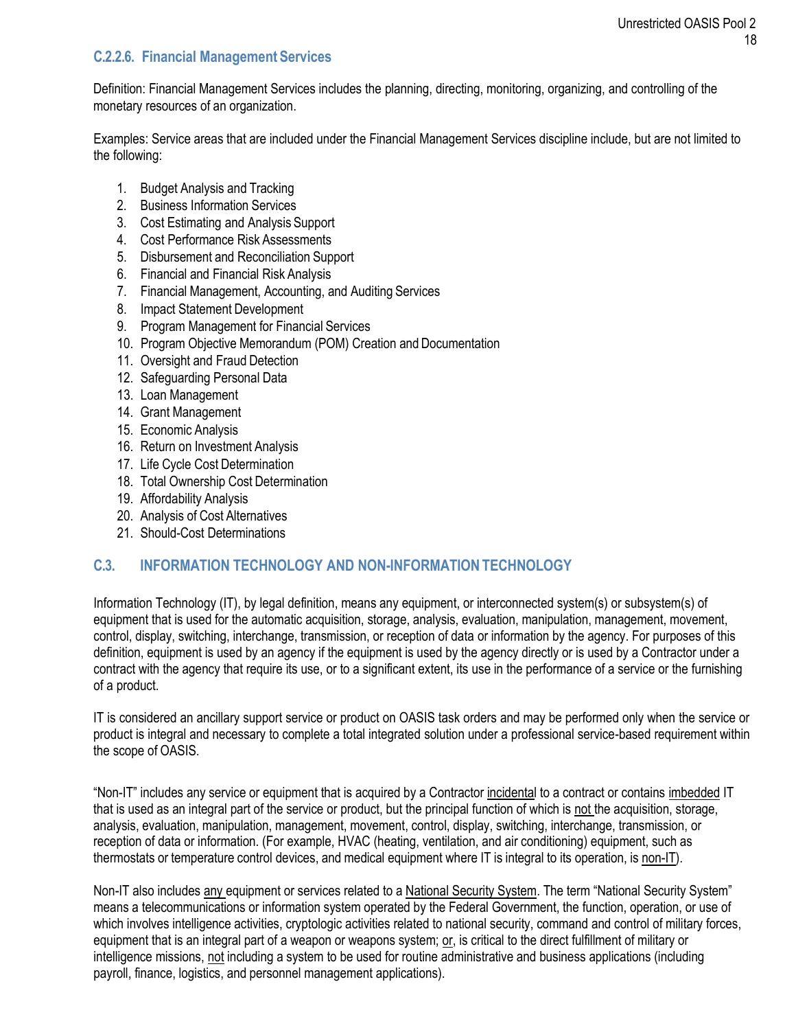### C.2.2.6. Financial Management Services

Definition: Financial Management Services includes the planning, directing, monitoring, organizing, and controlling of the monetary resources of an organization.

Examples: Service areas that are included under the Financial Management Services discipline include, but are not limited to the following:

1. Budget Analysis and Tracking
2. Business Information Services
3. Cost Estimating and Analysis Support
4. Cost Performance Risk Assessments
5. Disbursement and Reconciliation Support
6. Financial and Financial Risk Analysis
7. Financial Management, Accounting, and Auditing Services
8. Impact Statement Development
9. Program Management for Financial Services
10. Program Objective Memorandum (POM) Creation and Documentation
11. Oversight and Fraud Detection
12. Safeguarding Personal Data
13. Loan Management
14. Grant Management
15. Economic Analysis
16. Return on Investment Analysis
17. Life Cycle Cost Determination
18. Total Ownership Cost Determination
19. Affordability Analysis
20. Analysis of Cost Alternatives
21. Should-Cost Determinations

## C.3. INFORMATION TECHNOLOGY AND NON-INFORMATION TECHNOLOGY

Information Technology (IT), by legal definition, means any equipment, or interconnected system(s) or subsystem(s) of equipment that is used for the automatic acquisition, storage, analysis, evaluation, manipulation, management, movement, control, display, switching, interchange, transmission, or reception of data or information by the agency. For purposes of this definition, equipment is used by an agency if the equipment is used by the agency directly or is used by a Contractor under a contract with the agency that require its use, or to a significant extent, its use in the performance of a service or the furnishing of a product.

IT is considered an ancillary support service or product on OASIS task orders and may be performed only when the service or product is integral and necessary to complete a total integrated solution under a professional service-based requirement within the scope of OASIS.

"Non-IT" includes any service or equipment that is acquired by a Contractor incidental to a contract or contains imbedded IT that is used as an integral part of the service or product, but the principal function of which is not the acquisition, storage, analysis, evaluation, manipulation, management, movement, control, display, switching, interchange, transmission, or reception of data or information. (For example, HVAC (heating, ventilation, and air conditioning) equipment, such as thermostats or temperature control devices, and medical equipment where IT is integral to its operation, is non-IT).

Non-IT also includes any equipment or services related to a National Security System. The term "National Security System" means a telecommunications or information system operated by the Federal Government, the function, operation, or use of which involves intelligence activities, cryptologic activities related to national security, command and control of military forces, equipment that is an integral part of a weapon or weapons system; or, is critical to the direct fulfillment of military or intelligence missions, not including a system to be used for routine administrative and business applications (including payroll, finance, logistics, and personnel management applications).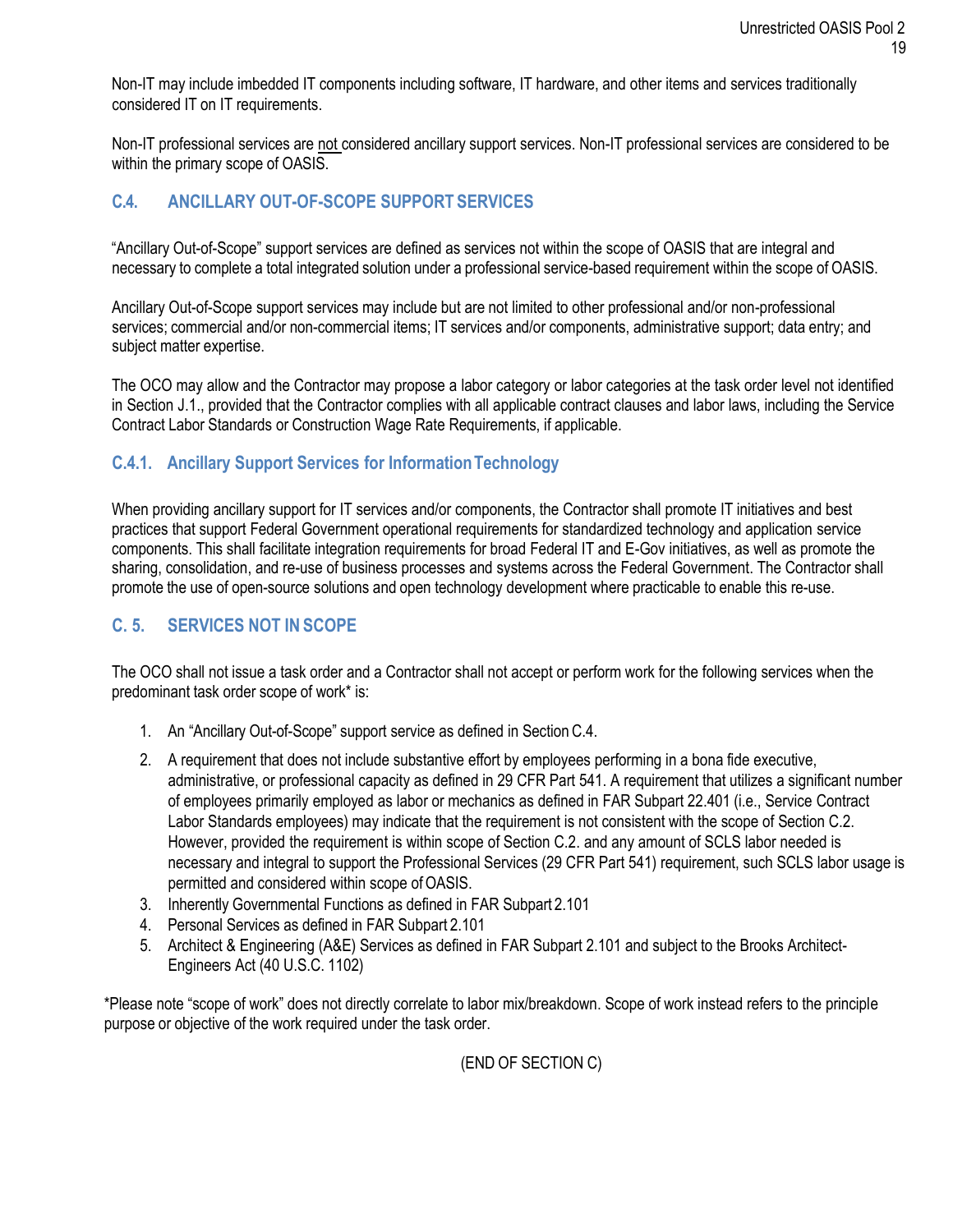Non-IT may include imbedded IT components including software, IT hardware, and other items and services traditionally considered IT on IT requirements.

Non-IT professional services are not considered ancillary support services. Non-IT professional services are considered to be within the primary scope of OASIS.

## C.4. ANCILLARY OUT-OF-SCOPE SUPPORT SERVICES

"Ancillary Out-of-Scope" support services are defined as services not within the scope of OASIS that are integral and necessary to complete a total integrated solution under a professional service-based requirement within the scope of OASIS.

Ancillary Out-of-Scope support services may include but are not limited to other professional and/or non-professional services; commercial and/or non-commercial items; IT services and/or components, administrative support; data entry; and subject matter expertise.

The OCO may allow and the Contractor may propose a labor category or labor categories at the task order level not identified in Section J.1., provided that the Contractor complies with all applicable contract clauses and labor laws, including the Service Contract Labor Standards or Construction Wage Rate Requirements, if applicable.

### C.4.1. Ancillary Support Services for Information Technology

When providing ancillary support for IT services and/or components, the Contractor shall promote IT initiatives and best practices that support Federal Government operational requirements for standardized technology and application service components. This shall facilitate integration requirements for broad Federal IT and E-Gov initiatives, as well as promote the sharing, consolidation, and re-use of business processes and systems across the Federal Government. The Contractor shall promote the use of open-source solutions and open technology development where practicable to enable this re-use.

## C. 5. SERVICES NOT IN SCOPE

The OCO shall not issue a task order and a Contractor shall not accept or perform work for the following services when the predominant task order scope of work* is:

1. An "Ancillary Out-of-Scope" support service as defined in Section C.4.
2. A requirement that does not include substantive effort by employees performing in a bona fide executive, administrative, or professional capacity as defined in 29 CFR Part 541. A requirement that utilizes a significant number of employees primarily employed as labor or mechanics as defined in FAR Subpart 22.401 (i.e., Service Contract Labor Standards employees) may indicate that the requirement is not consistent with the scope of Section C.2. However, provided the requirement is within scope of Section C.2. and any amount of SCLS labor needed is necessary and integral to support the Professional Services (29 CFR Part 541) requirement, such SCLS labor usage is permitted and considered within scope of OASIS.
3. Inherently Governmental Functions as defined in FAR Subpart 2.101
4. Personal Services as defined in FAR Subpart 2.101
5. Architect & Engineering (A&E) Services as defined in FAR Subpart 2.101 and subject to the Brooks Architect-Engineers Act (40 U.S.C. 1102)

*Please note "scope of work" does not directly correlate to labor mix/breakdown. Scope of work instead refers to the principle purpose or objective of the work required under the task order.

(END OF SECTION C)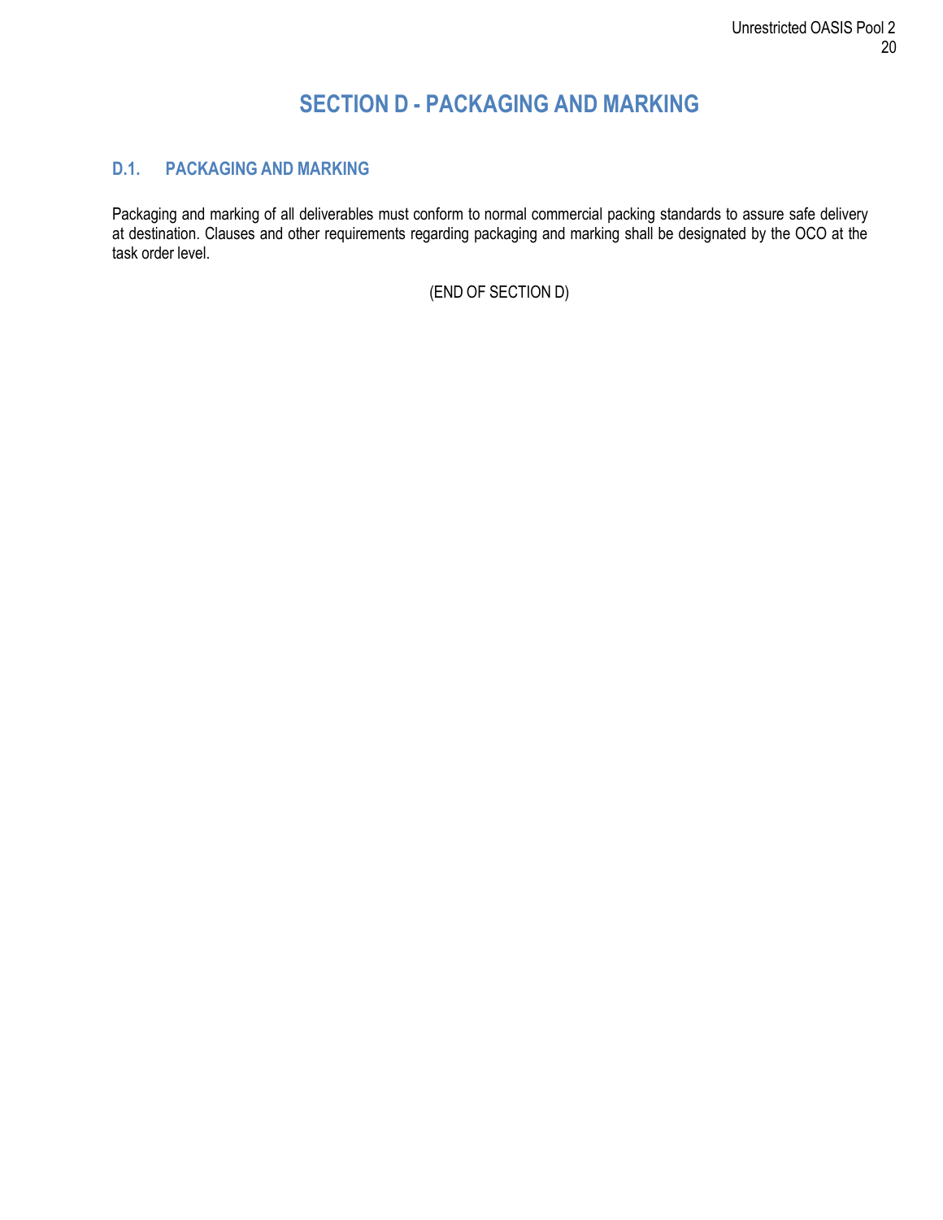# SECTION D - PACKAGING AND MARKING

## D.1. PACKAGING AND MARKING

Packaging and marking of all deliverables must conform to normal commercial packing standards to assure safe delivery at destination. Clauses and other requirements regarding packaging and marking shall be designated by the OCO at the task order level.

(END OF SECTION D)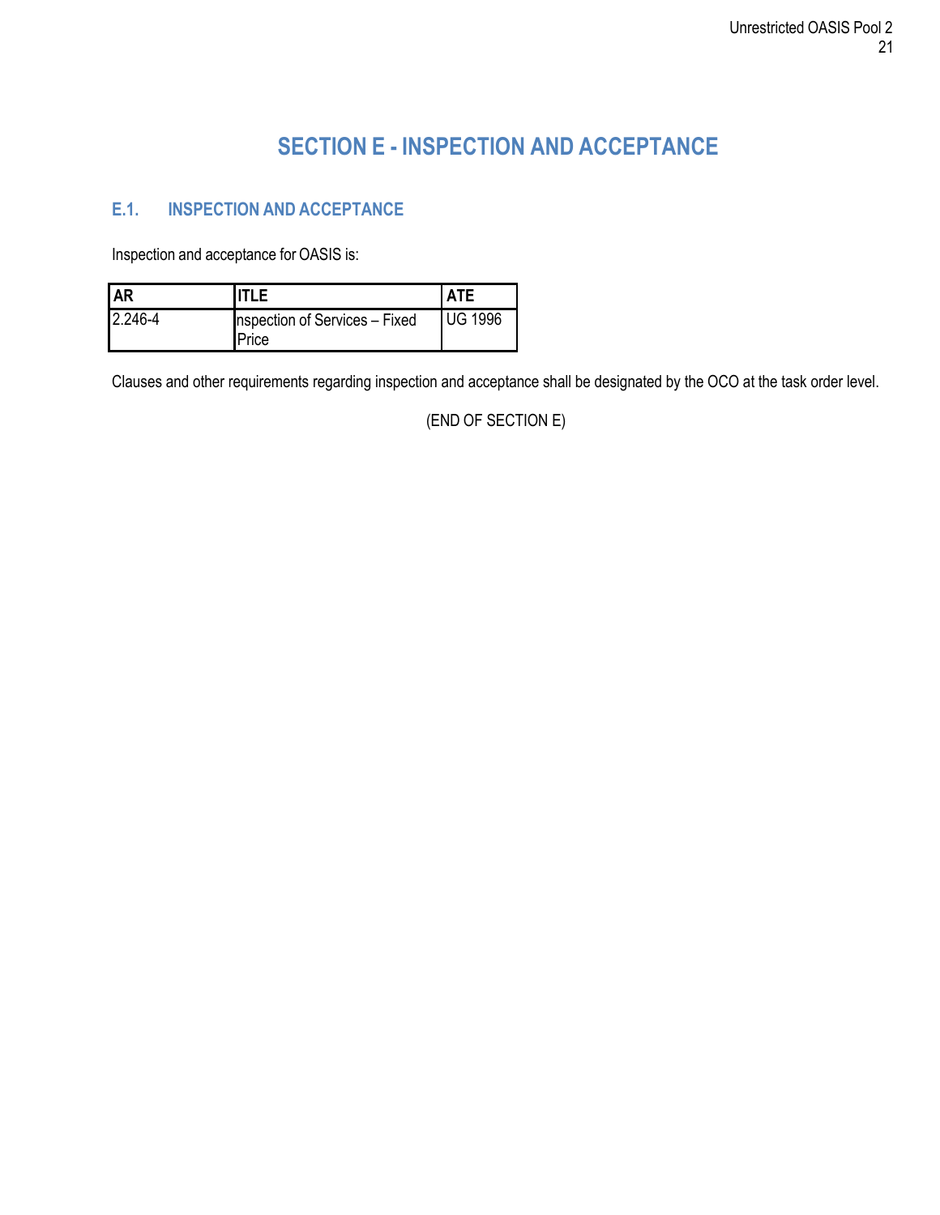# SECTION E - INSPECTION AND ACCEPTANCE

## E.1. INSPECTION AND ACCEPTANCE

Inspection and acceptance for OASIS is:

| AR | ITLE | ATE |
|---|---|---|
| 2.246-4 | nspection of Services – Fixed Price | UG 1996 |

Clauses and other requirements regarding inspection and acceptance shall be designated by the OCO at the task order level.

(END OF SECTION E)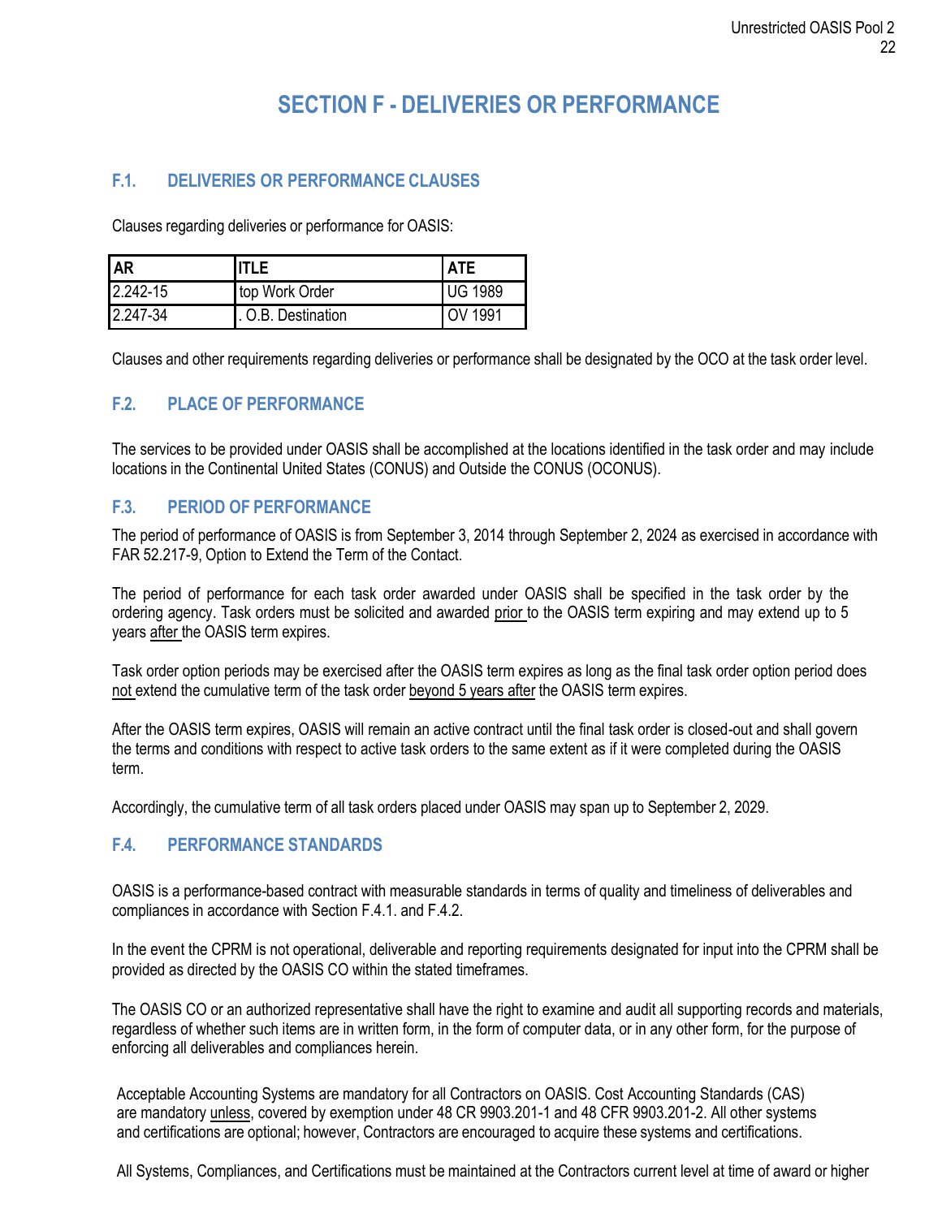# SECTION F - DELIVERIES OR PERFORMANCE

## F.1. DELIVERIES OR PERFORMANCE CLAUSES

Clauses regarding deliveries or performance for OASIS:

| AR | ITLE | ATE |
|---|---|---|
| 2.242-15 | top Work Order | UG 1989 |
| 2.247-34 | . O.B. Destination | OV 1991 |

Clauses and other requirements regarding deliveries or performance shall be designated by the OCO at the task order level.

## F.2. PLACE OF PERFORMANCE

The services to be provided under OASIS shall be accomplished at the locations identified in the task order and may include locations in the Continental United States (CONUS) and Outside the CONUS (OCONUS).

## F.3. PERIOD OF PERFORMANCE

The period of performance of OASIS is from September 3, 2014 through September 2, 2024 as exercised in accordance with FAR 52.217-9, Option to Extend the Term of the Contact.

The period of performance for each task order awarded under OASIS shall be specified in the task order by the ordering agency. Task orders must be solicited and awarded prior to the OASIS term expiring and may extend up to 5 years after the OASIS term expires.

Task order option periods may be exercised after the OASIS term expires as long as the final task order option period does not extend the cumulative term of the task order beyond 5 years after the OASIS term expires.

After the OASIS term expires, OASIS will remain an active contract until the final task order is closed-out and shall govern the terms and conditions with respect to active task orders to the same extent as if it were completed during the OASIS term.

Accordingly, the cumulative term of all task orders placed under OASIS may span up to September 2, 2029.

## F.4. PERFORMANCE STANDARDS

OASIS is a performance-based contract with measurable standards in terms of quality and timeliness of deliverables and compliances in accordance with Section F.4.1. and F.4.2.

In the event the CPRM is not operational, deliverable and reporting requirements designated for input into the CPRM shall be provided as directed by the OASIS CO within the stated timeframes.

The OASIS CO or an authorized representative shall have the right to examine and audit all supporting records and materials, regardless of whether such items are in written form, in the form of computer data, or in any other form, for the purpose of enforcing all deliverables and compliances herein.

Acceptable Accounting Systems are mandatory for all Contractors on OASIS. Cost Accounting Standards (CAS) are mandatory unless, covered by exemption under 48 CR 9903.201-1 and 48 CFR 9903.201-2. All other systems and certifications are optional; however, Contractors are encouraged to acquire these systems and certifications.

All Systems, Compliances, and Certifications must be maintained at the Contractors current level at time of award or higher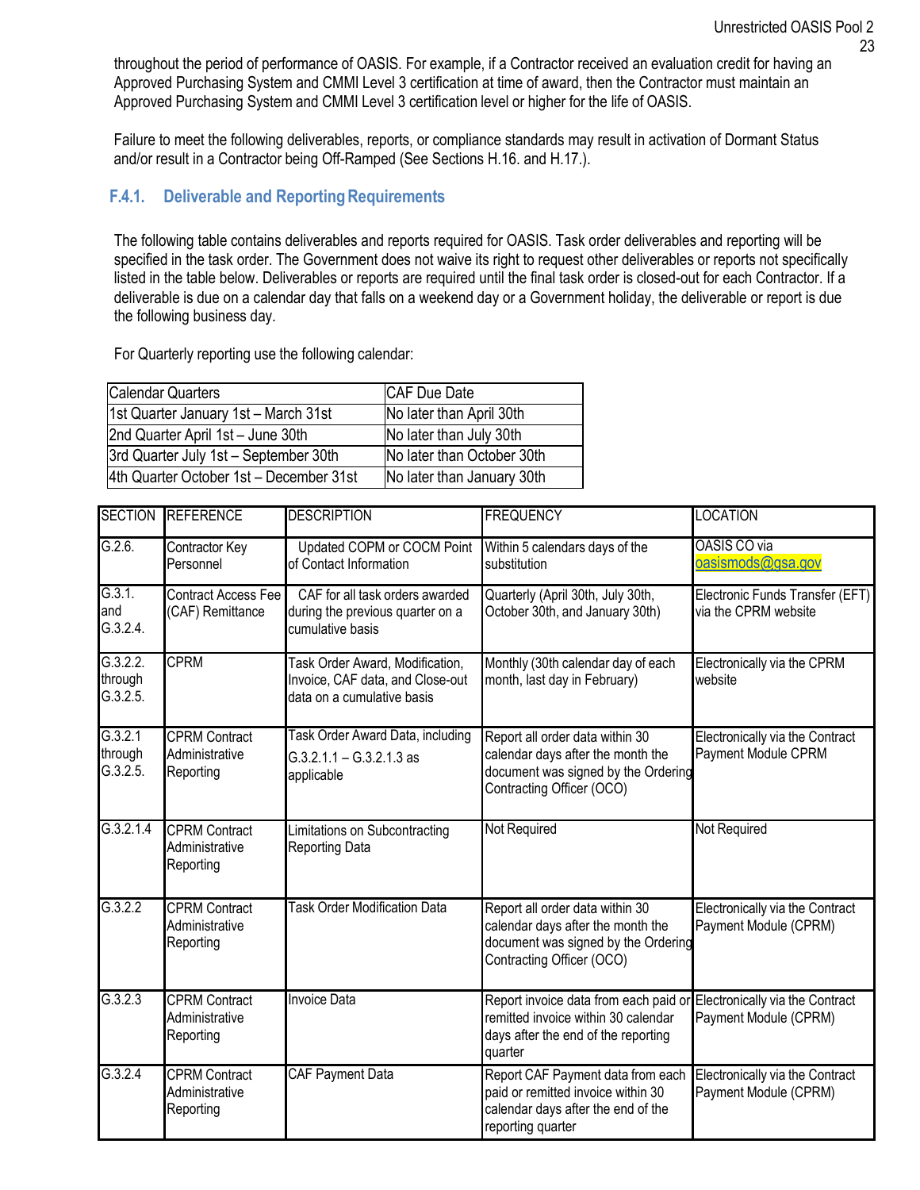throughout the period of performance of OASIS. For example, if a Contractor received an evaluation credit for having an Approved Purchasing System and CMMI Level 3 certification at time of award, then the Contractor must maintain an Approved Purchasing System and CMMI Level 3 certification level or higher for the life of OASIS.

Failure to meet the following deliverables, reports, or compliance standards may result in activation of Dormant Status and/or result in a Contractor being Off-Ramped (See Sections H.16. and H.17.).

### F.4.1. Deliverable and Reporting Requirements

The following table contains deliverables and reports required for OASIS. Task order deliverables and reporting will be specified in the task order. The Government does not waive its right to request other deliverables or reports not specifically listed in the table below. Deliverables or reports are required until the final task order is closed-out for each Contractor. If a deliverable is due on a calendar day that falls on a weekend day or a Government holiday, the deliverable or report is due the following business day.

For Quarterly reporting use the following calendar:

| Calendar Quarters | CAF Due Date |
|---|---|
| 1st Quarter January 1st – March 31st | No later than April 30th |
| 2nd Quarter April 1st – June 30th | No later than July 30th |
| 3rd Quarter July 1st – September 30th | No later than October 30th |
| 4th Quarter October 1st – December 31st | No later than January 30th |

| SECTION | REFERENCE | DESCRIPTION | FREQUENCY | LOCATION |
|---|---|---|---|---|
| G.2.6. | Contractor Key Personnel | Updated COPM or COCM Point of Contact Information | Within 5 calendars days of the substitution | OASIS CO via oasismods@gsa.gov |
| G.3.1. and G.3.2.4. | Contract Access Fee (CAF) Remittance | CAF for all task orders awarded during the previous quarter on a cumulative basis | Quarterly (April 30th, July 30th, October 30th, and January 30th) | Electronic Funds Transfer (EFT) via the CPRM website |
| G.3.2.2. through G.3.2.5. | CPRM | Task Order Award, Modification, Invoice, CAF data, and Close-out data on a cumulative basis | Monthly (30th calendar day of each month, last day in February) | Electronically via the CPRM website |
| G.3.2.1 through G.3.2.5. | CPRM Contract Administrative Reporting | Task Order Award Data, including G.3.2.1.1 – G.3.2.1.3 as applicable | Report all order data within 30 calendar days after the month the document was signed by the Ordering Contracting Officer (OCO) | Electronically via the Contract Payment Module CPRM |
| G.3.2.1.4 | CPRM Contract Administrative Reporting | Limitations on Subcontracting Reporting Data | Not Required | Not Required |
| G.3.2.2 | CPRM Contract Administrative Reporting | Task Order Modification Data | Report all order data within 30 calendar days after the month the document was signed by the Ordering Contracting Officer (OCO) | Electronically via the Contract Payment Module (CPRM) |
| G.3.2.3 | CPRM Contract Administrative Reporting | Invoice Data | Report invoice data from each paid or remitted invoice within 30 calendar days after the end of the reporting quarter | Electronically via the Contract Payment Module (CPRM) |
| G.3.2.4 | CPRM Contract Administrative Reporting | CAF Payment Data | Report CAF Payment data from each paid or remitted invoice within 30 calendar days after the end of the reporting quarter | Electronically via the Contract Payment Module (CPRM) |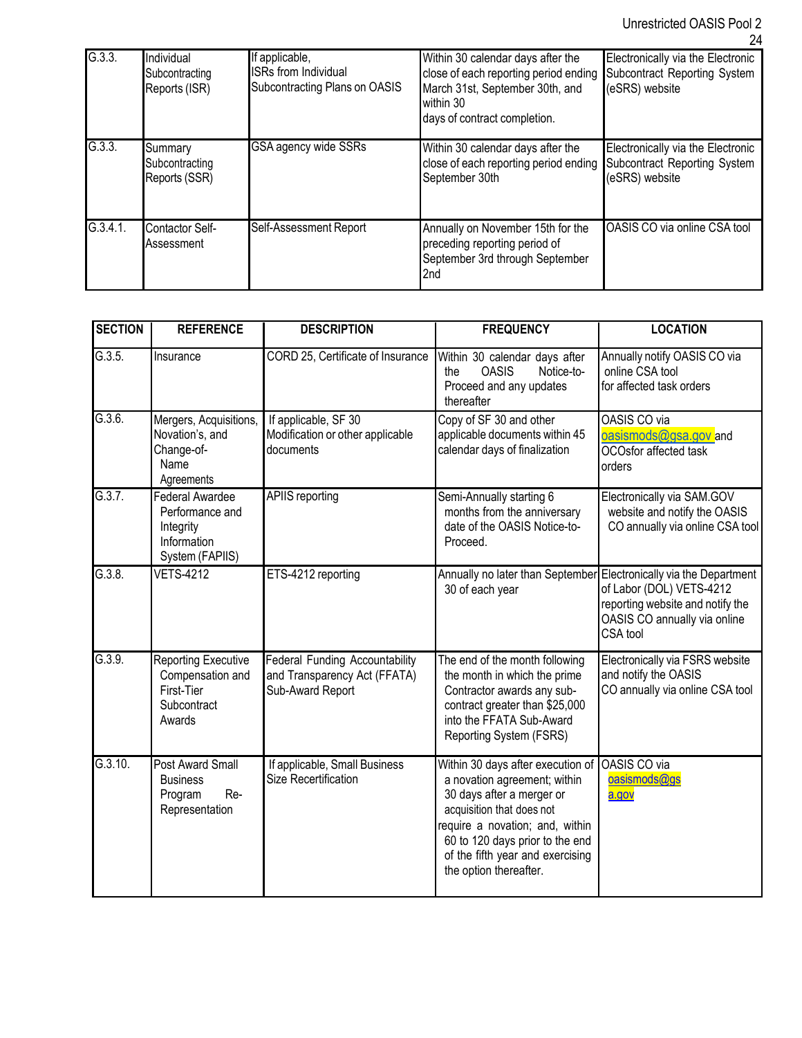| SECTION | REFERENCE | DESCRIPTION | FREQUENCY | LOCATION |
|---|---|---|---|---|
| G.3.3. | Individual Subcontracting Reports (ISR) | If applicable, ISRs from Individual Subcontracting Plans on OASIS | Within 30 calendar days after the close of each reporting period ending March 31st, September 30th, and within 30 days of contract completion. | Electronically via the Electronic Subcontract Reporting System (eSRS) website |
| G.3.3. | Summary Subcontracting Reports (SSR) | GSA agency wide SSRs | Within 30 calendar days after the close of each reporting period ending September 30th | Electronically via the Electronic Subcontract Reporting System (eSRS) website |
| G.3.4.1. | Contactor Self-Assessment | Self-Assessment Report | Annually on November 15th for the preceding reporting period of September 3rd through September 2nd | OASIS CO via online CSA tool |
| G.3.5. | Insurance | CORD 25, Certificate of Insurance | Within 30 calendar days after the OASIS Notice-to-Proceed and any updates thereafter | Annually notify OASIS CO via online CSA tool for affected task orders |
| G.3.6. | Mergers, Acquisitions, Novation's, and Change-of-Name Agreements | If applicable, SF 30 Modification or other applicable documents | Copy of SF 30 and other applicable documents within 45 calendar days of finalization | OASIS CO via oasismods@gsa.gov and OCOsfor affected task orders |
| G.3.7. | Federal Awardee Performance and Integrity Information System (FAPIIS) | APIIS reporting | Semi-Annually starting 6 months from the anniversary date of the OASIS Notice-to-Proceed. | Electronically via SAM.GOV website and notify the OASIS CO annually via online CSA tool |
| G.3.8. | VETS-4212 | ETS-4212 reporting | Annually no later than September 30 of each year | Electronically via the Department of Labor (DOL) VETS-4212 reporting website and notify the OASIS CO annually via online CSA tool |
| G.3.9. | Reporting Executive Compensation and First-Tier Subcontract Awards | Federal Funding Accountability and Transparency Act (FFATA) Sub-Award Report | The end of the month following the month in which the prime Contractor awards any sub-contract greater than $25,000 into the FFATA Sub-Award Reporting System (FSRS) | Electronically via FSRS website and notify the OASIS CO annually via online CSA tool |
| G.3.10. | Post Award Small Business Program Re-Representation | If applicable, Small Business Size Recertification | Within 30 days after execution of a novation agreement; within 30 days after a merger or acquisition that does not require a novation; and, within 60 to 120 days prior to the end of the fifth year and exercising the option thereafter. | OASIS CO via oasismods@gsa.gov |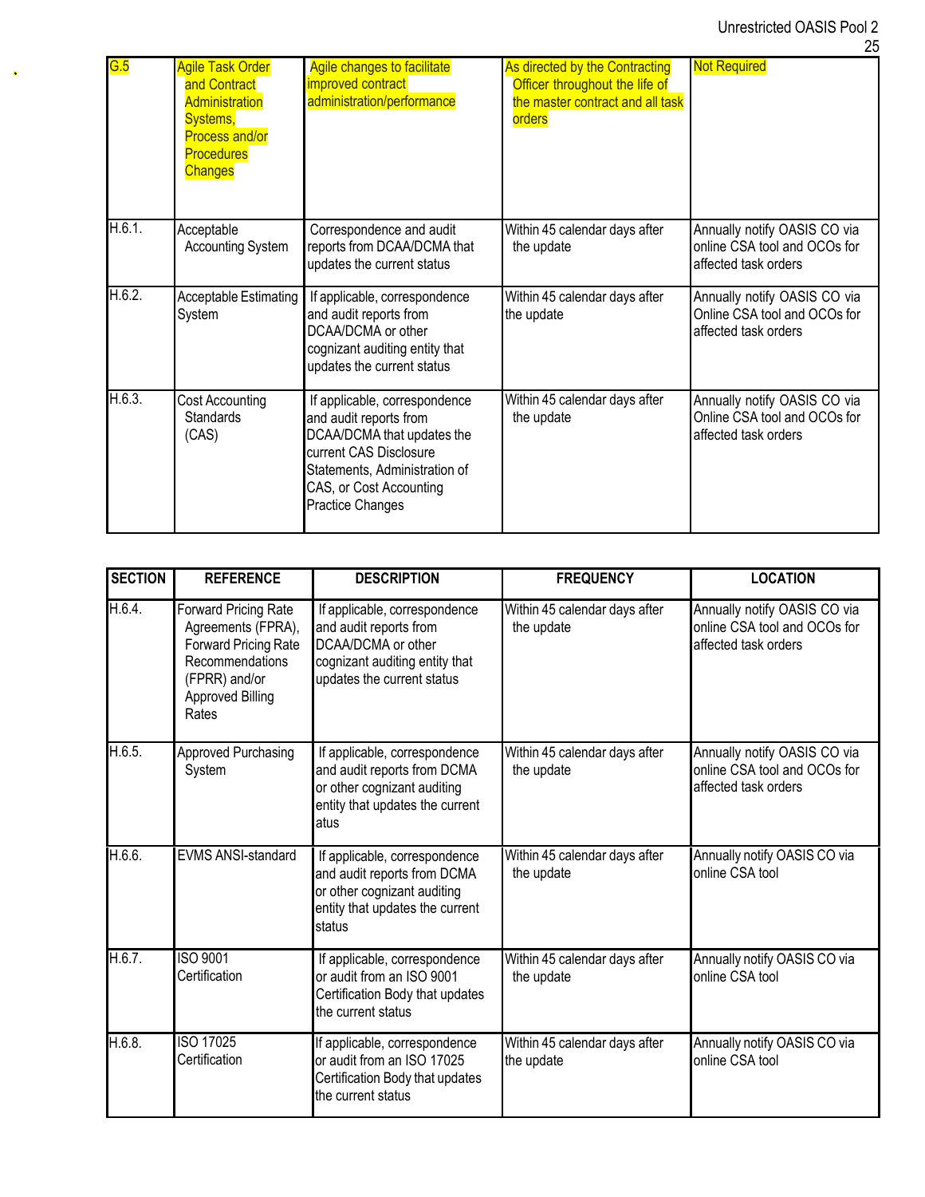| SECTION | REFERENCE | DESCRIPTION | FREQUENCY | LOCATION |
|---|---|---|---|---|
| G.5 | Agile Task Order and Contract Administration Systems, Process and/or Procedures Changes | Agile changes to facilitate improved contract administration/performance | As directed by the Contracting Officer throughout the life of the master contract and all task orders | Not Required |
| H.6.1. | Acceptable Accounting System | Correspondence and audit reports from DCAA/DCMA that updates the current status | Within 45 calendar days after the update | Annually notify OASIS CO via online CSA tool and OCOs for affected task orders |
| H.6.2. | Acceptable Estimating System | If applicable, correspondence and audit reports from DCAA/DCMA or other cognizant auditing entity that updates the current status | Within 45 calendar days after the update | Annually notify OASIS CO via Online CSA tool and OCOs for affected task orders |
| H.6.3. | Cost Accounting Standards (CAS) | If applicable, correspondence and audit reports from DCAA/DCMA that updates the current CAS Disclosure Statements, Administration of CAS, or Cost Accounting Practice Changes | Within 45 calendar days after the update | Annually notify OASIS CO via Online CSA tool and OCOs for affected task orders |
| H.6.4. | Forward Pricing Rate Agreements (FPRA), Forward Pricing Rate Recommendations (FPRR) and/or Approved Billing Rates | If applicable, correspondence and audit reports from DCAA/DCMA or other cognizant auditing entity that updates the current status | Within 45 calendar days after the update | Annually notify OASIS CO via online CSA tool and OCOs for affected task orders |
| H.6.5. | Approved Purchasing System | If applicable, correspondence and audit reports from DCMA or other cognizant auditing entity that updates the current atus | Within 45 calendar days after the update | Annually notify OASIS CO via online CSA tool and OCOs for affected task orders |
| H.6.6. | EVMS ANSI-standard | If applicable, correspondence and audit reports from DCMA or other cognizant auditing entity that updates the current status | Within 45 calendar days after the update | Annually notify OASIS CO via online CSA tool |
| H.6.7. | ISO 9001 Certification | If applicable, correspondence or audit from an ISO 9001 Certification Body that updates the current status | Within 45 calendar days after the update | Annually notify OASIS CO via online CSA tool |
| H.6.8. | ISO 17025 Certification | If applicable, correspondence or audit from an ISO 17025 Certification Body that updates the current status | Within 45 calendar days after the update | Annually notify OASIS CO via online CSA tool |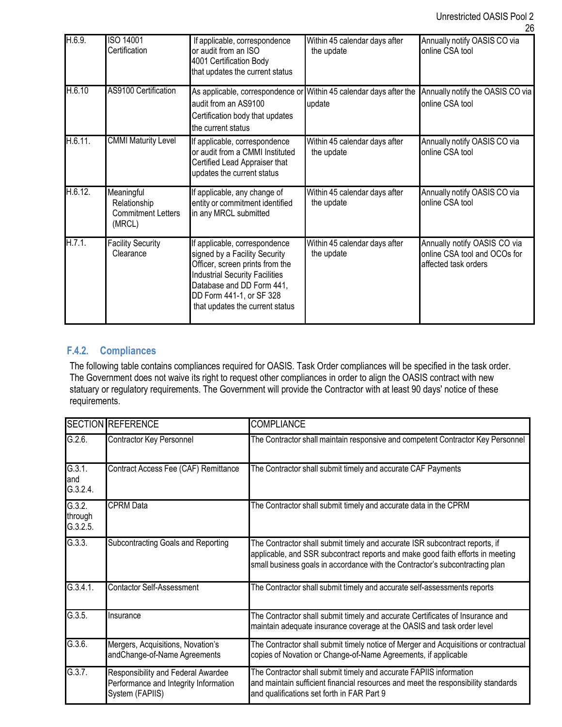| H.6.9. | ISO 14001 Certification | If applicable, correspondence or audit from an ISO 4001 Certification Body that updates the current status | Within 45 calendar days after the update | Annually notify OASIS CO via online CSA tool |
|---|---|---|---|---|
| H.6.10 | AS9100 Certification | As applicable, correspondence or audit from an AS9100 Certification body that updates the current status | Within 45 calendar days after the update | Annually notify the OASIS CO via online CSA tool |
| H.6.11. | CMMI Maturity Level | If applicable, correspondence or audit from a CMMI Instituted Certified Lead Appraiser that updates the current status | Within 45 calendar days after the update | Annually notify OASIS CO via online CSA tool |
| H.6.12. | Meaningful Relationship Commitment Letters (MRCL) | If applicable, any change of entity or commitment identified in any MRCL submitted | Within 45 calendar days after the update | Annually notify OASIS CO via online CSA tool |
| H.7.1. | Facility Security Clearance | If applicable, correspondence signed by a Facility Security Officer, screen prints from the Industrial Security Facilities Database and DD Form 441, DD Form 441-1, or SF 328 that updates the current status | Within 45 calendar days after the update | Annually notify OASIS CO via online CSA tool and OCOs for affected task orders |

### F.4.2. Compliances

The following table contains compliances required for OASIS. Task Order compliances will be specified in the task order. The Government does not waive its right to request other compliances in order to align the OASIS contract with new statuary or regulatory requirements. The Government will provide the Contractor with at least 90 days' notice of these requirements.

| SECTION | REFERENCE | COMPLIANCE |
|---|---|---|
| G.2.6. | Contractor Key Personnel | The Contractor shall maintain responsive and competent Contractor Key Personnel |
| G.3.1. and G.3.2.4. | Contract Access Fee (CAF) Remittance | The Contractor shall submit timely and accurate CAF Payments |
| G.3.2. through G.3.2.5. | CPRM Data | The Contractor shall submit timely and accurate data in the CPRM |
| G.3.3. | Subcontracting Goals and Reporting | The Contractor shall submit timely and accurate ISR subcontract reports, if applicable, and SSR subcontract reports and make good faith efforts in meeting small business goals in accordance with the Contractor's subcontracting plan |
| G.3.4.1. | Contactor Self-Assessment | The Contractor shall submit timely and accurate self-assessments reports |
| G.3.5. | Insurance | The Contractor shall submit timely and accurate Certificates of Insurance and maintain adequate insurance coverage at the OASIS and task order level |
| G.3.6. | Mergers, Acquisitions, Novation's andChange-of-Name Agreements | The Contractor shall submit timely notice of Merger and Acquisitions or contractual copies of Novation or Change-of-Name Agreements, if applicable |
| G.3.7. | Responsibility and Federal Awardee Performance and Integrity Information System (FAPIIS) | The Contractor shall submit timely and accurate FAPIIS information and maintain sufficient financial resources and meet the responsibility standards and qualifications set forth in FAR Part 9 |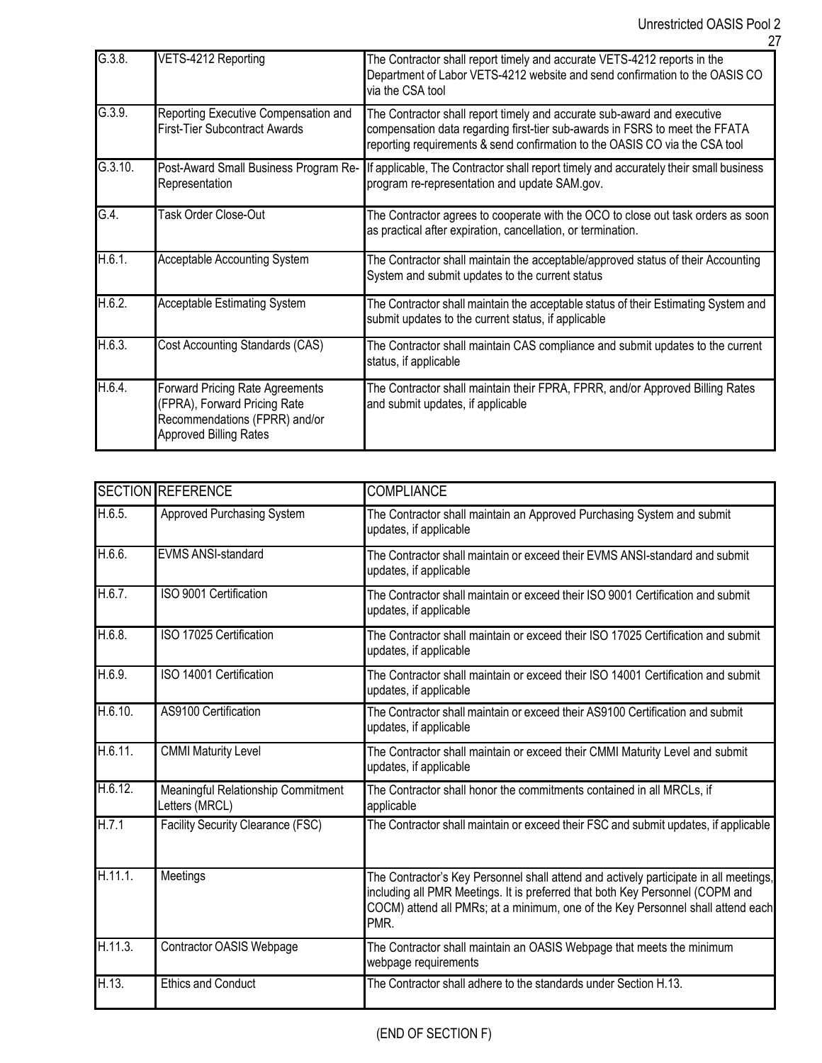| | | |
|---|---|---|
| G.3.8. | VETS-4212 Reporting | The Contractor shall report timely and accurate VETS-4212 reports in the Department of Labor VETS-4212 website and send confirmation to the OASIS CO via the CSA tool |
| G.3.9. | Reporting Executive Compensation and First-Tier Subcontract Awards | The Contractor shall report timely and accurate sub-award and executive compensation data regarding first-tier sub-awards in FSRS to meet the FFATA reporting requirements & send confirmation to the OASIS CO via the CSA tool |
| G.3.10. | Post-Award Small Business Program Re-Representation | If applicable, The Contractor shall report timely and accurately their small business program re-representation and update SAM.gov. |
| G.4. | Task Order Close-Out | The Contractor agrees to cooperate with the OCO to close out task orders as soon as practical after expiration, cancellation, or termination. |
| H.6.1. | Acceptable Accounting System | The Contractor shall maintain the acceptable/approved status of their Accounting System and submit updates to the current status |
| H.6.2. | Acceptable Estimating System | The Contractor shall maintain the acceptable status of their Estimating System and submit updates to the current status, if applicable |
| H.6.3. | Cost Accounting Standards (CAS) | The Contractor shall maintain CAS compliance and submit updates to the current status, if applicable |
| H.6.4. | Forward Pricing Rate Agreements (FPRA), Forward Pricing Rate Recommendations (FPRR) and/or Approved Billing Rates | The Contractor shall maintain their FPRA, FPRR, and/or Approved Billing Rates and submit updates, if applicable |

| SECTION | REFERENCE | COMPLIANCE |
|---|---|---|
| H.6.5. | Approved Purchasing System | The Contractor shall maintain an Approved Purchasing System and submit updates, if applicable |
| H.6.6. | EVMS ANSI-standard | The Contractor shall maintain or exceed their EVMS ANSI-standard and submit updates, if applicable |
| H.6.7. | ISO 9001 Certification | The Contractor shall maintain or exceed their ISO 9001 Certification and submit updates, if applicable |
| H.6.8. | ISO 17025 Certification | The Contractor shall maintain or exceed their ISO 17025 Certification and submit updates, if applicable |
| H.6.9. | ISO 14001 Certification | The Contractor shall maintain or exceed their ISO 14001 Certification and submit updates, if applicable |
| H.6.10. | AS9100 Certification | The Contractor shall maintain or exceed their AS9100 Certification and submit updates, if applicable |
| H.6.11. | CMMI Maturity Level | The Contractor shall maintain or exceed their CMMI Maturity Level and submit updates, if applicable |
| H.6.12. | Meaningful Relationship Commitment Letters (MRCL) | The Contractor shall honor the commitments contained in all MRCLs, if applicable |
| H.7.1 | Facility Security Clearance (FSC) | The Contractor shall maintain or exceed their FSC and submit updates, if applicable |
| H.11.1. | Meetings | The Contractor's Key Personnel shall attend and actively participate in all meetings, including all PMR Meetings. It is preferred that both Key Personnel (COPM and COCM) attend all PMRs; at a minimum, one of the Key Personnel shall attend each PMR. |
| H.11.3. | Contractor OASIS Webpage | The Contractor shall maintain an OASIS Webpage that meets the minimum webpage requirements |
| H.13. | Ethics and Conduct | The Contractor shall adhere to the standards under Section H.13. |

(END OF SECTION F)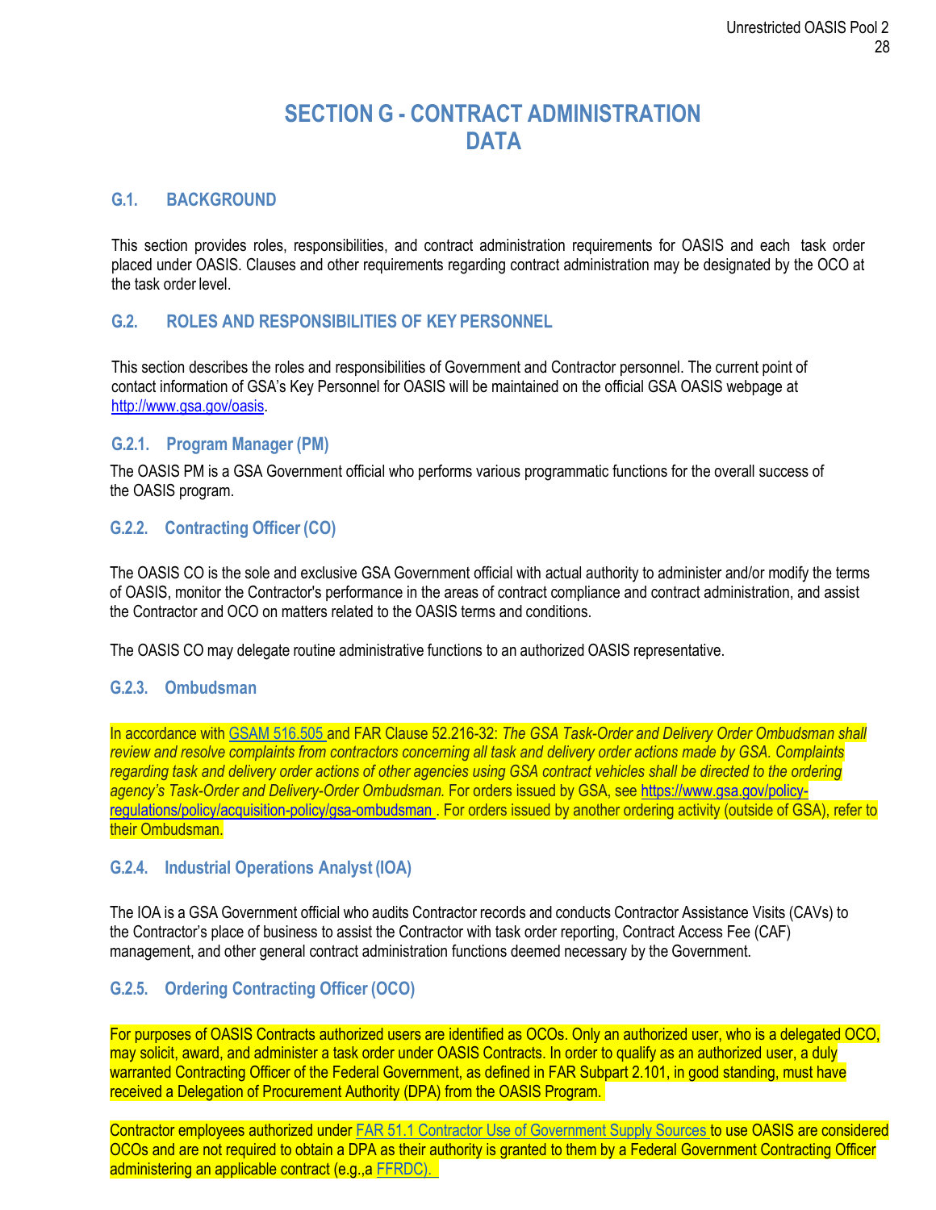# SECTION G - CONTRACT ADMINISTRATION DATA

## G.1. BACKGROUND

This section provides roles, responsibilities, and contract administration requirements for OASIS and each task order placed under OASIS. Clauses and other requirements regarding contract administration may be designated by the OCO at the task order level.

## G.2. ROLES AND RESPONSIBILITIES OF KEY PERSONNEL

This section describes the roles and responsibilities of Government and Contractor personnel. The current point of contact information of GSA's Key Personnel for OASIS will be maintained on the official GSA OASIS webpage at [http://www.gsa.gov/oasis](http://www.gsa.gov/oasis).

### G.2.1. Program Manager (PM)

The OASIS PM is a GSA Government official who performs various programmatic functions for the overall success of the OASIS program.

### G.2.2. Contracting Officer (CO)

The OASIS CO is the sole and exclusive GSA Government official with actual authority to administer and/or modify the terms of OASIS, monitor the Contractor's performance in the areas of contract compliance and contract administration, and assist the Contractor and OCO on matters related to the OASIS terms and conditions.

The OASIS CO may delegate routine administrative functions to an authorized OASIS representative.

### G.2.3. Ombudsman

In accordance with GSAM 516.505 and FAR Clause 52.216-32: *The GSA Task-Order and Delivery Order Ombudsman shall review and resolve complaints from contractors concerning all task and delivery order actions made by GSA. Complaints regarding task and delivery order actions of other agencies using GSA contract vehicles shall be directed to the ordering agency's Task-Order and Delivery-Order Ombudsman.* For orders issued by GSA, see [https://www.gsa.gov/policy-regulations/policy/acquisition-policy/gsa-ombudsman](https://www.gsa.gov/policy-regulations/policy/acquisition-policy/gsa-ombudsman) . For orders issued by another ordering activity (outside of GSA), refer to their Ombudsman.

### G.2.4. Industrial Operations Analyst (IOA)

The IOA is a GSA Government official who audits Contractor records and conducts Contractor Assistance Visits (CAVs) to the Contractor's place of business to assist the Contractor with task order reporting, Contract Access Fee (CAF) management, and other general contract administration functions deemed necessary by the Government.

### G.2.5. Ordering Contracting Officer (OCO)

For purposes of OASIS Contracts authorized users are identified as OCOs. Only an authorized user, who is a delegated OCO, may solicit, award, and administer a task order under OASIS Contracts. In order to qualify as an authorized user, a duly warranted Contracting Officer of the Federal Government, as defined in FAR Subpart 2.101, in good standing, must have received a Delegation of Procurement Authority (DPA) from the OASIS Program.

Contractor employees authorized under FAR 51.1 Contractor Use of Government Supply Sources to use OASIS are considered OCOs and are not required to obtain a DPA as their authority is granted to them by a Federal Government Contracting Officer administering an applicable contract (e.g.,a FFRDC).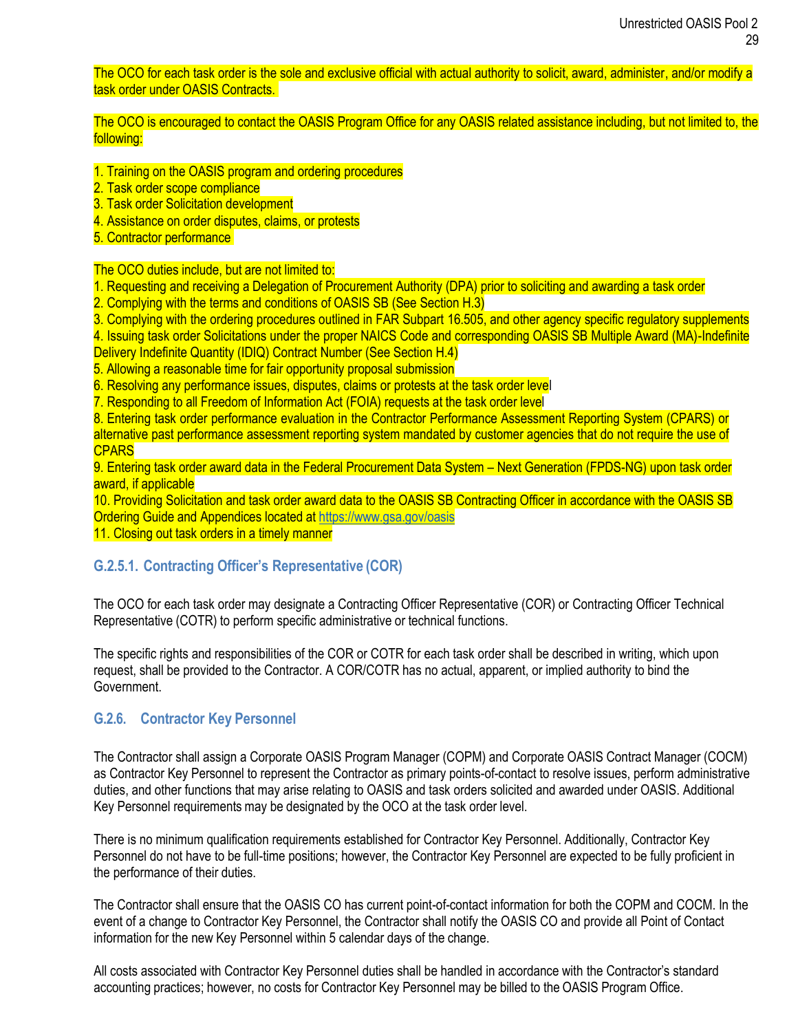The OCO for each task order is the sole and exclusive official with actual authority to solicit, award, administer, and/or modify a task order under OASIS Contracts.

The OCO is encouraged to contact the OASIS Program Office for any OASIS related assistance including, but not limited to, the following:

1. Training on the OASIS program and ordering procedures
2. Task order scope compliance
3. Task order Solicitation development
4. Assistance on order disputes, claims, or protests
5. Contractor performance

The OCO duties include, but are not limited to:

1. Requesting and receiving a Delegation of Procurement Authority (DPA) prior to soliciting and awarding a task order
2. Complying with the terms and conditions of OASIS SB (See Section H.3)
3. Complying with the ordering procedures outlined in FAR Subpart 16.505, and other agency specific regulatory supplements
4. Issuing task order Solicitations under the proper NAICS Code and corresponding OASIS SB Multiple Award (MA)-Indefinite Delivery Indefinite Quantity (IDIQ) Contract Number (See Section H.4)
5. Allowing a reasonable time for fair opportunity proposal submission
6. Resolving any performance issues, disputes, claims or protests at the task order level
7. Responding to all Freedom of Information Act (FOIA) requests at the task order level
8. Entering task order performance evaluation in the Contractor Performance Assessment Reporting System (CPARS) or alternative past performance assessment reporting system mandated by customer agencies that do not require the use of CPARS
9. Entering task order award data in the Federal Procurement Data System – Next Generation (FPDS-NG) upon task order award, if applicable
10. Providing Solicitation and task order award data to the OASIS SB Contracting Officer in accordance with the OASIS SB Ordering Guide and Appendices located at https://www.gsa.gov/oasis
11. Closing out task orders in a timely manner

#### G.2.5.1. Contracting Officer's Representative (COR)

The OCO for each task order may designate a Contracting Officer Representative (COR) or Contracting Officer Technical Representative (COTR) to perform specific administrative or technical functions.

The specific rights and responsibilities of the COR or COTR for each task order shall be described in writing, which upon request, shall be provided to the Contractor. A COR/COTR has no actual, apparent, or implied authority to bind the Government.

### G.2.6. Contractor Key Personnel

The Contractor shall assign a Corporate OASIS Program Manager (COPM) and Corporate OASIS Contract Manager (COCM) as Contractor Key Personnel to represent the Contractor as primary points-of-contact to resolve issues, perform administrative duties, and other functions that may arise relating to OASIS and task orders solicited and awarded under OASIS. Additional Key Personnel requirements may be designated by the OCO at the task order level.

There is no minimum qualification requirements established for Contractor Key Personnel. Additionally, Contractor Key Personnel do not have to be full-time positions; however, the Contractor Key Personnel are expected to be fully proficient in the performance of their duties.

The Contractor shall ensure that the OASIS CO has current point-of-contact information for both the COPM and COCM. In the event of a change to Contractor Key Personnel, the Contractor shall notify the OASIS CO and provide all Point of Contact information for the new Key Personnel within 5 calendar days of the change.

All costs associated with Contractor Key Personnel duties shall be handled in accordance with the Contractor's standard accounting practices; however, no costs for Contractor Key Personnel may be billed to the OASIS Program Office.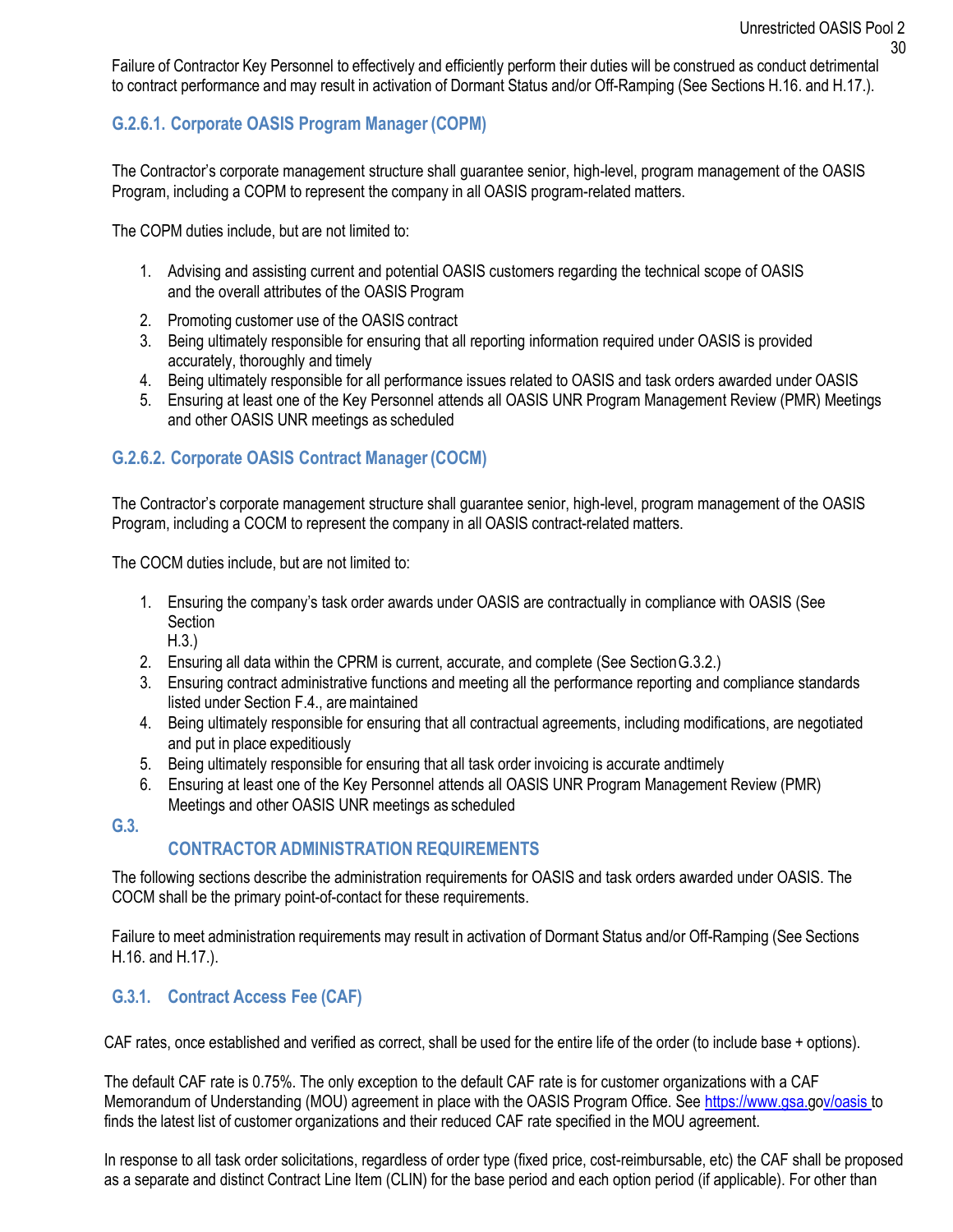Failure of Contractor Key Personnel to effectively and efficiently perform their duties will be construed as conduct detrimental to contract performance and may result in activation of Dormant Status and/or Off-Ramping (See Sections H.16. and H.17.).

### G.2.6.1. Corporate OASIS Program Manager (COPM)

The Contractor's corporate management structure shall guarantee senior, high-level, program management of the OASIS Program, including a COPM to represent the company in all OASIS program-related matters.

The COPM duties include, but are not limited to:

1. Advising and assisting current and potential OASIS customers regarding the technical scope of OASIS and the overall attributes of the OASIS Program
2. Promoting customer use of the OASIS contract
3. Being ultimately responsible for ensuring that all reporting information required under OASIS is provided accurately, thoroughly and timely
4. Being ultimately responsible for all performance issues related to OASIS and task orders awarded under OASIS
5. Ensuring at least one of the Key Personnel attends all OASIS UNR Program Management Review (PMR) Meetings and other OASIS UNR meetings as scheduled

### G.2.6.2. Corporate OASIS Contract Manager (COCM)

The Contractor's corporate management structure shall guarantee senior, high-level, program management of the OASIS Program, including a COCM to represent the company in all OASIS contract-related matters.

The COCM duties include, but are not limited to:

1. Ensuring the company's task order awards under OASIS are contractually in compliance with OASIS (See Section H.3.)
2. Ensuring all data within the CPRM is current, accurate, and complete (See Section G.3.2.)
3. Ensuring contract administrative functions and meeting all the performance reporting and compliance standards listed under Section F.4., are maintained
4. Being ultimately responsible for ensuring that all contractual agreements, including modifications, are negotiated and put in place expeditiously
5. Being ultimately responsible for ensuring that all task order invoicing is accurate andtimely
6. Ensuring at least one of the Key Personnel attends all OASIS UNR Program Management Review (PMR) Meetings and other OASIS UNR meetings as scheduled

## G.3. CONTRACTOR ADMINISTRATION REQUIREMENTS

The following sections describe the administration requirements for OASIS and task orders awarded under OASIS. The COCM shall be the primary point-of-contact for these requirements.

Failure to meet administration requirements may result in activation of Dormant Status and/or Off-Ramping (See Sections H.16. and H.17.).

### G.3.1. Contract Access Fee (CAF)

CAF rates, once established and verified as correct, shall be used for the entire life of the order (to include base + options).

The default CAF rate is 0.75%. The only exception to the default CAF rate is for customer organizations with a CAF Memorandum of Understanding (MOU) agreement in place with the OASIS Program Office. See https://www.gsa.gov/oasis to finds the latest list of customer organizations and their reduced CAF rate specified in the MOU agreement.

In response to all task order solicitations, regardless of order type (fixed price, cost-reimbursable, etc) the CAF shall be proposed as a separate and distinct Contract Line Item (CLIN) for the base period and each option period (if applicable). For other than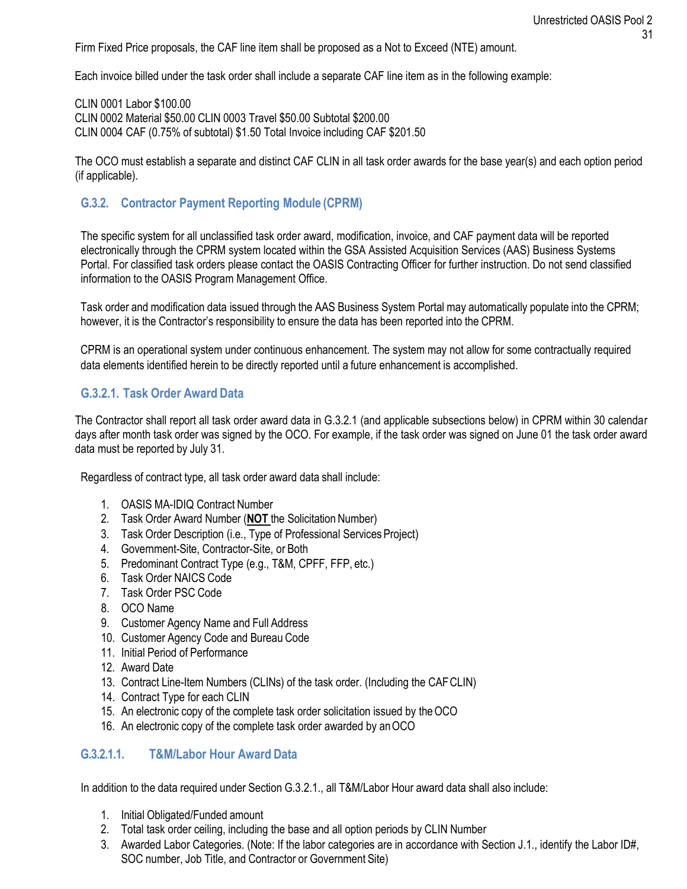Firm Fixed Price proposals, the CAF line item shall be proposed as a Not to Exceed (NTE) amount.

Each invoice billed under the task order shall include a separate CAF line item as in the following example:

CLIN 0001 Labor $100.00
CLIN 0002 Material $50.00 CLIN 0003 Travel $50.00 Subtotal $200.00
CLIN 0004 CAF (0.75% of subtotal) $1.50 Total Invoice including CAF $201.50

The OCO must establish a separate and distinct CAF CLIN in all task order awards for the base year(s) and each option period (if applicable).

### G.3.2. Contractor Payment Reporting Module (CPRM)

The specific system for all unclassified task order award, modification, invoice, and CAF payment data will be reported electronically through the CPRM system located within the GSA Assisted Acquisition Services (AAS) Business Systems Portal. For classified task orders please contact the OASIS Contracting Officer for further instruction. Do not send classified information to the OASIS Program Management Office.

Task order and modification data issued through the AAS Business System Portal may automatically populate into the CPRM; however, it is the Contractor's responsibility to ensure the data has been reported into the CPRM.

CPRM is an operational system under continuous enhancement. The system may not allow for some contractually required data elements identified herein to be directly reported until a future enhancement is accomplished.

#### G.3.2.1. Task Order Award Data

The Contractor shall report all task order award data in G.3.2.1 (and applicable subsections below) in CPRM within 30 calendar days after month task order was signed by the OCO. For example, if the task order was signed on June 01 the task order award data must be reported by July 31.

Regardless of contract type, all task order award data shall include:

1. OASIS MA-IDIQ Contract Number
2. Task Order Award Number (**<u>NOT</u>** the Solicitation Number)
3. Task Order Description (i.e., Type of Professional Services Project)
4. Government-Site, Contractor-Site, or Both
5. Predominant Contract Type (e.g., T&M, CPFF, FFP, etc.)
6. Task Order NAICS Code
7. Task Order PSC Code
8. OCO Name
9. Customer Agency Name and Full Address
10. Customer Agency Code and Bureau Code
11. Initial Period of Performance
12. Award Date
13. Contract Line-Item Numbers (CLINs) of the task order. (Including the CAF CLIN)
14. Contract Type for each CLIN
15. An electronic copy of the complete task order solicitation issued by the OCO
16. An electronic copy of the complete task order awarded by an OCO

##### G.3.2.1.1. T&M/Labor Hour Award Data

In addition to the data required under Section G.3.2.1., all T&M/Labor Hour award data shall also include:

1. Initial Obligated/Funded amount
2. Total task order ceiling, including the base and all option periods by CLIN Number
3. Awarded Labor Categories. (Note: If the labor categories are in accordance with Section J.1., identify the Labor ID#, SOC number, Job Title, and Contractor or Government Site)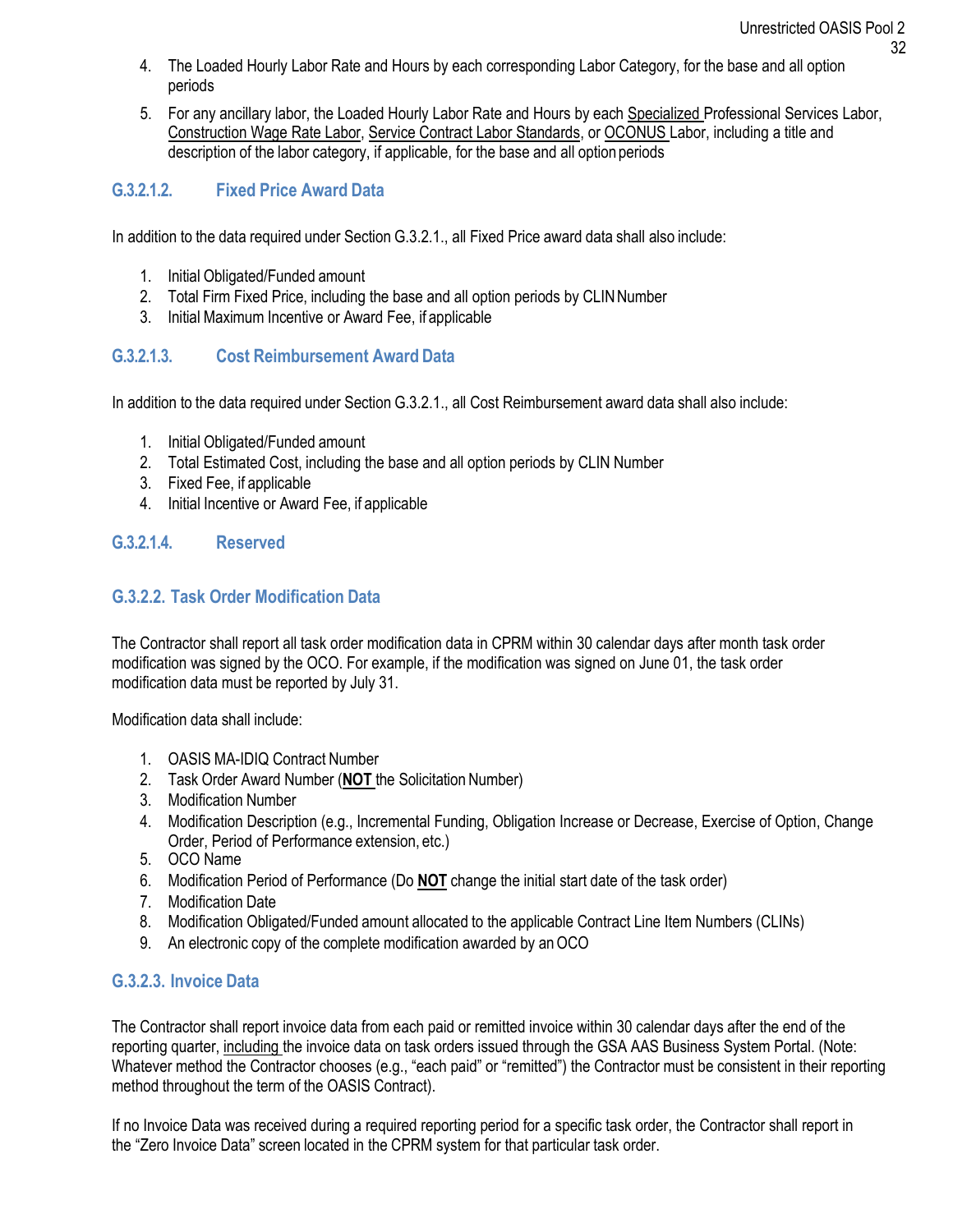4. The Loaded Hourly Labor Rate and Hours by each corresponding Labor Category, for the base and all option periods
5. For any ancillary labor, the Loaded Hourly Labor Rate and Hours by each Specialized Professional Services Labor, Construction Wage Rate Labor, Service Contract Labor Standards, or OCONUS Labor, including a title and description of the labor category, if applicable, for the base and all option periods

#### G.3.2.1.2. Fixed Price Award Data

In addition to the data required under Section G.3.2.1., all Fixed Price award data shall also include:

1. Initial Obligated/Funded amount
2. Total Firm Fixed Price, including the base and all option periods by CLIN Number
3. Initial Maximum Incentive or Award Fee, if applicable

#### G.3.2.1.3. Cost Reimbursement Award Data

In addition to the data required under Section G.3.2.1., all Cost Reimbursement award data shall also include:

1. Initial Obligated/Funded amount
2. Total Estimated Cost, including the base and all option periods by CLIN Number
3. Fixed Fee, if applicable
4. Initial Incentive or Award Fee, if applicable

#### G.3.2.1.4. Reserved

### G.3.2.2. Task Order Modification Data

The Contractor shall report all task order modification data in CPRM within 30 calendar days after month task order modification was signed by the OCO. For example, if the modification was signed on June 01, the task order modification data must be reported by July 31.

Modification data shall include:

1. OASIS MA-IDIQ Contract Number
2. Task Order Award Number (**NOT** the Solicitation Number)
3. Modification Number
4. Modification Description (e.g., Incremental Funding, Obligation Increase or Decrease, Exercise of Option, Change Order, Period of Performance extension, etc.)
5. OCO Name
6. Modification Period of Performance (Do **NOT** change the initial start date of the task order)
7. Modification Date
8. Modification Obligated/Funded amount allocated to the applicable Contract Line Item Numbers (CLINs)
9. An electronic copy of the complete modification awarded by an OCO

### G.3.2.3. Invoice Data

The Contractor shall report invoice data from each paid or remitted invoice within 30 calendar days after the end of the reporting quarter, including the invoice data on task orders issued through the GSA AAS Business System Portal. (Note: Whatever method the Contractor chooses (e.g., "each paid" or "remitted") the Contractor must be consistent in their reporting method throughout the term of the OASIS Contract).

If no Invoice Data was received during a required reporting period for a specific task order, the Contractor shall report in the "Zero Invoice Data" screen located in the CPRM system for that particular task order.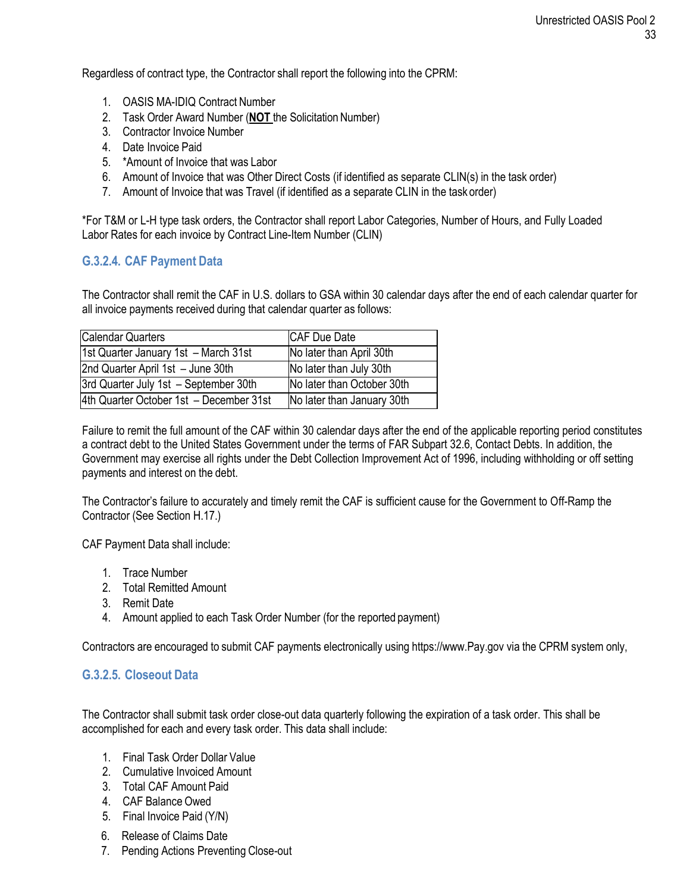Regardless of contract type, the Contractor shall report the following into the CPRM:

1. OASIS MA-IDIQ Contract Number
2. Task Order Award Number (**<u>NOT</u>** the Solicitation Number)
3. Contractor Invoice Number
4. Date Invoice Paid
5. *Amount of Invoice that was Labor
6. Amount of Invoice that was Other Direct Costs (if identified as separate CLIN(s) in the task order)
7. Amount of Invoice that was Travel (if identified as a separate CLIN in the task order)

*For T&M or L-H type task orders, the Contractor shall report Labor Categories, Number of Hours, and Fully Loaded Labor Rates for each invoice by Contract Line-Item Number (CLIN)

### G.3.2.4. CAF Payment Data

The Contractor shall remit the CAF in U.S. dollars to GSA within 30 calendar days after the end of each calendar quarter for all invoice payments received during that calendar quarter as follows:

| Calendar Quarters | CAF Due Date |
|---|---|
| 1st Quarter January 1st – March 31st | No later than April 30th |
| 2nd Quarter April 1st – June 30th | No later than July 30th |
| 3rd Quarter July 1st – September 30th | No later than October 30th |
| 4th Quarter October 1st – December 31st | No later than January 30th |

Failure to remit the full amount of the CAF within 30 calendar days after the end of the applicable reporting period constitutes a contract debt to the United States Government under the terms of FAR Subpart 32.6, Contact Debts. In addition, the Government may exercise all rights under the Debt Collection Improvement Act of 1996, including withholding or off setting payments and interest on the debt.

The Contractor's failure to accurately and timely remit the CAF is sufficient cause for the Government to Off-Ramp the Contractor (See Section H.17.)

CAF Payment Data shall include:

1. Trace Number
2. Total Remitted Amount
3. Remit Date
4. Amount applied to each Task Order Number (for the reported payment)

Contractors are encouraged to submit CAF payments electronically using https://www.Pay.gov via the CPRM system only,

### G.3.2.5. Closeout Data

The Contractor shall submit task order close-out data quarterly following the expiration of a task order. This shall be accomplished for each and every task order. This data shall include:

1. Final Task Order Dollar Value
2. Cumulative Invoiced Amount
3. Total CAF Amount Paid
4. CAF Balance Owed
5. Final Invoice Paid (Y/N)
6. Release of Claims Date
7. Pending Actions Preventing Close-out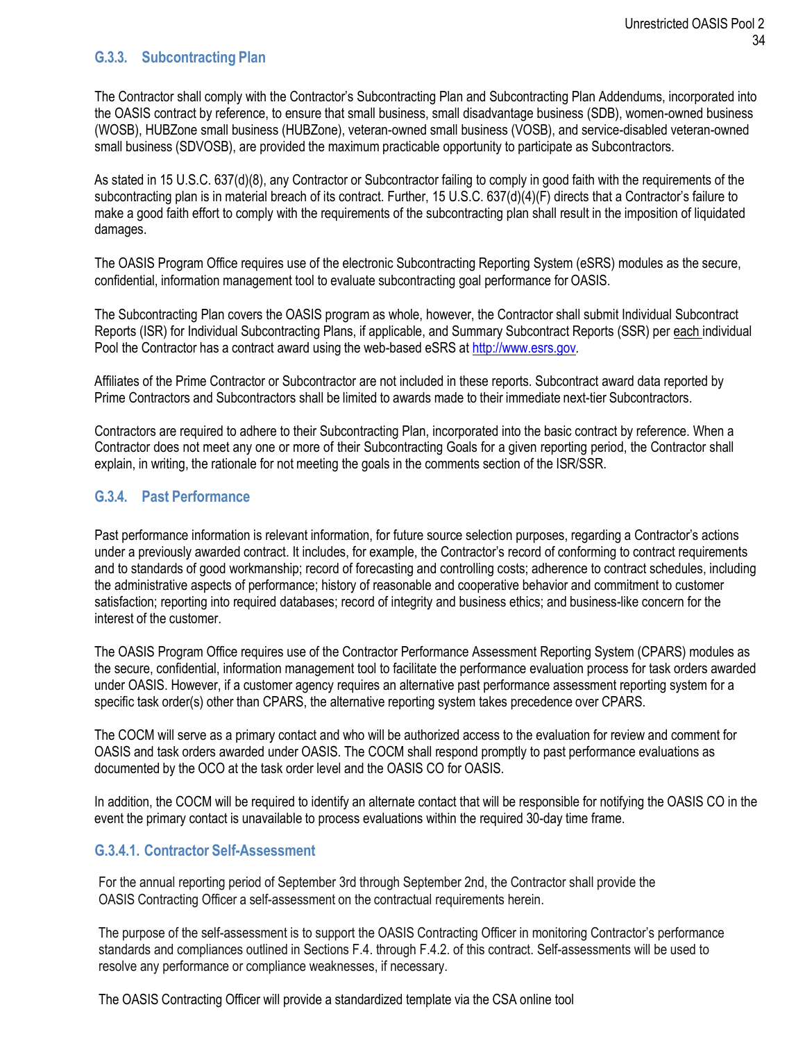### G.3.3. Subcontracting Plan

The Contractor shall comply with the Contractor's Subcontracting Plan and Subcontracting Plan Addendums, incorporated into the OASIS contract by reference, to ensure that small business, small disadvantage business (SDB), women-owned business (WOSB), HUBZone small business (HUBZone), veteran-owned small business (VOSB), and service-disabled veteran-owned small business (SDVOSB), are provided the maximum practicable opportunity to participate as Subcontractors.

As stated in 15 U.S.C. 637(d)(8), any Contractor or Subcontractor failing to comply in good faith with the requirements of the subcontracting plan is in material breach of its contract. Further, 15 U.S.C. 637(d)(4)(F) directs that a Contractor's failure to make a good faith effort to comply with the requirements of the subcontracting plan shall result in the imposition of liquidated damages.

The OASIS Program Office requires use of the electronic Subcontracting Reporting System (eSRS) modules as the secure, confidential, information management tool to evaluate subcontracting goal performance for OASIS.

The Subcontracting Plan covers the OASIS program as whole, however, the Contractor shall submit Individual Subcontract Reports (ISR) for Individual Subcontracting Plans, if applicable, and Summary Subcontract Reports (SSR) per each individual Pool the Contractor has a contract award using the web-based eSRS at http://www.esrs.gov.

Affiliates of the Prime Contractor or Subcontractor are not included in these reports. Subcontract award data reported by Prime Contractors and Subcontractors shall be limited to awards made to their immediate next-tier Subcontractors.

Contractors are required to adhere to their Subcontracting Plan, incorporated into the basic contract by reference. When a Contractor does not meet any one or more of their Subcontracting Goals for a given reporting period, the Contractor shall explain, in writing, the rationale for not meeting the goals in the comments section of the ISR/SSR.

### G.3.4. Past Performance

Past performance information is relevant information, for future source selection purposes, regarding a Contractor's actions under a previously awarded contract. It includes, for example, the Contractor's record of conforming to contract requirements and to standards of good workmanship; record of forecasting and controlling costs; adherence to contract schedules, including the administrative aspects of performance; history of reasonable and cooperative behavior and commitment to customer satisfaction; reporting into required databases; record of integrity and business ethics; and business-like concern for the interest of the customer.

The OASIS Program Office requires use of the Contractor Performance Assessment Reporting System (CPARS) modules as the secure, confidential, information management tool to facilitate the performance evaluation process for task orders awarded under OASIS. However, if a customer agency requires an alternative past performance assessment reporting system for a specific task order(s) other than CPARS, the alternative reporting system takes precedence over CPARS.

The COCM will serve as a primary contact and who will be authorized access to the evaluation for review and comment for OASIS and task orders awarded under OASIS. The COCM shall respond promptly to past performance evaluations as documented by the OCO at the task order level and the OASIS CO for OASIS.

In addition, the COCM will be required to identify an alternate contact that will be responsible for notifying the OASIS CO in the event the primary contact is unavailable to process evaluations within the required 30-day time frame.

#### G.3.4.1. Contractor Self-Assessment

For the annual reporting period of September 3rd through September 2nd, the Contractor shall provide the OASIS Contracting Officer a self-assessment on the contractual requirements herein.

The purpose of the self-assessment is to support the OASIS Contracting Officer in monitoring Contractor's performance standards and compliances outlined in Sections F.4. through F.4.2. of this contract. Self-assessments will be used to resolve any performance or compliance weaknesses, if necessary.

The OASIS Contracting Officer will provide a standardized template via the CSA online tool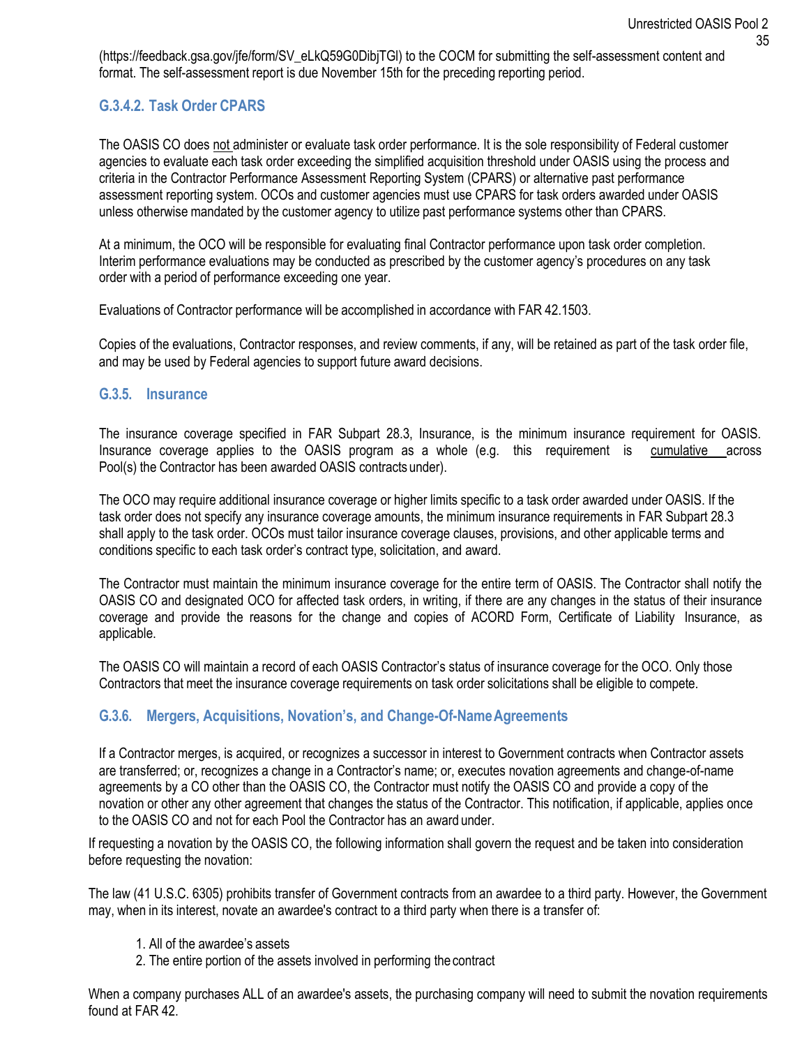(https://feedback.gsa.gov/jfe/form/SV_eLkQ59G0DibjTGl) to the COCM for submitting the self-assessment content and format. The self-assessment report is due November 15th for the preceding reporting period.

### G.3.4.2. Task Order CPARS

The OASIS CO does not administer or evaluate task order performance. It is the sole responsibility of Federal customer agencies to evaluate each task order exceeding the simplified acquisition threshold under OASIS using the process and criteria in the Contractor Performance Assessment Reporting System (CPARS) or alternative past performance assessment reporting system. OCOs and customer agencies must use CPARS for task orders awarded under OASIS unless otherwise mandated by the customer agency to utilize past performance systems other than CPARS.

At a minimum, the OCO will be responsible for evaluating final Contractor performance upon task order completion. Interim performance evaluations may be conducted as prescribed by the customer agency's procedures on any task order with a period of performance exceeding one year.

Evaluations of Contractor performance will be accomplished in accordance with FAR 42.1503.

Copies of the evaluations, Contractor responses, and review comments, if any, will be retained as part of the task order file, and may be used by Federal agencies to support future award decisions.

### G.3.5. Insurance

The insurance coverage specified in FAR Subpart 28.3, Insurance, is the minimum insurance requirement for OASIS. Insurance coverage applies to the OASIS program as a whole (e.g. this requirement is cumulative across Pool(s) the Contractor has been awarded OASIS contracts under).

The OCO may require additional insurance coverage or higher limits specific to a task order awarded under OASIS. If the task order does not specify any insurance coverage amounts, the minimum insurance requirements in FAR Subpart 28.3 shall apply to the task order. OCOs must tailor insurance coverage clauses, provisions, and other applicable terms and conditions specific to each task order's contract type, solicitation, and award.

The Contractor must maintain the minimum insurance coverage for the entire term of OASIS. The Contractor shall notify the OASIS CO and designated OCO for affected task orders, in writing, if there are any changes in the status of their insurance coverage and provide the reasons for the change and copies of ACORD Form, Certificate of Liability Insurance, as applicable.

The OASIS CO will maintain a record of each OASIS Contractor's status of insurance coverage for the OCO. Only those Contractors that meet the insurance coverage requirements on task order solicitations shall be eligible to compete.

### G.3.6. Mergers, Acquisitions, Novation's, and Change-Of-Name Agreements

If a Contractor merges, is acquired, or recognizes a successor in interest to Government contracts when Contractor assets are transferred; or, recognizes a change in a Contractor's name; or, executes novation agreements and change-of-name agreements by a CO other than the OASIS CO, the Contractor must notify the OASIS CO and provide a copy of the novation or other any other agreement that changes the status of the Contractor. This notification, if applicable, applies once to the OASIS CO and not for each Pool the Contractor has an award under.

If requesting a novation by the OASIS CO, the following information shall govern the request and be taken into consideration before requesting the novation:

The law (41 U.S.C. 6305) prohibits transfer of Government contracts from an awardee to a third party. However, the Government may, when in its interest, novate an awardee's contract to a third party when there is a transfer of:

1. All of the awardee's assets
2. The entire portion of the assets involved in performing the contract

When a company purchases ALL of an awardee's assets, the purchasing company will need to submit the novation requirements found at FAR 42.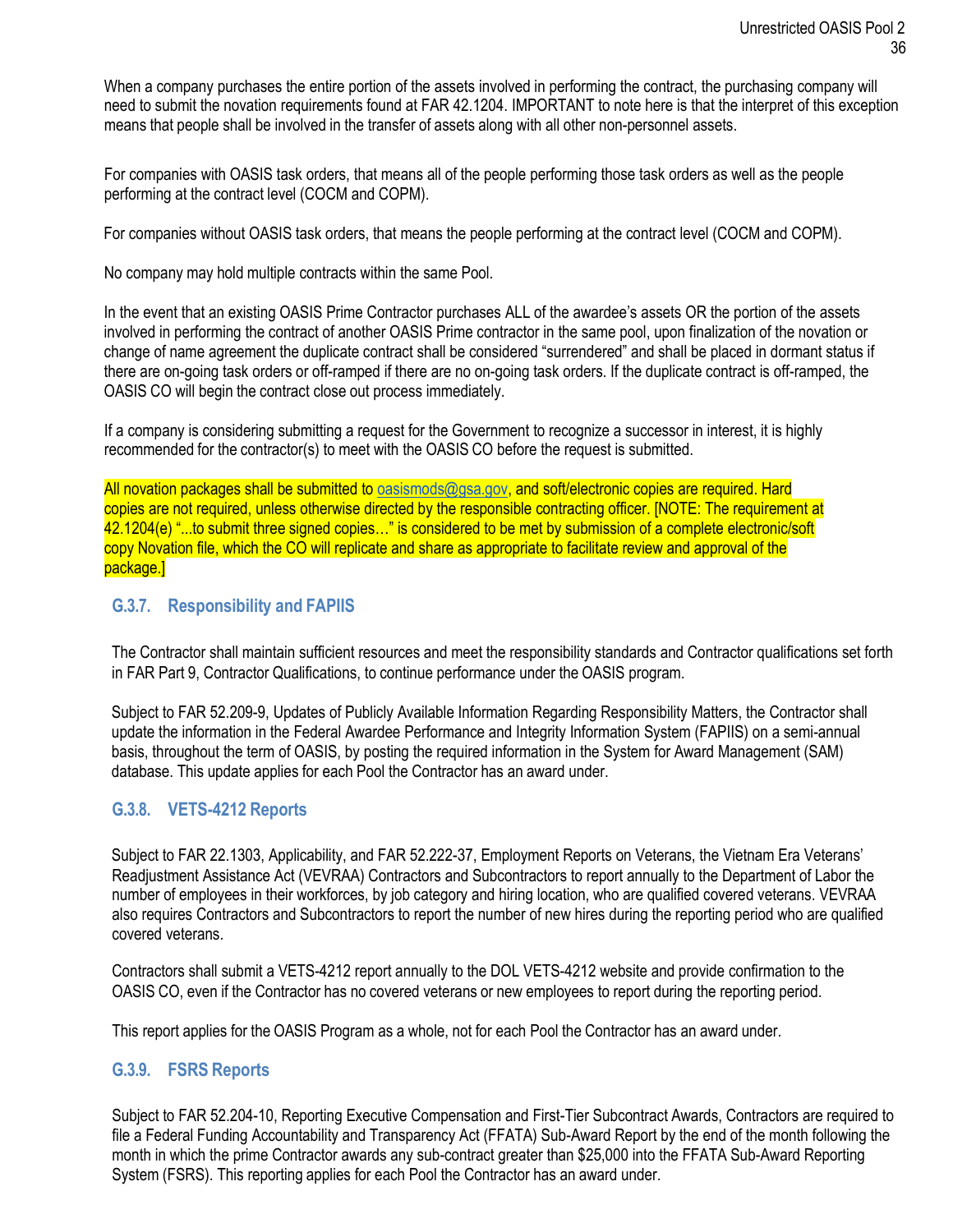When a company purchases the entire portion of the assets involved in performing the contract, the purchasing company will need to submit the novation requirements found at FAR 42.1204. IMPORTANT to note here is that the interpret of this exception means that people shall be involved in the transfer of assets along with all other non-personnel assets.

For companies with OASIS task orders, that means all of the people performing those task orders as well as the people performing at the contract level (COCM and COPM).

For companies without OASIS task orders, that means the people performing at the contract level (COCM and COPM).

No company may hold multiple contracts within the same Pool.

In the event that an existing OASIS Prime Contractor purchases ALL of the awardee's assets OR the portion of the assets involved in performing the contract of another OASIS Prime contractor in the same pool, upon finalization of the novation or change of name agreement the duplicate contract shall be considered "surrendered" and shall be placed in dormant status if there are on-going task orders or off-ramped if there are no on-going task orders. If the duplicate contract is off-ramped, the OASIS CO will begin the contract close out process immediately.

If a company is considering submitting a request for the Government to recognize a successor in interest, it is highly recommended for the contractor(s) to meet with the OASIS CO before the request is submitted.

All novation packages shall be submitted to oasismods@gsa.gov, and soft/electronic copies are required. Hard copies are not required, unless otherwise directed by the responsible contracting officer. [NOTE: The requirement at 42.1204(e) "...to submit three signed copies…" is considered to be met by submission of a complete electronic/soft copy Novation file, which the CO will replicate and share as appropriate to facilitate review and approval of the package.]

### G.3.7. Responsibility and FAPIIS

The Contractor shall maintain sufficient resources and meet the responsibility standards and Contractor qualifications set forth in FAR Part 9, Contractor Qualifications, to continue performance under the OASIS program.

Subject to FAR 52.209-9, Updates of Publicly Available Information Regarding Responsibility Matters, the Contractor shall update the information in the Federal Awardee Performance and Integrity Information System (FAPIIS) on a semi-annual basis, throughout the term of OASIS, by posting the required information in the System for Award Management (SAM) database. This update applies for each Pool the Contractor has an award under.

### G.3.8. VETS-4212 Reports

Subject to FAR 22.1303, Applicability, and FAR 52.222-37, Employment Reports on Veterans, the Vietnam Era Veterans' Readjustment Assistance Act (VEVRAA) Contractors and Subcontractors to report annually to the Department of Labor the number of employees in their workforces, by job category and hiring location, who are qualified covered veterans. VEVRAA also requires Contractors and Subcontractors to report the number of new hires during the reporting period who are qualified covered veterans.

Contractors shall submit a VETS-4212 report annually to the DOL VETS-4212 website and provide confirmation to the OASIS CO, even if the Contractor has no covered veterans or new employees to report during the reporting period.

This report applies for the OASIS Program as a whole, not for each Pool the Contractor has an award under.

### G.3.9. FSRS Reports

Subject to FAR 52.204-10, Reporting Executive Compensation and First-Tier Subcontract Awards, Contractors are required to file a Federal Funding Accountability and Transparency Act (FFATA) Sub-Award Report by the end of the month following the month in which the prime Contractor awards any sub-contract greater than $25,000 into the FFATA Sub-Award Reporting System (FSRS). This reporting applies for each Pool the Contractor has an award under.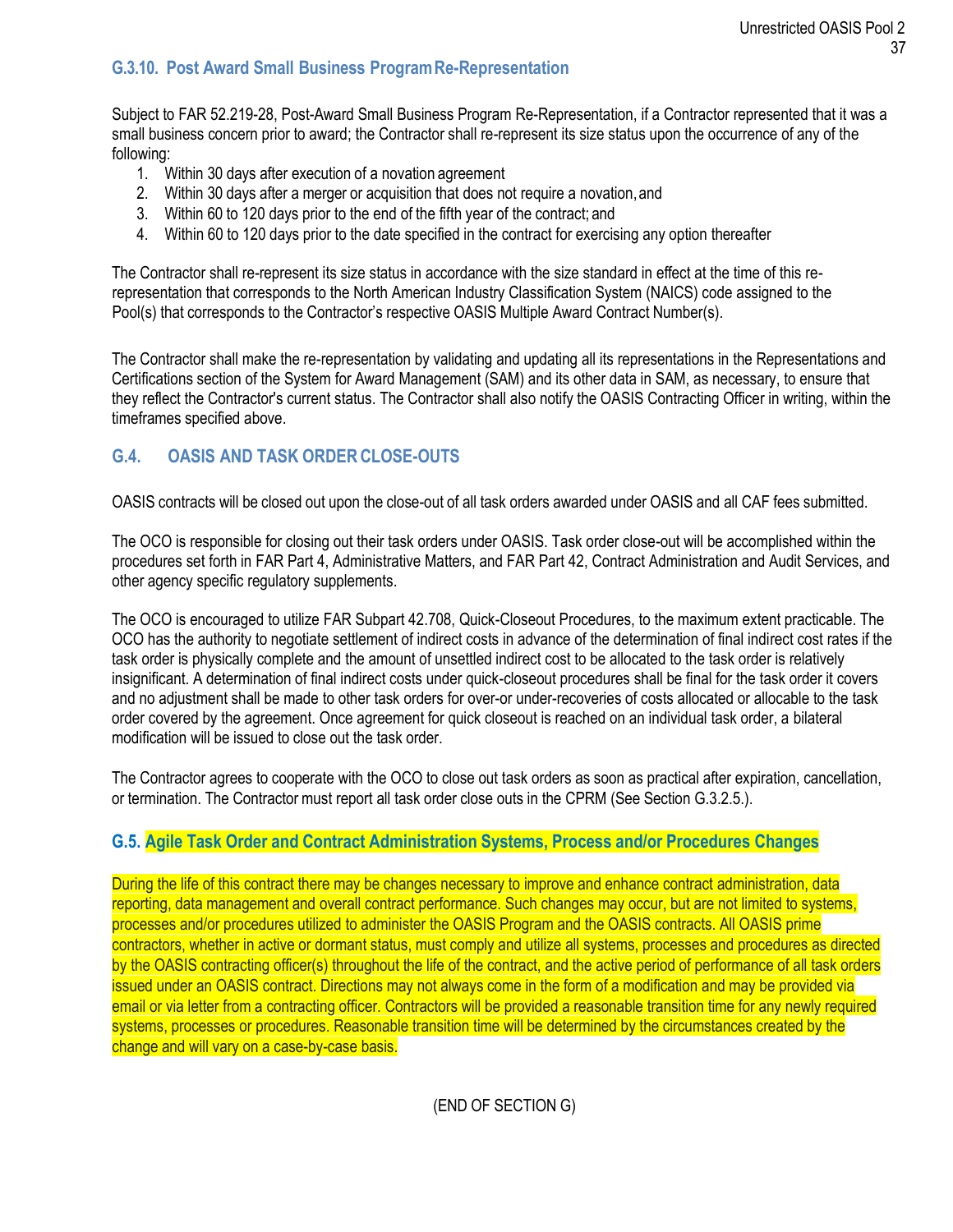### G.3.10. Post Award Small Business Program Re-Representation

Subject to FAR 52.219-28, Post-Award Small Business Program Re-Representation, if a Contractor represented that it was a small business concern prior to award; the Contractor shall re-represent its size status upon the occurrence of any of the following:

1. Within 30 days after execution of a novation agreement
2. Within 30 days after a merger or acquisition that does not require a novation, and
3. Within 60 to 120 days prior to the end of the fifth year of the contract; and
4. Within 60 to 120 days prior to the date specified in the contract for exercising any option thereafter

The Contractor shall re-represent its size status in accordance with the size standard in effect at the time of this re-representation that corresponds to the North American Industry Classification System (NAICS) code assigned to the Pool(s) that corresponds to the Contractor's respective OASIS Multiple Award Contract Number(s).

The Contractor shall make the re-representation by validating and updating all its representations in the Representations and Certifications section of the System for Award Management (SAM) and its other data in SAM, as necessary, to ensure that they reflect the Contractor's current status. The Contractor shall also notify the OASIS Contracting Officer in writing, within the timeframes specified above.

## G.4. OASIS AND TASK ORDER CLOSE-OUTS

OASIS contracts will be closed out upon the close-out of all task orders awarded under OASIS and all CAF fees submitted.

The OCO is responsible for closing out their task orders under OASIS. Task order close-out will be accomplished within the procedures set forth in FAR Part 4, Administrative Matters, and FAR Part 42, Contract Administration and Audit Services, and other agency specific regulatory supplements.

The OCO is encouraged to utilize FAR Subpart 42.708, Quick-Closeout Procedures, to the maximum extent practicable. The OCO has the authority to negotiate settlement of indirect costs in advance of the determination of final indirect cost rates if the task order is physically complete and the amount of unsettled indirect cost to be allocated to the task order is relatively insignificant. A determination of final indirect costs under quick-closeout procedures shall be final for the task order it covers and no adjustment shall be made to other task orders for over-or under-recoveries of costs allocated or allocable to the task order covered by the agreement. Once agreement for quick closeout is reached on an individual task order, a bilateral modification will be issued to close out the task order.

The Contractor agrees to cooperate with the OCO to close out task orders as soon as practical after expiration, cancellation, or termination. The Contractor must report all task order close outs in the CPRM (See Section G.3.2.5.).

## G.5. Agile Task Order and Contract Administration Systems, Process and/or Procedures Changes

During the life of this contract there may be changes necessary to improve and enhance contract administration, data reporting, data management and overall contract performance. Such changes may occur, but are not limited to systems, processes and/or procedures utilized to administer the OASIS Program and the OASIS contracts. All OASIS prime contractors, whether in active or dormant status, must comply and utilize all systems, processes and procedures as directed by the OASIS contracting officer(s) throughout the life of the contract, and the active period of performance of all task orders issued under an OASIS contract. Directions may not always come in the form of a modification and may be provided via email or via letter from a contracting officer. Contractors will be provided a reasonable transition time for any newly required systems, processes or procedures. Reasonable transition time will be determined by the circumstances created by the change and will vary on a case-by-case basis.

(END OF SECTION G)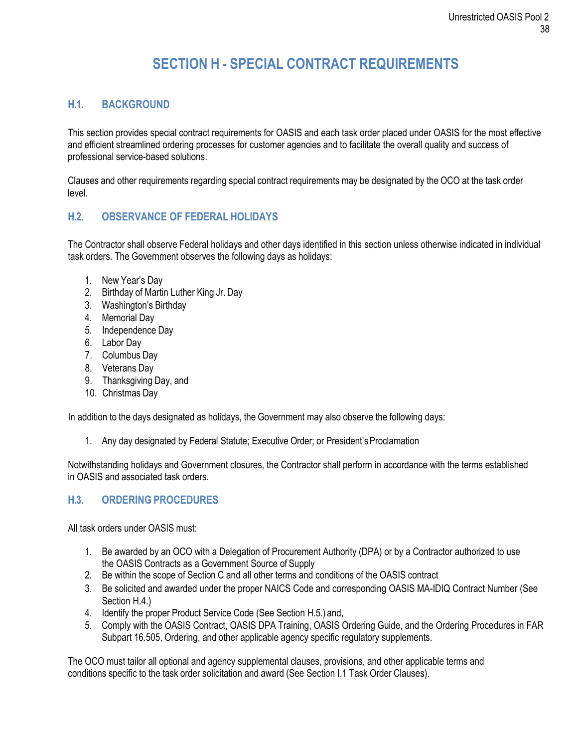# SECTION H - SPECIAL CONTRACT REQUIREMENTS

## H.1. BACKGROUND

This section provides special contract requirements for OASIS and each task order placed under OASIS for the most effective and efficient streamlined ordering processes for customer agencies and to facilitate the overall quality and success of professional service-based solutions.

Clauses and other requirements regarding special contract requirements may be designated by the OCO at the task order level.

## H.2. OBSERVANCE OF FEDERAL HOLIDAYS

The Contractor shall observe Federal holidays and other days identified in this section unless otherwise indicated in individual task orders. The Government observes the following days as holidays:

1. New Year's Day
2. Birthday of Martin Luther King Jr. Day
3. Washington's Birthday
4. Memorial Day
5. Independence Day
6. Labor Day
7. Columbus Day
8. Veterans Day
9. Thanksgiving Day, and
10. Christmas Day

In addition to the days designated as holidays, the Government may also observe the following days:

1. Any day designated by Federal Statute; Executive Order; or President's Proclamation

Notwithstanding holidays and Government closures, the Contractor shall perform in accordance with the terms established in OASIS and associated task orders.

## H.3. ORDERING PROCEDURES

All task orders under OASIS must:

1. Be awarded by an OCO with a Delegation of Procurement Authority (DPA) or by a Contractor authorized to use the OASIS Contracts as a Government Source of Supply
2. Be within the scope of Section C and all other terms and conditions of the OASIS contract
3. Be solicited and awarded under the proper NAICS Code and corresponding OASIS MA-IDIQ Contract Number (See Section H.4.)
4. Identify the proper Product Service Code (See Section H.5.) and,
5. Comply with the OASIS Contract, OASIS DPA Training, OASIS Ordering Guide, and the Ordering Procedures in FAR Subpart 16.505, Ordering, and other applicable agency specific regulatory supplements.

The OCO must tailor all optional and agency supplemental clauses, provisions, and other applicable terms and conditions specific to the task order solicitation and award (See Section I.1 Task Order Clauses).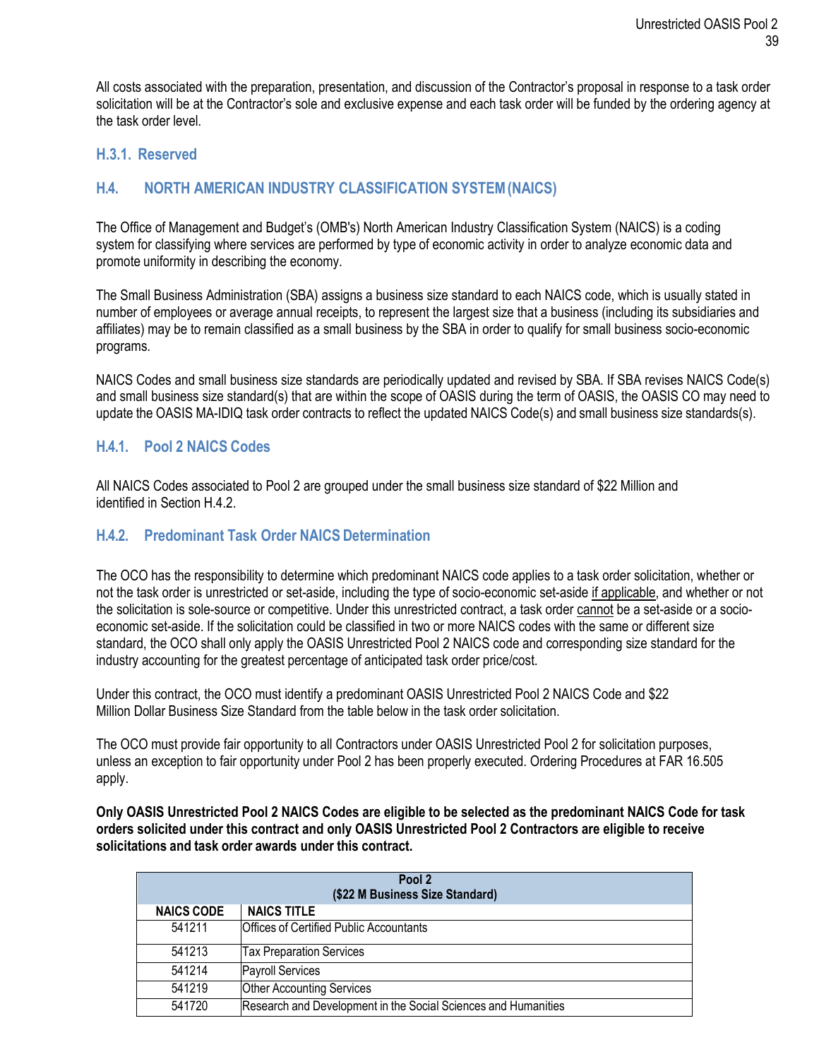All costs associated with the preparation, presentation, and discussion of the Contractor's proposal in response to a task order solicitation will be at the Contractor's sole and exclusive expense and each task order will be funded by the ordering agency at the task order level.

### H.3.1. Reserved

## H.4. NORTH AMERICAN INDUSTRY CLASSIFICATION SYSTEM (NAICS)

The Office of Management and Budget's (OMB's) North American Industry Classification System (NAICS) is a coding system for classifying where services are performed by type of economic activity in order to analyze economic data and promote uniformity in describing the economy.

The Small Business Administration (SBA) assigns a business size standard to each NAICS code, which is usually stated in number of employees or average annual receipts, to represent the largest size that a business (including its subsidiaries and affiliates) may be to remain classified as a small business by the SBA in order to qualify for small business socio-economic programs.

NAICS Codes and small business size standards are periodically updated and revised by SBA. If SBA revises NAICS Code(s) and small business size standard(s) that are within the scope of OASIS during the term of OASIS, the OASIS CO may need to update the OASIS MA-IDIQ task order contracts to reflect the updated NAICS Code(s) and small business size standards(s).

### H.4.1. Pool 2 NAICS Codes

All NAICS Codes associated to Pool 2 are grouped under the small business size standard of $22 Million and identified in Section H.4.2.

### H.4.2. Predominant Task Order NAICS Determination

The OCO has the responsibility to determine which predominant NAICS code applies to a task order solicitation, whether or not the task order is unrestricted or set-aside, including the type of socio-economic set-aside if applicable, and whether or not the solicitation is sole-source or competitive. Under this unrestricted contract, a task order cannot be a set-aside or a socio-economic set-aside. If the solicitation could be classified in two or more NAICS codes with the same or different size standard, the OCO shall only apply the OASIS Unrestricted Pool 2 NAICS code and corresponding size standard for the industry accounting for the greatest percentage of anticipated task order price/cost.

Under this contract, the OCO must identify a predominant OASIS Unrestricted Pool 2 NAICS Code and $22 Million Dollar Business Size Standard from the table below in the task order solicitation.

The OCO must provide fair opportunity to all Contractors under OASIS Unrestricted Pool 2 for solicitation purposes, unless an exception to fair opportunity under Pool 2 has been properly executed. Ordering Procedures at FAR 16.505 apply.

**Only OASIS Unrestricted Pool 2 NAICS Codes are eligible to be selected as the predominant NAICS Code for task orders solicited under this contract and only OASIS Unrestricted Pool 2 Contractors are eligible to receive solicitations and task order awards under this contract.**

| Pool 2 ($22 M Business Size Standard) | |
|---|---|
| **NAICS CODE** | **NAICS TITLE** |
| 541211 | Offices of Certified Public Accountants |
| 541213 | Tax Preparation Services |
| 541214 | Payroll Services |
| 541219 | Other Accounting Services |
| 541720 | Research and Development in the Social Sciences and Humanities |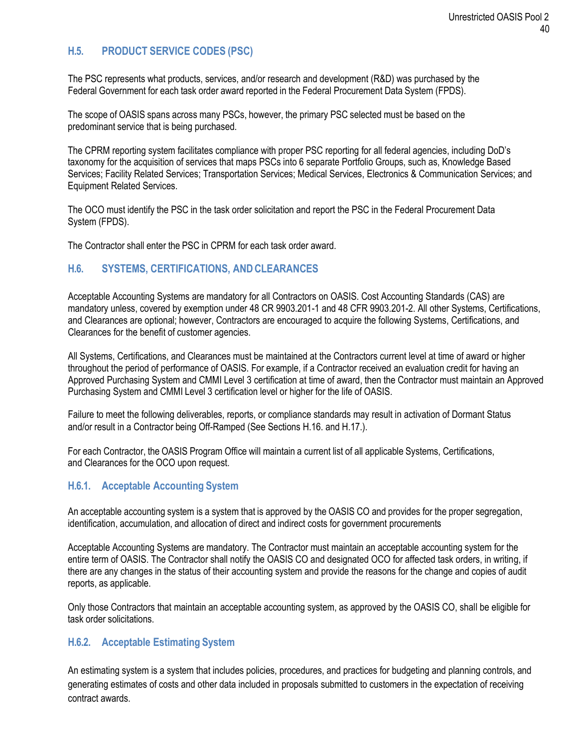### H.5. PRODUCT SERVICE CODES (PSC)

The PSC represents what products, services, and/or research and development (R&D) was purchased by the Federal Government for each task order award reported in the Federal Procurement Data System (FPDS).

The scope of OASIS spans across many PSCs, however, the primary PSC selected must be based on the predominant service that is being purchased.

The CPRM reporting system facilitates compliance with proper PSC reporting for all federal agencies, including DoD's taxonomy for the acquisition of services that maps PSCs into 6 separate Portfolio Groups, such as, Knowledge Based Services; Facility Related Services; Transportation Services; Medical Services, Electronics & Communication Services; and Equipment Related Services.

The OCO must identify the PSC in the task order solicitation and report the PSC in the Federal Procurement Data System (FPDS).

The Contractor shall enter the PSC in CPRM for each task order award.

### H.6. SYSTEMS, CERTIFICATIONS, AND CLEARANCES

Acceptable Accounting Systems are mandatory for all Contractors on OASIS. Cost Accounting Standards (CAS) are mandatory unless, covered by exemption under 48 CR 9903.201-1 and 48 CFR 9903.201-2. All other Systems, Certifications, and Clearances are optional; however, Contractors are encouraged to acquire the following Systems, Certifications, and Clearances for the benefit of customer agencies.

All Systems, Certifications, and Clearances must be maintained at the Contractors current level at time of award or higher throughout the period of performance of OASIS. For example, if a Contractor received an evaluation credit for having an Approved Purchasing System and CMMI Level 3 certification at time of award, then the Contractor must maintain an Approved Purchasing System and CMMI Level 3 certification level or higher for the life of OASIS.

Failure to meet the following deliverables, reports, or compliance standards may result in activation of Dormant Status and/or result in a Contractor being Off-Ramped (See Sections H.16. and H.17.).

For each Contractor, the OASIS Program Office will maintain a current list of all applicable Systems, Certifications, and Clearances for the OCO upon request.

#### H.6.1. Acceptable Accounting System

An acceptable accounting system is a system that is approved by the OASIS CO and provides for the proper segregation, identification, accumulation, and allocation of direct and indirect costs for government procurements

Acceptable Accounting Systems are mandatory. The Contractor must maintain an acceptable accounting system for the entire term of OASIS. The Contractor shall notify the OASIS CO and designated OCO for affected task orders, in writing, if there are any changes in the status of their accounting system and provide the reasons for the change and copies of audit reports, as applicable.

Only those Contractors that maintain an acceptable accounting system, as approved by the OASIS CO, shall be eligible for task order solicitations.

#### H.6.2. Acceptable Estimating System

An estimating system is a system that includes policies, procedures, and practices for budgeting and planning controls, and generating estimates of costs and other data included in proposals submitted to customers in the expectation of receiving contract awards.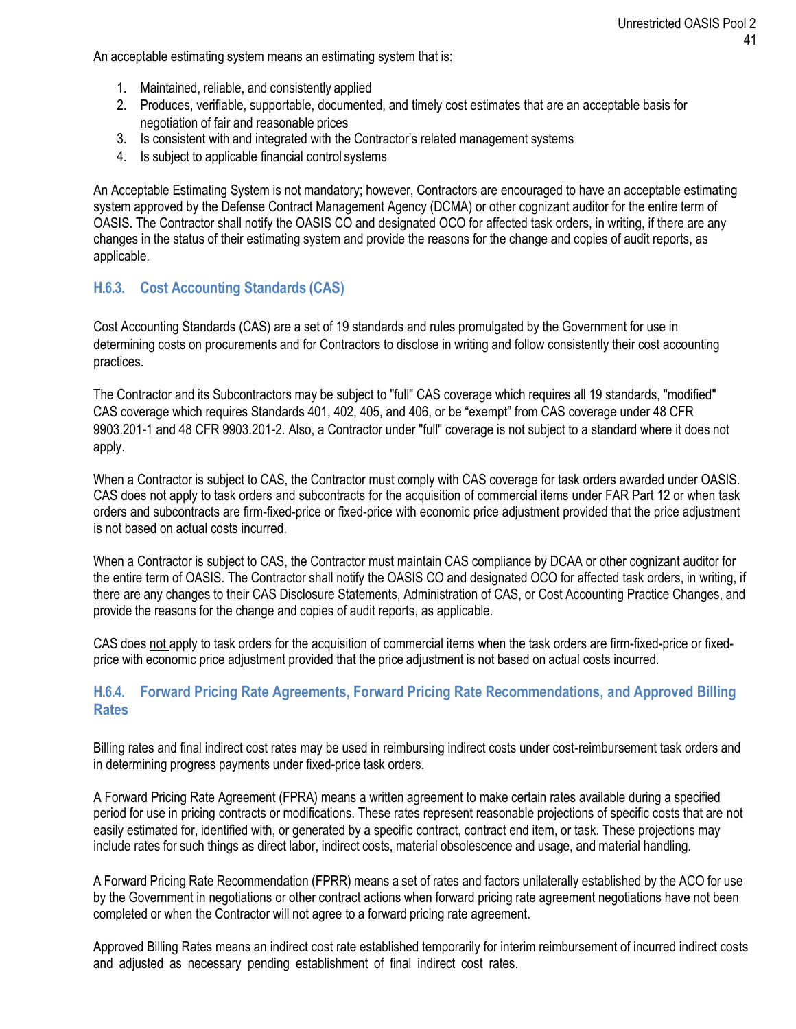An acceptable estimating system means an estimating system that is:

1. Maintained, reliable, and consistently applied
2. Produces, verifiable, supportable, documented, and timely cost estimates that are an acceptable basis for negotiation of fair and reasonable prices
3. Is consistent with and integrated with the Contractor's related management systems
4. Is subject to applicable financial control systems

An Acceptable Estimating System is not mandatory; however, Contractors are encouraged to have an acceptable estimating system approved by the Defense Contract Management Agency (DCMA) or other cognizant auditor for the entire term of OASIS. The Contractor shall notify the OASIS CO and designated OCO for affected task orders, in writing, if there are any changes in the status of their estimating system and provide the reasons for the change and copies of audit reports, as applicable.

### H.6.3. Cost Accounting Standards (CAS)

Cost Accounting Standards (CAS) are a set of 19 standards and rules promulgated by the Government for use in determining costs on procurements and for Contractors to disclose in writing and follow consistently their cost accounting practices.

The Contractor and its Subcontractors may be subject to "full" CAS coverage which requires all 19 standards, "modified" CAS coverage which requires Standards 401, 402, 405, and 406, or be "exempt" from CAS coverage under 48 CFR 9903.201-1 and 48 CFR 9903.201-2. Also, a Contractor under "full" coverage is not subject to a standard where it does not apply.

When a Contractor is subject to CAS, the Contractor must comply with CAS coverage for task orders awarded under OASIS. CAS does not apply to task orders and subcontracts for the acquisition of commercial items under FAR Part 12 or when task orders and subcontracts are firm-fixed-price or fixed-price with economic price adjustment provided that the price adjustment is not based on actual costs incurred.

When a Contractor is subject to CAS, the Contractor must maintain CAS compliance by DCAA or other cognizant auditor for the entire term of OASIS. The Contractor shall notify the OASIS CO and designated OCO for affected task orders, in writing, if there are any changes to their CAS Disclosure Statements, Administration of CAS, or Cost Accounting Practice Changes, and provide the reasons for the change and copies of audit reports, as applicable.

CAS does <u>not</u> apply to task orders for the acquisition of commercial items when the task orders are firm-fixed-price or fixed-price with economic price adjustment provided that the price adjustment is not based on actual costs incurred.

### H.6.4. Forward Pricing Rate Agreements, Forward Pricing Rate Recommendations, and Approved Billing Rates

Billing rates and final indirect cost rates may be used in reimbursing indirect costs under cost-reimbursement task orders and in determining progress payments under fixed-price task orders.

A Forward Pricing Rate Agreement (FPRA) means a written agreement to make certain rates available during a specified period for use in pricing contracts or modifications. These rates represent reasonable projections of specific costs that are not easily estimated for, identified with, or generated by a specific contract, contract end item, or task. These projections may include rates for such things as direct labor, indirect costs, material obsolescence and usage, and material handling.

A Forward Pricing Rate Recommendation (FPRR) means a set of rates and factors unilaterally established by the ACO for use by the Government in negotiations or other contract actions when forward pricing rate agreement negotiations have not been completed or when the Contractor will not agree to a forward pricing rate agreement.

Approved Billing Rates means an indirect cost rate established temporarily for interim reimbursement of incurred indirect costs and adjusted as necessary pending establishment of final indirect cost rates.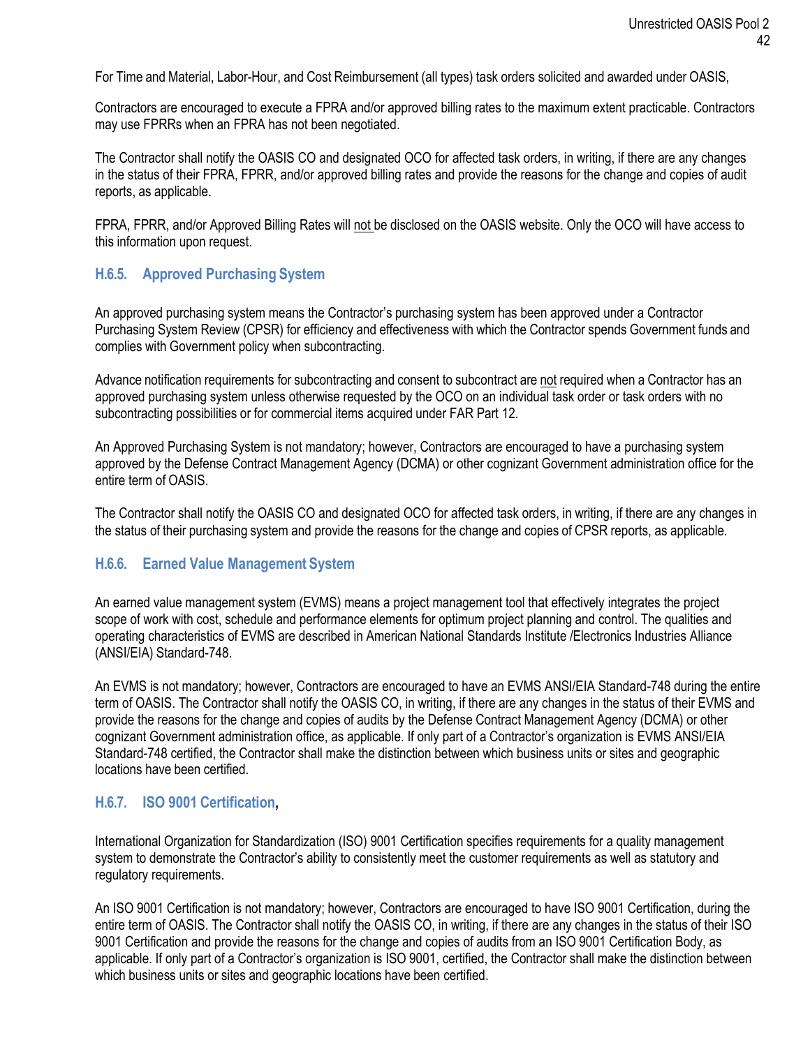For Time and Material, Labor-Hour, and Cost Reimbursement (all types) task orders solicited and awarded under OASIS,

Contractors are encouraged to execute a FPRA and/or approved billing rates to the maximum extent practicable. Contractors may use FPRRs when an FPRA has not been negotiated.

The Contractor shall notify the OASIS CO and designated OCO for affected task orders, in writing, if there are any changes in the status of their FPRA, FPRR, and/or approved billing rates and provide the reasons for the change and copies of audit reports, as applicable.

FPRA, FPRR, and/or Approved Billing Rates will not be disclosed on the OASIS website. Only the OCO will have access to this information upon request.

### H.6.5. Approved Purchasing System

An approved purchasing system means the Contractor's purchasing system has been approved under a Contractor Purchasing System Review (CPSR) for efficiency and effectiveness with which the Contractor spends Government funds and complies with Government policy when subcontracting.

Advance notification requirements for subcontracting and consent to subcontract are not required when a Contractor has an approved purchasing system unless otherwise requested by the OCO on an individual task order or task orders with no subcontracting possibilities or for commercial items acquired under FAR Part 12.

An Approved Purchasing System is not mandatory; however, Contractors are encouraged to have a purchasing system approved by the Defense Contract Management Agency (DCMA) or other cognizant Government administration office for the entire term of OASIS.

The Contractor shall notify the OASIS CO and designated OCO for affected task orders, in writing, if there are any changes in the status of their purchasing system and provide the reasons for the change and copies of CPSR reports, as applicable.

### H.6.6. Earned Value Management System

An earned value management system (EVMS) means a project management tool that effectively integrates the project scope of work with cost, schedule and performance elements for optimum project planning and control. The qualities and operating characteristics of EVMS are described in American National Standards Institute /Electronics Industries Alliance (ANSI/EIA) Standard-748.

An EVMS is not mandatory; however, Contractors are encouraged to have an EVMS ANSI/EIA Standard-748 during the entire term of OASIS. The Contractor shall notify the OASIS CO, in writing, if there are any changes in the status of their EVMS and provide the reasons for the change and copies of audits by the Defense Contract Management Agency (DCMA) or other cognizant Government administration office, as applicable. If only part of a Contractor's organization is EVMS ANSI/EIA Standard-748 certified, the Contractor shall make the distinction between which business units or sites and geographic locations have been certified.

### H.6.7. ISO 9001 Certification,

International Organization for Standardization (ISO) 9001 Certification specifies requirements for a quality management system to demonstrate the Contractor's ability to consistently meet the customer requirements as well as statutory and regulatory requirements.

An ISO 9001 Certification is not mandatory; however, Contractors are encouraged to have ISO 9001 Certification, during the entire term of OASIS. The Contractor shall notify the OASIS CO, in writing, if there are any changes in the status of their ISO 9001 Certification and provide the reasons for the change and copies of audits from an ISO 9001 Certification Body, as applicable. If only part of a Contractor's organization is ISO 9001, certified, the Contractor shall make the distinction between which business units or sites and geographic locations have been certified.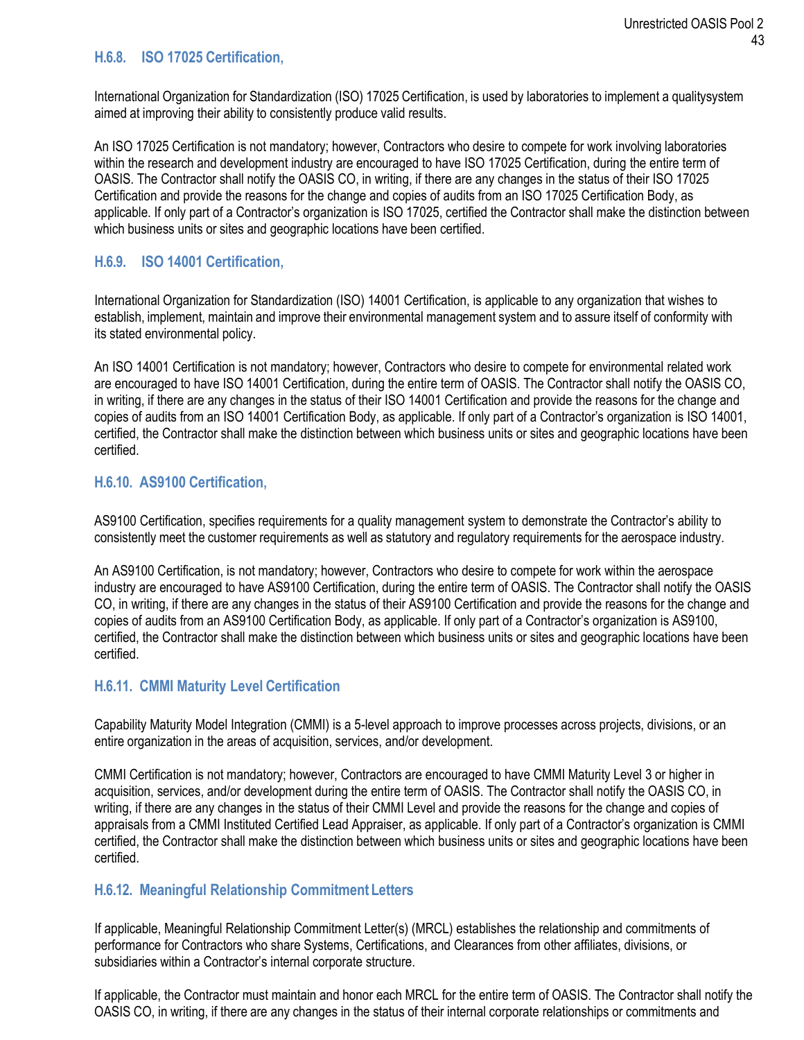#### H.6.8. ISO 17025 Certification,

International Organization for Standardization (ISO) 17025 Certification, is used by laboratories to implement a qualitysystem aimed at improving their ability to consistently produce valid results.

An ISO 17025 Certification is not mandatory; however, Contractors who desire to compete for work involving laboratories within the research and development industry are encouraged to have ISO 17025 Certification, during the entire term of OASIS. The Contractor shall notify the OASIS CO, in writing, if there are any changes in the status of their ISO 17025 Certification and provide the reasons for the change and copies of audits from an ISO 17025 Certification Body, as applicable. If only part of a Contractor's organization is ISO 17025, certified the Contractor shall make the distinction between which business units or sites and geographic locations have been certified.

#### H.6.9. ISO 14001 Certification,

International Organization for Standardization (ISO) 14001 Certification, is applicable to any organization that wishes to establish, implement, maintain and improve their environmental management system and to assure itself of conformity with its stated environmental policy.

An ISO 14001 Certification is not mandatory; however, Contractors who desire to compete for environmental related work are encouraged to have ISO 14001 Certification, during the entire term of OASIS. The Contractor shall notify the OASIS CO, in writing, if there are any changes in the status of their ISO 14001 Certification and provide the reasons for the change and copies of audits from an ISO 14001 Certification Body, as applicable. If only part of a Contractor's organization is ISO 14001, certified, the Contractor shall make the distinction between which business units or sites and geographic locations have been certified.

#### H.6.10. AS9100 Certification,

AS9100 Certification, specifies requirements for a quality management system to demonstrate the Contractor's ability to consistently meet the customer requirements as well as statutory and regulatory requirements for the aerospace industry.

An AS9100 Certification, is not mandatory; however, Contractors who desire to compete for work within the aerospace industry are encouraged to have AS9100 Certification, during the entire term of OASIS. The Contractor shall notify the OASIS CO, in writing, if there are any changes in the status of their AS9100 Certification and provide the reasons for the change and copies of audits from an AS9100 Certification Body, as applicable. If only part of a Contractor's organization is AS9100, certified, the Contractor shall make the distinction between which business units or sites and geographic locations have been certified.

#### H.6.11. CMMI Maturity Level Certification

Capability Maturity Model Integration (CMMI) is a 5-level approach to improve processes across projects, divisions, or an entire organization in the areas of acquisition, services, and/or development.

CMMI Certification is not mandatory; however, Contractors are encouraged to have CMMI Maturity Level 3 or higher in acquisition, services, and/or development during the entire term of OASIS. The Contractor shall notify the OASIS CO, in writing, if there are any changes in the status of their CMMI Level and provide the reasons for the change and copies of appraisals from a CMMI Instituted Certified Lead Appraiser, as applicable. If only part of a Contractor's organization is CMMI certified, the Contractor shall make the distinction between which business units or sites and geographic locations have been certified.

#### H.6.12. Meaningful Relationship Commitment Letters

If applicable, Meaningful Relationship Commitment Letter(s) (MRCL) establishes the relationship and commitments of performance for Contractors who share Systems, Certifications, and Clearances from other affiliates, divisions, or subsidiaries within a Contractor's internal corporate structure.

If applicable, the Contractor must maintain and honor each MRCL for the entire term of OASIS. The Contractor shall notify the OASIS CO, in writing, if there are any changes in the status of their internal corporate relationships or commitments and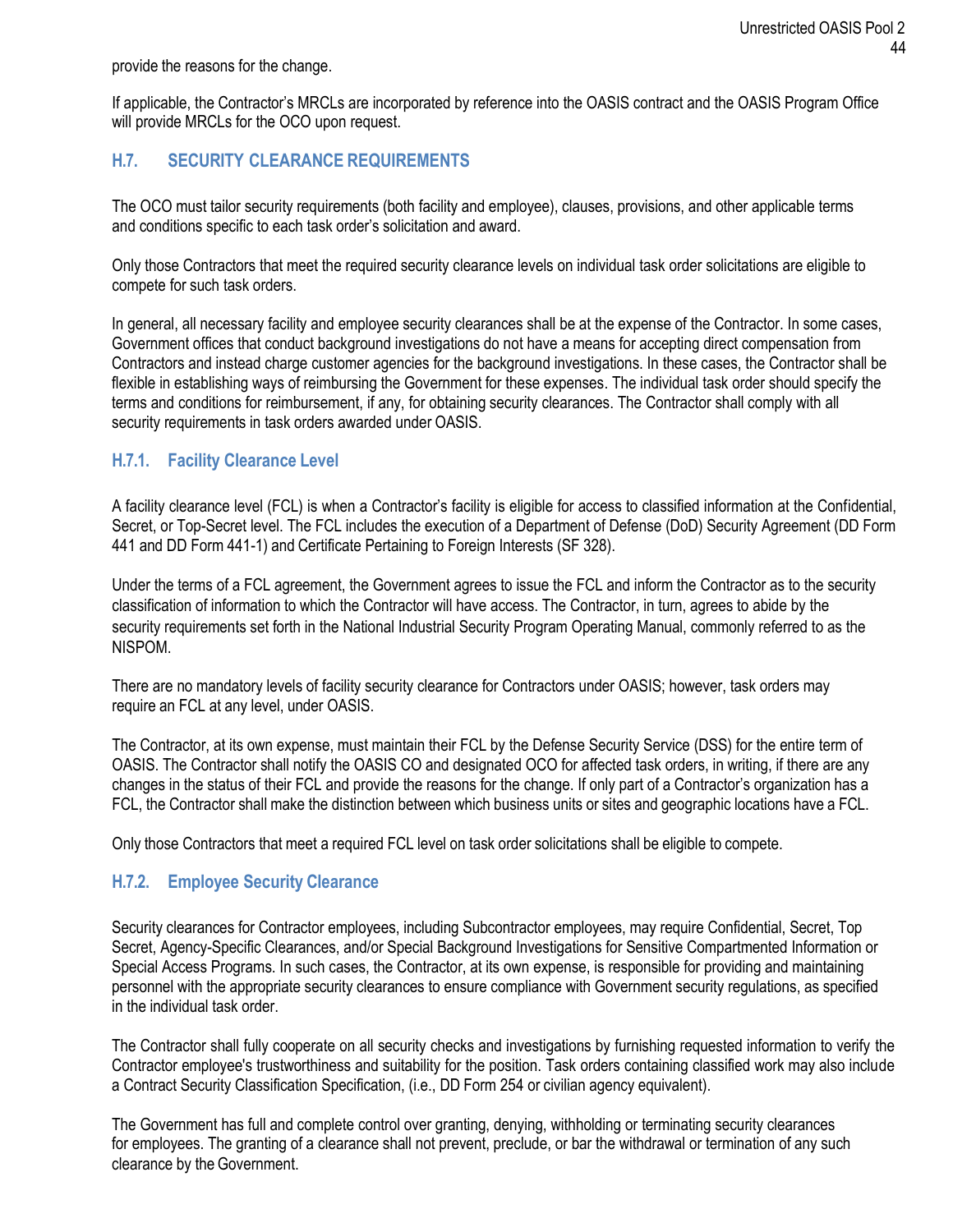provide the reasons for the change.

If applicable, the Contractor's MRCLs are incorporated by reference into the OASIS contract and the OASIS Program Office will provide MRCLs for the OCO upon request.

## H.7. SECURITY CLEARANCE REQUIREMENTS

The OCO must tailor security requirements (both facility and employee), clauses, provisions, and other applicable terms and conditions specific to each task order's solicitation and award.

Only those Contractors that meet the required security clearance levels on individual task order solicitations are eligible to compete for such task orders.

In general, all necessary facility and employee security clearances shall be at the expense of the Contractor. In some cases, Government offices that conduct background investigations do not have a means for accepting direct compensation from Contractors and instead charge customer agencies for the background investigations. In these cases, the Contractor shall be flexible in establishing ways of reimbursing the Government for these expenses. The individual task order should specify the terms and conditions for reimbursement, if any, for obtaining security clearances. The Contractor shall comply with all security requirements in task orders awarded under OASIS.

### H.7.1. Facility Clearance Level

A facility clearance level (FCL) is when a Contractor's facility is eligible for access to classified information at the Confidential, Secret, or Top-Secret level. The FCL includes the execution of a Department of Defense (DoD) Security Agreement (DD Form 441 and DD Form 441-1) and Certificate Pertaining to Foreign Interests (SF 328).

Under the terms of a FCL agreement, the Government agrees to issue the FCL and inform the Contractor as to the security classification of information to which the Contractor will have access. The Contractor, in turn, agrees to abide by the security requirements set forth in the National Industrial Security Program Operating Manual, commonly referred to as the NISPOM.

There are no mandatory levels of facility security clearance for Contractors under OASIS; however, task orders may require an FCL at any level, under OASIS.

The Contractor, at its own expense, must maintain their FCL by the Defense Security Service (DSS) for the entire term of OASIS. The Contractor shall notify the OASIS CO and designated OCO for affected task orders, in writing, if there are any changes in the status of their FCL and provide the reasons for the change. If only part of a Contractor's organization has a FCL, the Contractor shall make the distinction between which business units or sites and geographic locations have a FCL.

Only those Contractors that meet a required FCL level on task order solicitations shall be eligible to compete.

### H.7.2. Employee Security Clearance

Security clearances for Contractor employees, including Subcontractor employees, may require Confidential, Secret, Top Secret, Agency-Specific Clearances, and/or Special Background Investigations for Sensitive Compartmented Information or Special Access Programs. In such cases, the Contractor, at its own expense, is responsible for providing and maintaining personnel with the appropriate security clearances to ensure compliance with Government security regulations, as specified in the individual task order.

The Contractor shall fully cooperate on all security checks and investigations by furnishing requested information to verify the Contractor employee's trustworthiness and suitability for the position. Task orders containing classified work may also include a Contract Security Classification Specification, (i.e., DD Form 254 or civilian agency equivalent).

The Government has full and complete control over granting, denying, withholding or terminating security clearances for employees. The granting of a clearance shall not prevent, preclude, or bar the withdrawal or termination of any such clearance by the Government.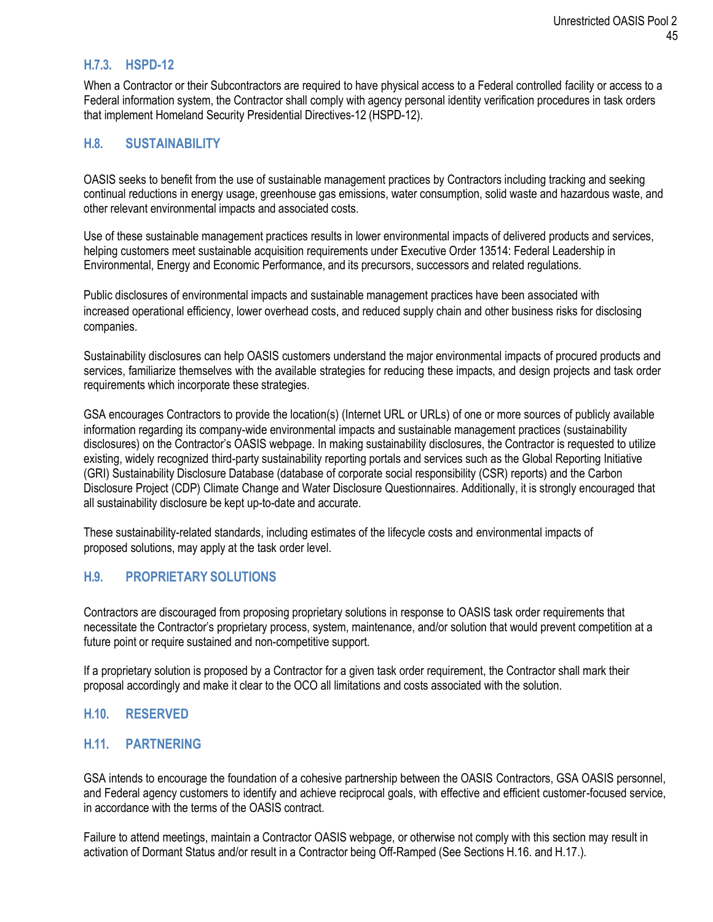### H.7.3. HSPD-12

When a Contractor or their Subcontractors are required to have physical access to a Federal controlled facility or access to a Federal information system, the Contractor shall comply with agency personal identity verification procedures in task orders that implement Homeland Security Presidential Directives-12 (HSPD-12).

## H.8. SUSTAINABILITY

OASIS seeks to benefit from the use of sustainable management practices by Contractors including tracking and seeking continual reductions in energy usage, greenhouse gas emissions, water consumption, solid waste and hazardous waste, and other relevant environmental impacts and associated costs.

Use of these sustainable management practices results in lower environmental impacts of delivered products and services, helping customers meet sustainable acquisition requirements under Executive Order 13514: Federal Leadership in Environmental, Energy and Economic Performance, and its precursors, successors and related regulations.

Public disclosures of environmental impacts and sustainable management practices have been associated with increased operational efficiency, lower overhead costs, and reduced supply chain and other business risks for disclosing companies.

Sustainability disclosures can help OASIS customers understand the major environmental impacts of procured products and services, familiarize themselves with the available strategies for reducing these impacts, and design projects and task order requirements which incorporate these strategies.

GSA encourages Contractors to provide the location(s) (Internet URL or URLs) of one or more sources of publicly available information regarding its company-wide environmental impacts and sustainable management practices (sustainability disclosures) on the Contractor's OASIS webpage. In making sustainability disclosures, the Contractor is requested to utilize existing, widely recognized third-party sustainability reporting portals and services such as the Global Reporting Initiative (GRI) Sustainability Disclosure Database (database of corporate social responsibility (CSR) reports) and the Carbon Disclosure Project (CDP) Climate Change and Water Disclosure Questionnaires. Additionally, it is strongly encouraged that all sustainability disclosure be kept up-to-date and accurate.

These sustainability-related standards, including estimates of the lifecycle costs and environmental impacts of proposed solutions, may apply at the task order level.

## H.9. PROPRIETARY SOLUTIONS

Contractors are discouraged from proposing proprietary solutions in response to OASIS task order requirements that necessitate the Contractor's proprietary process, system, maintenance, and/or solution that would prevent competition at a future point or require sustained and non-competitive support.

If a proprietary solution is proposed by a Contractor for a given task order requirement, the Contractor shall mark their proposal accordingly and make it clear to the OCO all limitations and costs associated with the solution.

## H.10. RESERVED

## H.11. PARTNERING

GSA intends to encourage the foundation of a cohesive partnership between the OASIS Contractors, GSA OASIS personnel, and Federal agency customers to identify and achieve reciprocal goals, with effective and efficient customer-focused service, in accordance with the terms of the OASIS contract.

Failure to attend meetings, maintain a Contractor OASIS webpage, or otherwise not comply with this section may result in activation of Dormant Status and/or result in a Contractor being Off-Ramped (See Sections H.16. and H.17.).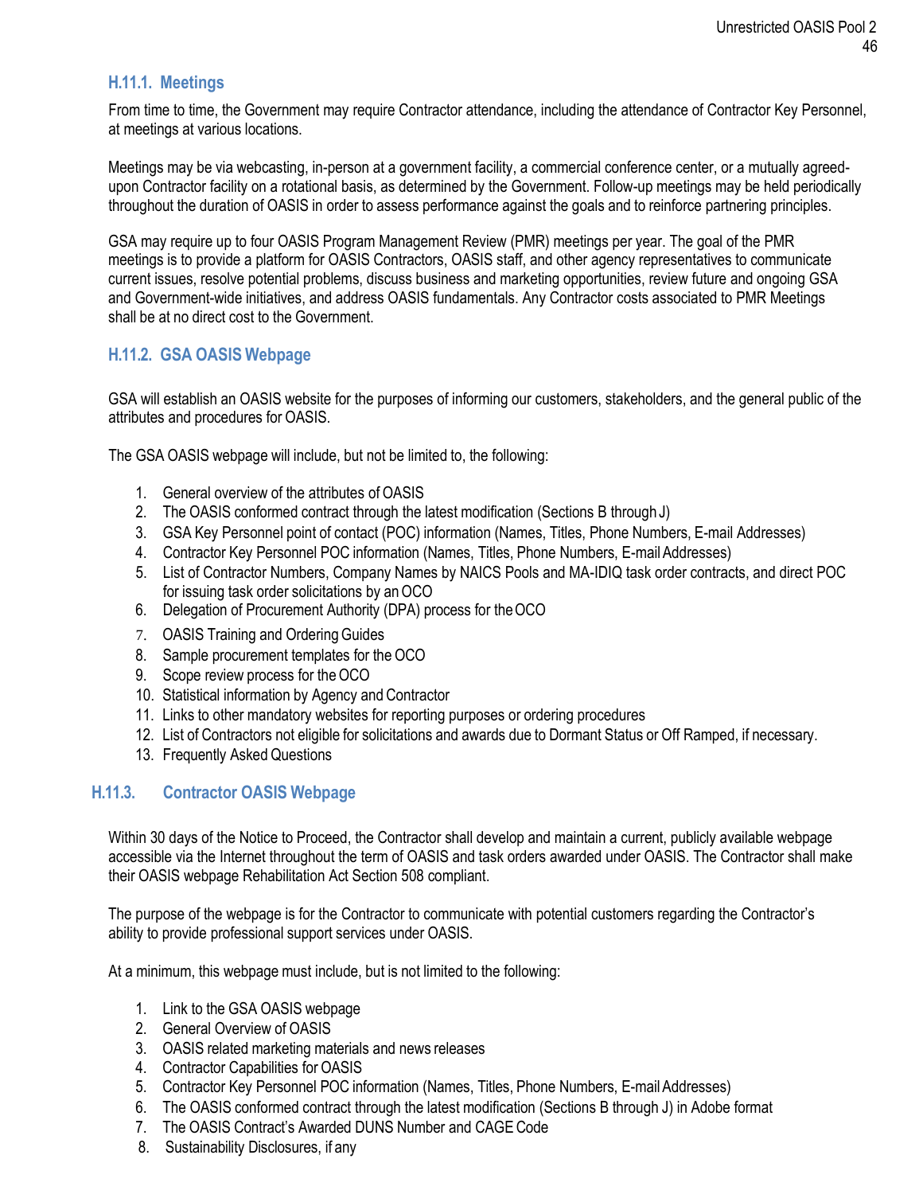### H.11.1. Meetings

From time to time, the Government may require Contractor attendance, including the attendance of Contractor Key Personnel, at meetings at various locations.

Meetings may be via webcasting, in-person at a government facility, a commercial conference center, or a mutually agreed-upon Contractor facility on a rotational basis, as determined by the Government. Follow-up meetings may be held periodically throughout the duration of OASIS in order to assess performance against the goals and to reinforce partnering principles.

GSA may require up to four OASIS Program Management Review (PMR) meetings per year. The goal of the PMR meetings is to provide a platform for OASIS Contractors, OASIS staff, and other agency representatives to communicate current issues, resolve potential problems, discuss business and marketing opportunities, review future and ongoing GSA and Government-wide initiatives, and address OASIS fundamentals. Any Contractor costs associated to PMR Meetings shall be at no direct cost to the Government.

### H.11.2. GSA OASIS Webpage

GSA will establish an OASIS website for the purposes of informing our customers, stakeholders, and the general public of the attributes and procedures for OASIS.

The GSA OASIS webpage will include, but not be limited to, the following:

1. General overview of the attributes of OASIS
2. The OASIS conformed contract through the latest modification (Sections B through J)
3. GSA Key Personnel point of contact (POC) information (Names, Titles, Phone Numbers, E-mail Addresses)
4. Contractor Key Personnel POC information (Names, Titles, Phone Numbers, E-mail Addresses)
5. List of Contractor Numbers, Company Names by NAICS Pools and MA-IDIQ task order contracts, and direct POC for issuing task order solicitations by an OCO
6. Delegation of Procurement Authority (DPA) process for the OCO
7. OASIS Training and Ordering Guides
8. Sample procurement templates for the OCO
9. Scope review process for the OCO
10. Statistical information by Agency and Contractor
11. Links to other mandatory websites for reporting purposes or ordering procedures
12. List of Contractors not eligible for solicitations and awards due to Dormant Status or Off Ramped, if necessary.
13. Frequently Asked Questions

### H.11.3. Contractor OASIS Webpage

Within 30 days of the Notice to Proceed, the Contractor shall develop and maintain a current, publicly available webpage accessible via the Internet throughout the term of OASIS and task orders awarded under OASIS. The Contractor shall make their OASIS webpage Rehabilitation Act Section 508 compliant.

The purpose of the webpage is for the Contractor to communicate with potential customers regarding the Contractor's ability to provide professional support services under OASIS.

At a minimum, this webpage must include, but is not limited to the following:

1. Link to the GSA OASIS webpage
2. General Overview of OASIS
3. OASIS related marketing materials and news releases
4. Contractor Capabilities for OASIS
5. Contractor Key Personnel POC information (Names, Titles, Phone Numbers, E-mail Addresses)
6. The OASIS conformed contract through the latest modification (Sections B through J) in Adobe format
7. The OASIS Contract's Awarded DUNS Number and CAGE Code
8. Sustainability Disclosures, if any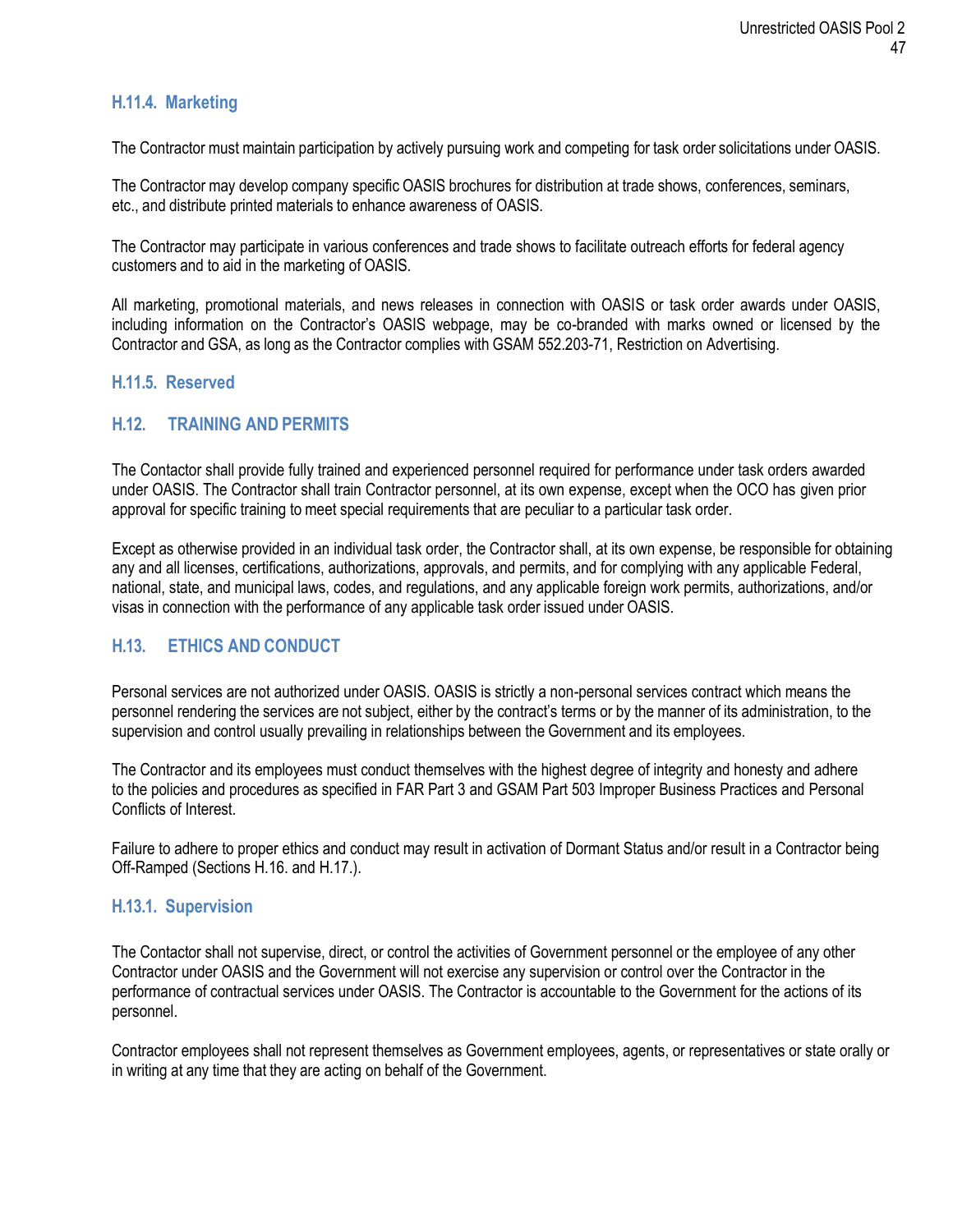### H.11.4. Marketing

The Contractor must maintain participation by actively pursuing work and competing for task order solicitations under OASIS.

The Contractor may develop company specific OASIS brochures for distribution at trade shows, conferences, seminars, etc., and distribute printed materials to enhance awareness of OASIS.

The Contractor may participate in various conferences and trade shows to facilitate outreach efforts for federal agency customers and to aid in the marketing of OASIS.

All marketing, promotional materials, and news releases in connection with OASIS or task order awards under OASIS, including information on the Contractor's OASIS webpage, may be co-branded with marks owned or licensed by the Contractor and GSA, as long as the Contractor complies with GSAM 552.203-71, Restriction on Advertising.

### H.11.5. Reserved

## H.12. TRAINING AND PERMITS

The Contactor shall provide fully trained and experienced personnel required for performance under task orders awarded under OASIS. The Contractor shall train Contractor personnel, at its own expense, except when the OCO has given prior approval for specific training to meet special requirements that are peculiar to a particular task order.

Except as otherwise provided in an individual task order, the Contractor shall, at its own expense, be responsible for obtaining any and all licenses, certifications, authorizations, approvals, and permits, and for complying with any applicable Federal, national, state, and municipal laws, codes, and regulations, and any applicable foreign work permits, authorizations, and/or visas in connection with the performance of any applicable task order issued under OASIS.

## H.13. ETHICS AND CONDUCT

Personal services are not authorized under OASIS. OASIS is strictly a non-personal services contract which means the personnel rendering the services are not subject, either by the contract's terms or by the manner of its administration, to the supervision and control usually prevailing in relationships between the Government and its employees.

The Contractor and its employees must conduct themselves with the highest degree of integrity and honesty and adhere to the policies and procedures as specified in FAR Part 3 and GSAM Part 503 Improper Business Practices and Personal Conflicts of Interest.

Failure to adhere to proper ethics and conduct may result in activation of Dormant Status and/or result in a Contractor being Off-Ramped (Sections H.16. and H.17.).

### H.13.1. Supervision

The Contactor shall not supervise, direct, or control the activities of Government personnel or the employee of any other Contractor under OASIS and the Government will not exercise any supervision or control over the Contractor in the performance of contractual services under OASIS. The Contractor is accountable to the Government for the actions of its personnel.

Contractor employees shall not represent themselves as Government employees, agents, or representatives or state orally or in writing at any time that they are acting on behalf of the Government.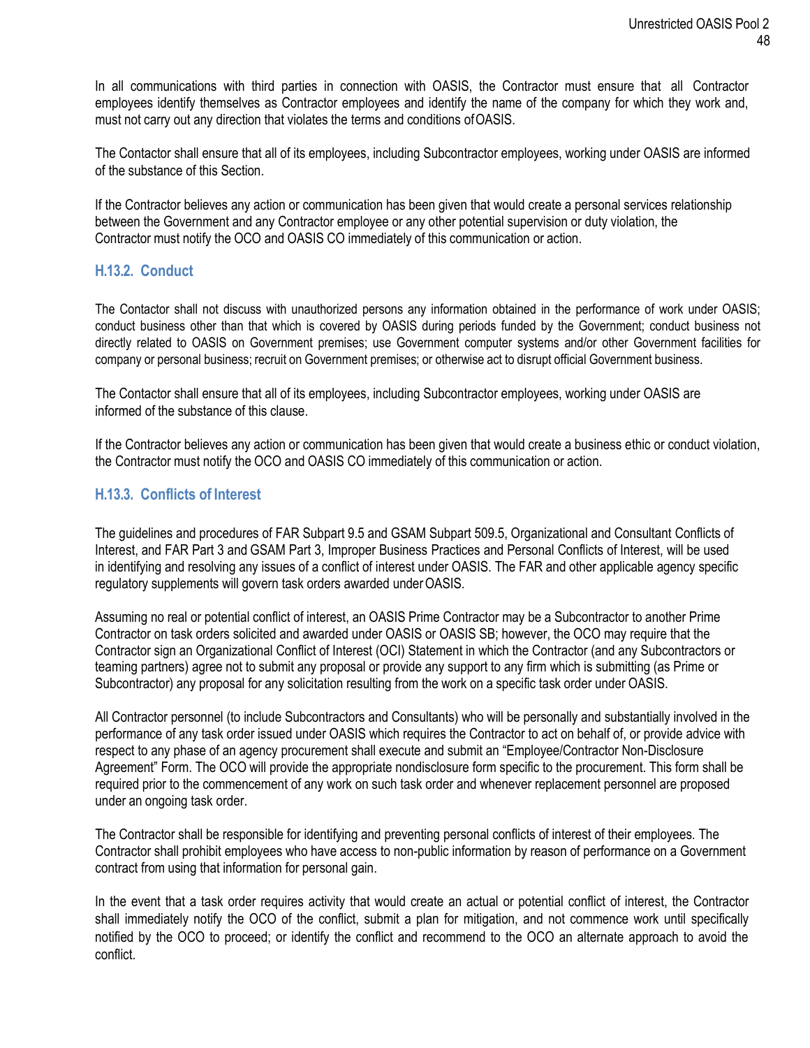In all communications with third parties in connection with OASIS, the Contractor must ensure that all Contractor employees identify themselves as Contractor employees and identify the name of the company for which they work and, must not carry out any direction that violates the terms and conditions of OASIS.

The Contactor shall ensure that all of its employees, including Subcontractor employees, working under OASIS are informed of the substance of this Section.

If the Contractor believes any action or communication has been given that would create a personal services relationship between the Government and any Contractor employee or any other potential supervision or duty violation, the Contractor must notify the OCO and OASIS CO immediately of this communication or action.

### H.13.2. Conduct

The Contactor shall not discuss with unauthorized persons any information obtained in the performance of work under OASIS; conduct business other than that which is covered by OASIS during periods funded by the Government; conduct business not directly related to OASIS on Government premises; use Government computer systems and/or other Government facilities for company or personal business; recruit on Government premises; or otherwise act to disrupt official Government business.

The Contactor shall ensure that all of its employees, including Subcontractor employees, working under OASIS are informed of the substance of this clause.

If the Contractor believes any action or communication has been given that would create a business ethic or conduct violation, the Contractor must notify the OCO and OASIS CO immediately of this communication or action.

### H.13.3. Conflicts of Interest

The guidelines and procedures of FAR Subpart 9.5 and GSAM Subpart 509.5, Organizational and Consultant Conflicts of Interest, and FAR Part 3 and GSAM Part 3, Improper Business Practices and Personal Conflicts of Interest, will be used in identifying and resolving any issues of a conflict of interest under OASIS. The FAR and other applicable agency specific regulatory supplements will govern task orders awarded under OASIS.

Assuming no real or potential conflict of interest, an OASIS Prime Contractor may be a Subcontractor to another Prime Contractor on task orders solicited and awarded under OASIS or OASIS SB; however, the OCO may require that the Contractor sign an Organizational Conflict of Interest (OCI) Statement in which the Contractor (and any Subcontractors or teaming partners) agree not to submit any proposal or provide any support to any firm which is submitting (as Prime or Subcontractor) any proposal for any solicitation resulting from the work on a specific task order under OASIS.

All Contractor personnel (to include Subcontractors and Consultants) who will be personally and substantially involved in the performance of any task order issued under OASIS which requires the Contractor to act on behalf of, or provide advice with respect to any phase of an agency procurement shall execute and submit an "Employee/Contractor Non-Disclosure Agreement" Form. The OCO will provide the appropriate nondisclosure form specific to the procurement. This form shall be required prior to the commencement of any work on such task order and whenever replacement personnel are proposed under an ongoing task order.

The Contractor shall be responsible for identifying and preventing personal conflicts of interest of their employees. The Contractor shall prohibit employees who have access to non-public information by reason of performance on a Government contract from using that information for personal gain.

In the event that a task order requires activity that would create an actual or potential conflict of interest, the Contractor shall immediately notify the OCO of the conflict, submit a plan for mitigation, and not commence work until specifically notified by the OCO to proceed; or identify the conflict and recommend to the OCO an alternate approach to avoid the conflict.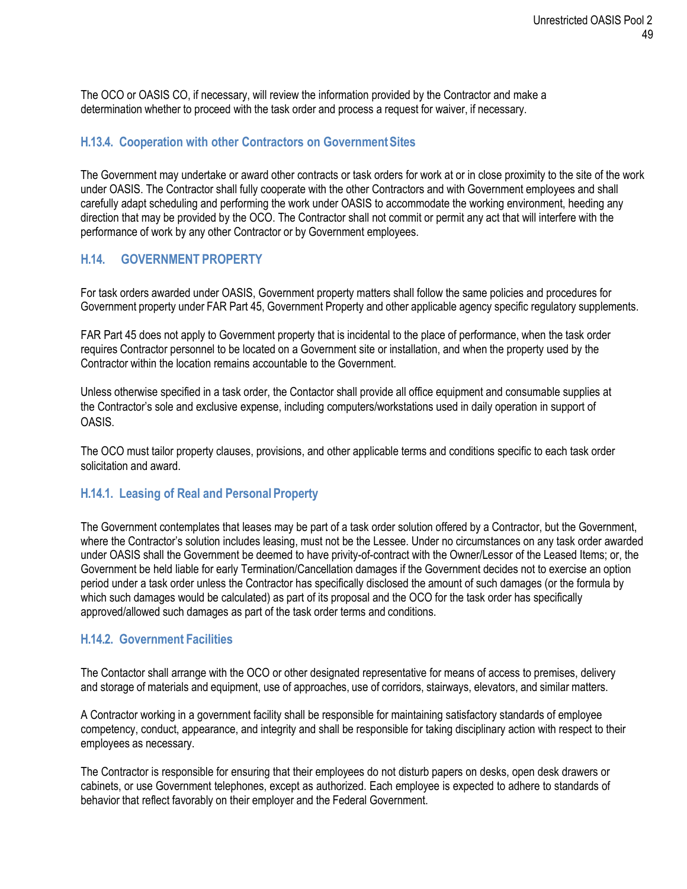The OCO or OASIS CO, if necessary, will review the information provided by the Contractor and make a determination whether to proceed with the task order and process a request for waiver, if necessary.

### H.13.4. Cooperation with other Contractors on Government Sites

The Government may undertake or award other contracts or task orders for work at or in close proximity to the site of the work under OASIS. The Contractor shall fully cooperate with the other Contractors and with Government employees and shall carefully adapt scheduling and performing the work under OASIS to accommodate the working environment, heeding any direction that may be provided by the OCO. The Contractor shall not commit or permit any act that will interfere with the performance of work by any other Contractor or by Government employees.

## H.14. GOVERNMENT PROPERTY

For task orders awarded under OASIS, Government property matters shall follow the same policies and procedures for Government property under FAR Part 45, Government Property and other applicable agency specific regulatory supplements.

FAR Part 45 does not apply to Government property that is incidental to the place of performance, when the task order requires Contractor personnel to be located on a Government site or installation, and when the property used by the Contractor within the location remains accountable to the Government.

Unless otherwise specified in a task order, the Contactor shall provide all office equipment and consumable supplies at the Contractor's sole and exclusive expense, including computers/workstations used in daily operation in support of OASIS.

The OCO must tailor property clauses, provisions, and other applicable terms and conditions specific to each task order solicitation and award.

### H.14.1. Leasing of Real and Personal Property

The Government contemplates that leases may be part of a task order solution offered by a Contractor, but the Government, where the Contractor's solution includes leasing, must not be the Lessee. Under no circumstances on any task order awarded under OASIS shall the Government be deemed to have privity-of-contract with the Owner/Lessor of the Leased Items; or, the Government be held liable for early Termination/Cancellation damages if the Government decides not to exercise an option period under a task order unless the Contractor has specifically disclosed the amount of such damages (or the formula by which such damages would be calculated) as part of its proposal and the OCO for the task order has specifically approved/allowed such damages as part of the task order terms and conditions.

### H.14.2. Government Facilities

The Contactor shall arrange with the OCO or other designated representative for means of access to premises, delivery and storage of materials and equipment, use of approaches, use of corridors, stairways, elevators, and similar matters.

A Contractor working in a government facility shall be responsible for maintaining satisfactory standards of employee competency, conduct, appearance, and integrity and shall be responsible for taking disciplinary action with respect to their employees as necessary.

The Contractor is responsible for ensuring that their employees do not disturb papers on desks, open desk drawers or cabinets, or use Government telephones, except as authorized. Each employee is expected to adhere to standards of behavior that reflect favorably on their employer and the Federal Government.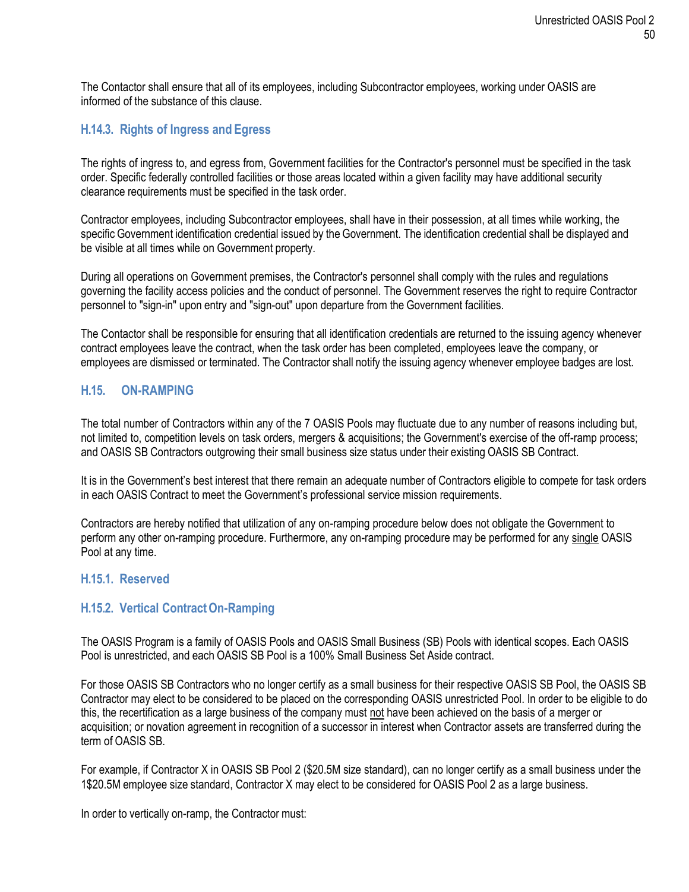The Contactor shall ensure that all of its employees, including Subcontractor employees, working under OASIS are informed of the substance of this clause.

### H.14.3. Rights of Ingress and Egress

The rights of ingress to, and egress from, Government facilities for the Contractor's personnel must be specified in the task order. Specific federally controlled facilities or those areas located within a given facility may have additional security clearance requirements must be specified in the task order.

Contractor employees, including Subcontractor employees, shall have in their possession, at all times while working, the specific Government identification credential issued by the Government. The identification credential shall be displayed and be visible at all times while on Government property.

During all operations on Government premises, the Contractor's personnel shall comply with the rules and regulations governing the facility access policies and the conduct of personnel. The Government reserves the right to require Contractor personnel to "sign-in" upon entry and "sign-out" upon departure from the Government facilities.

The Contactor shall be responsible for ensuring that all identification credentials are returned to the issuing agency whenever contract employees leave the contract, when the task order has been completed, employees leave the company, or employees are dismissed or terminated. The Contractor shall notify the issuing agency whenever employee badges are lost.

## H.15. ON-RAMPING

The total number of Contractors within any of the 7 OASIS Pools may fluctuate due to any number of reasons including but, not limited to, competition levels on task orders, mergers & acquisitions; the Government's exercise of the off-ramp process; and OASIS SB Contractors outgrowing their small business size status under their existing OASIS SB Contract.

It is in the Government's best interest that there remain an adequate number of Contractors eligible to compete for task orders in each OASIS Contract to meet the Government's professional service mission requirements.

Contractors are hereby notified that utilization of any on-ramping procedure below does not obligate the Government to perform any other on-ramping procedure. Furthermore, any on-ramping procedure may be performed for any single OASIS Pool at any time.

### H.15.1. Reserved

### H.15.2. Vertical Contract On-Ramping

The OASIS Program is a family of OASIS Pools and OASIS Small Business (SB) Pools with identical scopes. Each OASIS Pool is unrestricted, and each OASIS SB Pool is a 100% Small Business Set Aside contract.

For those OASIS SB Contractors who no longer certify as a small business for their respective OASIS SB Pool, the OASIS SB Contractor may elect to be considered to be placed on the corresponding OASIS unrestricted Pool. In order to be eligible to do this, the recertification as a large business of the company must not have been achieved on the basis of a merger or acquisition; or novation agreement in recognition of a successor in interest when Contractor assets are transferred during the term of OASIS SB.

For example, if Contractor X in OASIS SB Pool 2 ($20.5M size standard), can no longer certify as a small business under the 1$20.5M employee size standard, Contractor X may elect to be considered for OASIS Pool 2 as a large business.

In order to vertically on-ramp, the Contractor must: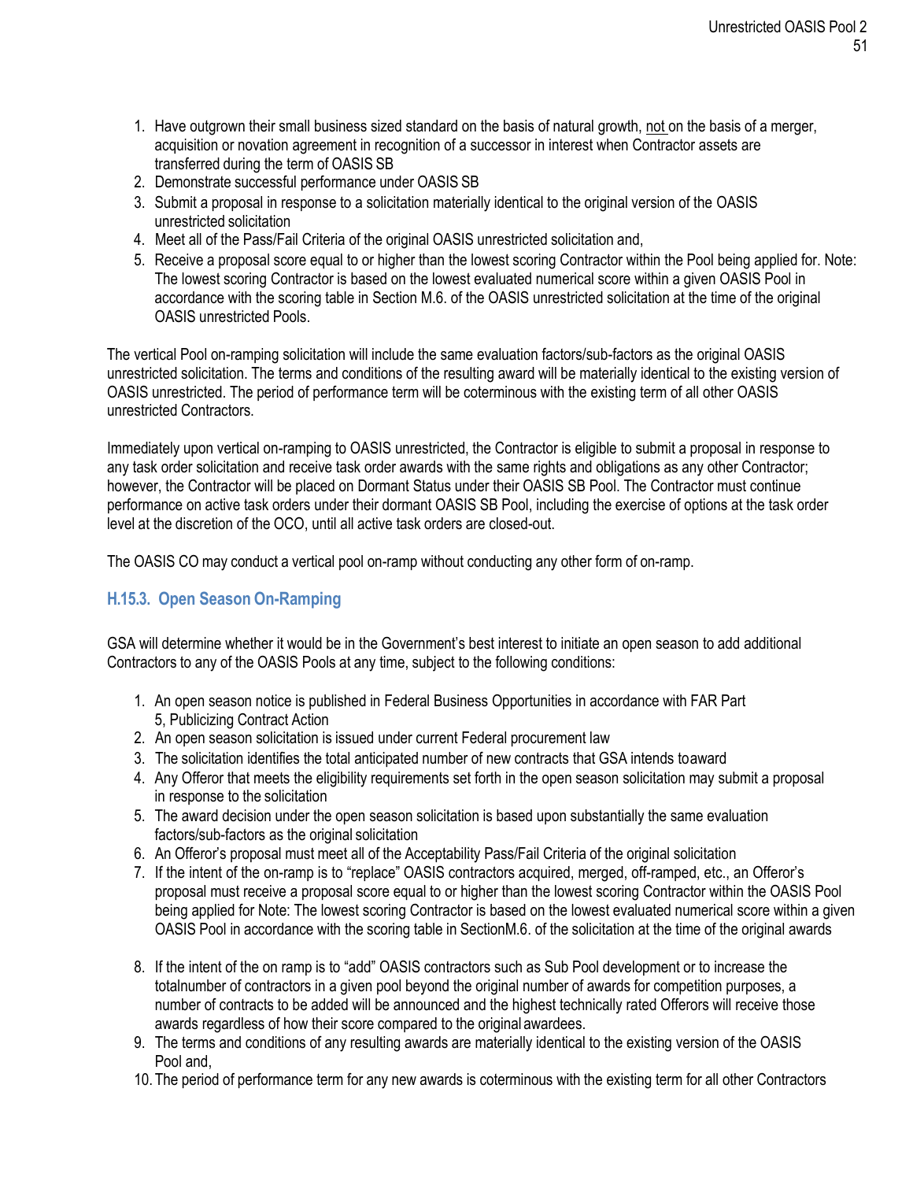1. Have outgrown their small business sized standard on the basis of natural growth, not on the basis of a merger, acquisition or novation agreement in recognition of a successor in interest when Contractor assets are transferred during the term of OASIS SB
2. Demonstrate successful performance under OASIS SB
3. Submit a proposal in response to a solicitation materially identical to the original version of the OASIS unrestricted solicitation
4. Meet all of the Pass/Fail Criteria of the original OASIS unrestricted solicitation and,
5. Receive a proposal score equal to or higher than the lowest scoring Contractor within the Pool being applied for. Note: The lowest scoring Contractor is based on the lowest evaluated numerical score within a given OASIS Pool in accordance with the scoring table in Section M.6. of the OASIS unrestricted solicitation at the time of the original OASIS unrestricted Pools.

The vertical Pool on-ramping solicitation will include the same evaluation factors/sub-factors as the original OASIS unrestricted solicitation. The terms and conditions of the resulting award will be materially identical to the existing version of OASIS unrestricted. The period of performance term will be coterminous with the existing term of all other OASIS unrestricted Contractors.

Immediately upon vertical on-ramping to OASIS unrestricted, the Contractor is eligible to submit a proposal in response to any task order solicitation and receive task order awards with the same rights and obligations as any other Contractor; however, the Contractor will be placed on Dormant Status under their OASIS SB Pool. The Contractor must continue performance on active task orders under their dormant OASIS SB Pool, including the exercise of options at the task order level at the discretion of the OCO, until all active task orders are closed-out.

The OASIS CO may conduct a vertical pool on-ramp without conducting any other form of on-ramp.

### H.15.3. Open Season On-Ramping

GSA will determine whether it would be in the Government's best interest to initiate an open season to add additional Contractors to any of the OASIS Pools at any time, subject to the following conditions:

1. An open season notice is published in Federal Business Opportunities in accordance with FAR Part 5, Publicizing Contract Action
2. An open season solicitation is issued under current Federal procurement law
3. The solicitation identifies the total anticipated number of new contracts that GSA intends toaward
4. Any Offeror that meets the eligibility requirements set forth in the open season solicitation may submit a proposal in response to the solicitation
5. The award decision under the open season solicitation is based upon substantially the same evaluation factors/sub-factors as the original solicitation
6. An Offeror's proposal must meet all of the Acceptability Pass/Fail Criteria of the original solicitation
7. If the intent of the on-ramp is to "replace" OASIS contractors acquired, merged, off-ramped, etc., an Offeror's proposal must receive a proposal score equal to or higher than the lowest scoring Contractor within the OASIS Pool being applied for Note: The lowest scoring Contractor is based on the lowest evaluated numerical score within a given OASIS Pool in accordance with the scoring table in SectionM.6. of the solicitation at the time of the original awards
8. If the intent of the on ramp is to "add" OASIS contractors such as Sub Pool development or to increase the totalnumber of contractors in a given pool beyond the original number of awards for competition purposes, a number of contracts to be added will be announced and the highest technically rated Offerors will receive those awards regardless of how their score compared to the original awardees.
9. The terms and conditions of any resulting awards are materially identical to the existing version of the OASIS Pool and,
10. The period of performance term for any new awards is coterminous with the existing term for all other Contractors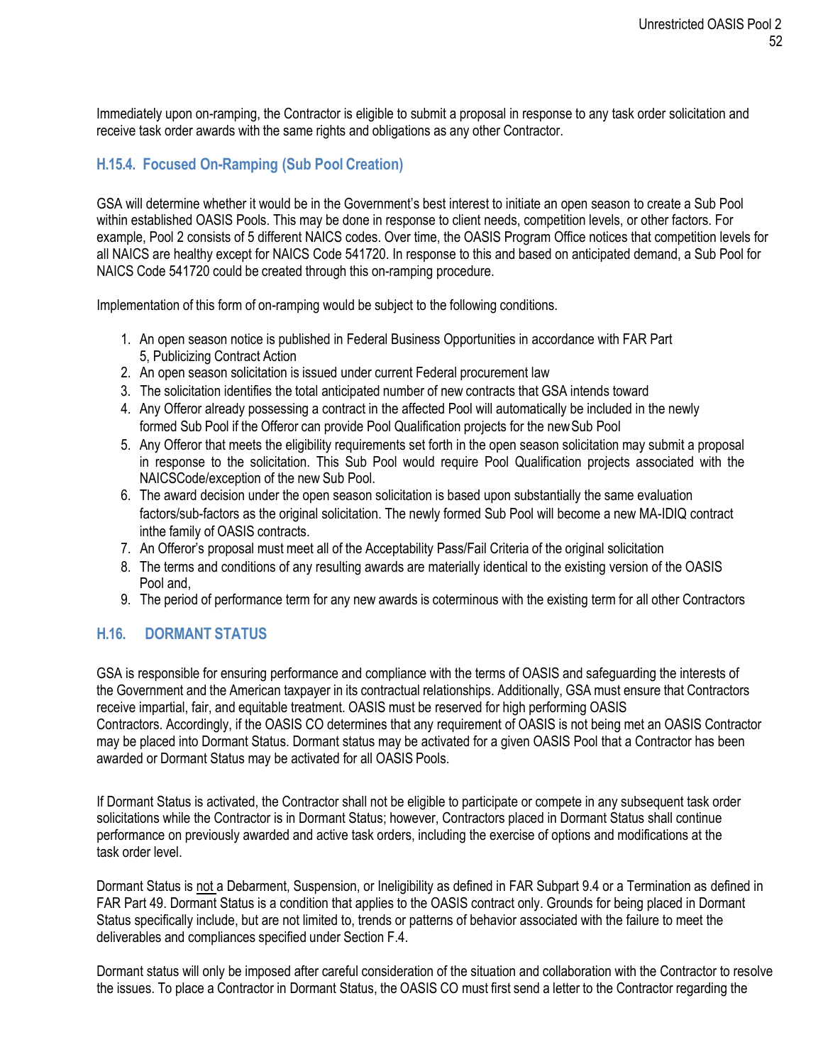Immediately upon on-ramping, the Contractor is eligible to submit a proposal in response to any task order solicitation and receive task order awards with the same rights and obligations as any other Contractor.

### H.15.4. Focused On-Ramping (Sub Pool Creation)

GSA will determine whether it would be in the Government's best interest to initiate an open season to create a Sub Pool within established OASIS Pools. This may be done in response to client needs, competition levels, or other factors. For example, Pool 2 consists of 5 different NAICS codes. Over time, the OASIS Program Office notices that competition levels for all NAICS are healthy except for NAICS Code 541720. In response to this and based on anticipated demand, a Sub Pool for NAICS Code 541720 could be created through this on-ramping procedure.

Implementation of this form of on-ramping would be subject to the following conditions.

1. An open season notice is published in Federal Business Opportunities in accordance with FAR Part 5, Publicizing Contract Action
2. An open season solicitation is issued under current Federal procurement law
3. The solicitation identifies the total anticipated number of new contracts that GSA intends toward
4. Any Offeror already possessing a contract in the affected Pool will automatically be included in the newly formed Sub Pool if the Offeror can provide Pool Qualification projects for the new Sub Pool
5. Any Offeror that meets the eligibility requirements set forth in the open season solicitation may submit a proposal in response to the solicitation. This Sub Pool would require Pool Qualification projects associated with the NAICSCode/exception of the new Sub Pool.
6. The award decision under the open season solicitation is based upon substantially the same evaluation factors/sub-factors as the original solicitation. The newly formed Sub Pool will become a new MA-IDIQ contract inthe family of OASIS contracts.
7. An Offeror's proposal must meet all of the Acceptability Pass/Fail Criteria of the original solicitation
8. The terms and conditions of any resulting awards are materially identical to the existing version of the OASIS Pool and,
9. The period of performance term for any new awards is coterminous with the existing term for all other Contractors

## H.16. DORMANT STATUS

GSA is responsible for ensuring performance and compliance with the terms of OASIS and safeguarding the interests of the Government and the American taxpayer in its contractual relationships. Additionally, GSA must ensure that Contractors receive impartial, fair, and equitable treatment. OASIS must be reserved for high performing OASIS Contractors. Accordingly, if the OASIS CO determines that any requirement of OASIS is not being met an OASIS Contractor may be placed into Dormant Status. Dormant status may be activated for a given OASIS Pool that a Contractor has been awarded or Dormant Status may be activated for all OASIS Pools.

If Dormant Status is activated, the Contractor shall not be eligible to participate or compete in any subsequent task order solicitations while the Contractor is in Dormant Status; however, Contractors placed in Dormant Status shall continue performance on previously awarded and active task orders, including the exercise of options and modifications at the task order level.

Dormant Status is <u>not</u> a Debarment, Suspension, or Ineligibility as defined in FAR Subpart 9.4 or a Termination as defined in FAR Part 49. Dormant Status is a condition that applies to the OASIS contract only. Grounds for being placed in Dormant Status specifically include, but are not limited to, trends or patterns of behavior associated with the failure to meet the deliverables and compliances specified under Section F.4.

Dormant status will only be imposed after careful consideration of the situation and collaboration with the Contractor to resolve the issues. To place a Contractor in Dormant Status, the OASIS CO must first send a letter to the Contractor regarding the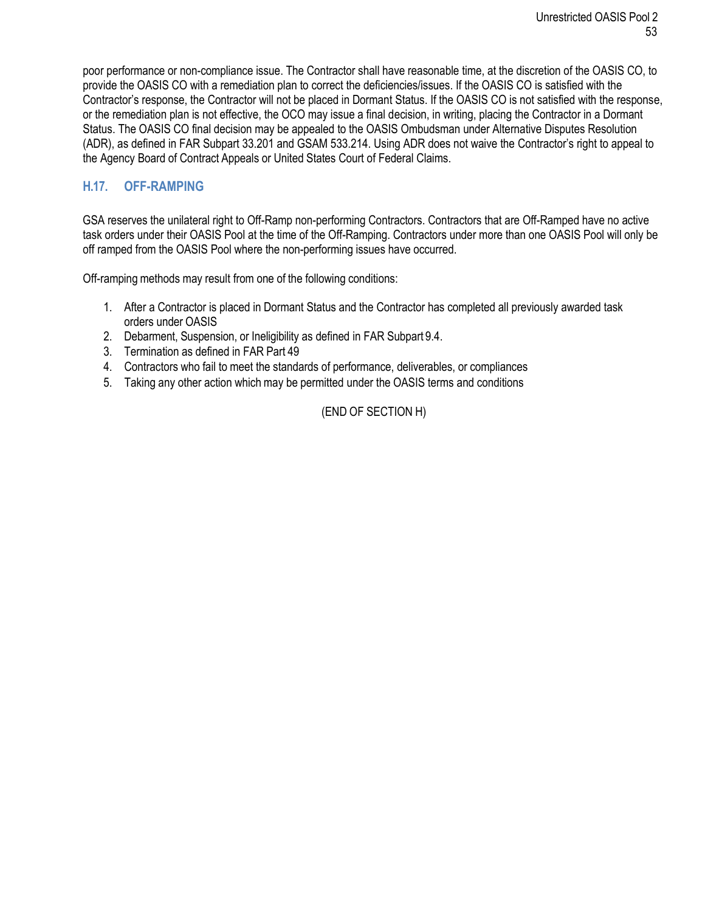poor performance or non-compliance issue. The Contractor shall have reasonable time, at the discretion of the OASIS CO, to provide the OASIS CO with a remediation plan to correct the deficiencies/issues. If the OASIS CO is satisfied with the Contractor's response, the Contractor will not be placed in Dormant Status. If the OASIS CO is not satisfied with the response, or the remediation plan is not effective, the OCO may issue a final decision, in writing, placing the Contractor in a Dormant Status. The OASIS CO final decision may be appealed to the OASIS Ombudsman under Alternative Disputes Resolution (ADR), as defined in FAR Subpart 33.201 and GSAM 533.214. Using ADR does not waive the Contractor's right to appeal to the Agency Board of Contract Appeals or United States Court of Federal Claims.

## H.17. OFF-RAMPING

GSA reserves the unilateral right to Off-Ramp non-performing Contractors. Contractors that are Off-Ramped have no active task orders under their OASIS Pool at the time of the Off-Ramping. Contractors under more than one OASIS Pool will only be off ramped from the OASIS Pool where the non-performing issues have occurred.

Off-ramping methods may result from one of the following conditions:

1. After a Contractor is placed in Dormant Status and the Contractor has completed all previously awarded task orders under OASIS
2. Debarment, Suspension, or Ineligibility as defined in FAR Subpart 9.4.
3. Termination as defined in FAR Part 49
4. Contractors who fail to meet the standards of performance, deliverables, or compliances
5. Taking any other action which may be permitted under the OASIS terms and conditions

(END OF SECTION H)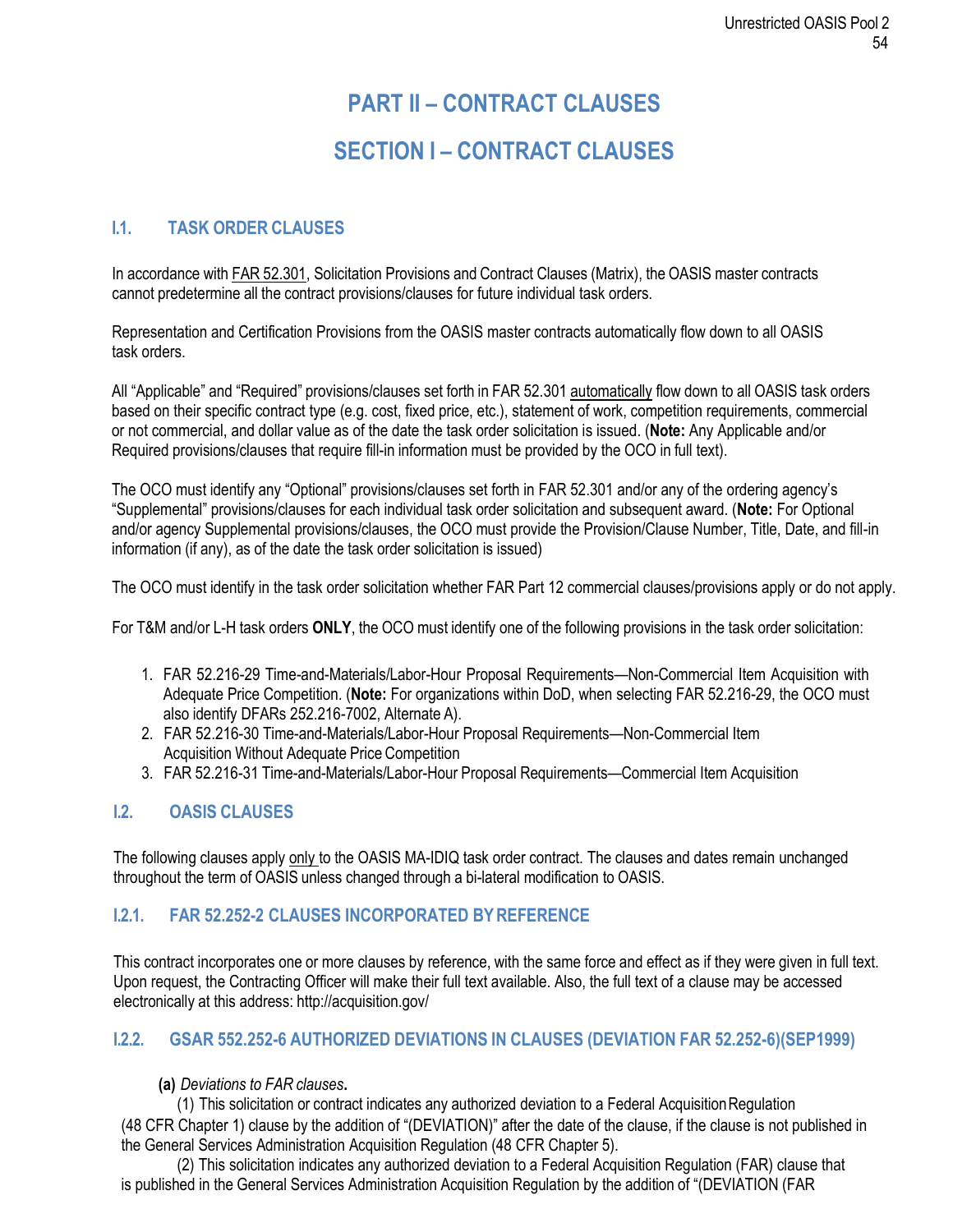# PART II – CONTRACT CLAUSES

# SECTION I – CONTRACT CLAUSES

## I.1. TASK ORDER CLAUSES

In accordance with FAR 52.301, Solicitation Provisions and Contract Clauses (Matrix), the OASIS master contracts cannot predetermine all the contract provisions/clauses for future individual task orders.

Representation and Certification Provisions from the OASIS master contracts automatically flow down to all OASIS task orders.

All "Applicable" and "Required" provisions/clauses set forth in FAR 52.301 automatically flow down to all OASIS task orders based on their specific contract type (e.g. cost, fixed price, etc.), statement of work, competition requirements, commercial or not commercial, and dollar value as of the date the task order solicitation is issued. (**Note:** Any Applicable and/or Required provisions/clauses that require fill-in information must be provided by the OCO in full text).

The OCO must identify any "Optional" provisions/clauses set forth in FAR 52.301 and/or any of the ordering agency's "Supplemental" provisions/clauses for each individual task order solicitation and subsequent award. (**Note:** For Optional and/or agency Supplemental provisions/clauses, the OCO must provide the Provision/Clause Number, Title, Date, and fill-in information (if any), as of the date the task order solicitation is issued)

The OCO must identify in the task order solicitation whether FAR Part 12 commercial clauses/provisions apply or do not apply.

For T&M and/or L-H task orders **ONLY**, the OCO must identify one of the following provisions in the task order solicitation:

1. FAR 52.216-29 Time-and-Materials/Labor-Hour Proposal Requirements—Non-Commercial Item Acquisition with Adequate Price Competition. (**Note:** For organizations within DoD, when selecting FAR 52.216-29, the OCO must also identify DFARs 252.216-7002, Alternate A).
2. FAR 52.216-30 Time-and-Materials/Labor-Hour Proposal Requirements—Non-Commercial Item Acquisition Without Adequate Price Competition
3. FAR 52.216-31 Time-and-Materials/Labor-Hour Proposal Requirements—Commercial Item Acquisition

## I.2. OASIS CLAUSES

The following clauses apply only to the OASIS MA-IDIQ task order contract. The clauses and dates remain unchanged throughout the term of OASIS unless changed through a bi-lateral modification to OASIS.

### I.2.1. FAR 52.252-2 CLAUSES INCORPORATED BY REFERENCE

This contract incorporates one or more clauses by reference, with the same force and effect as if they were given in full text. Upon request, the Contracting Officer will make their full text available. Also, the full text of a clause may be accessed electronically at this address: http://acquisition.gov/

### I.2.2. GSAR 552.252-6 AUTHORIZED DEVIATIONS IN CLAUSES (DEVIATION FAR 52.252-6)(SEP1999)

**(a)** *Deviations to FAR clauses***.**

(1) This solicitation or contract indicates any authorized deviation to a Federal Acquisition Regulation (48 CFR Chapter 1) clause by the addition of "(DEVIATION)" after the date of the clause, if the clause is not published in the General Services Administration Acquisition Regulation (48 CFR Chapter 5).

(2) This solicitation indicates any authorized deviation to a Federal Acquisition Regulation (FAR) clause that is published in the General Services Administration Acquisition Regulation by the addition of "(DEVIATION (FAR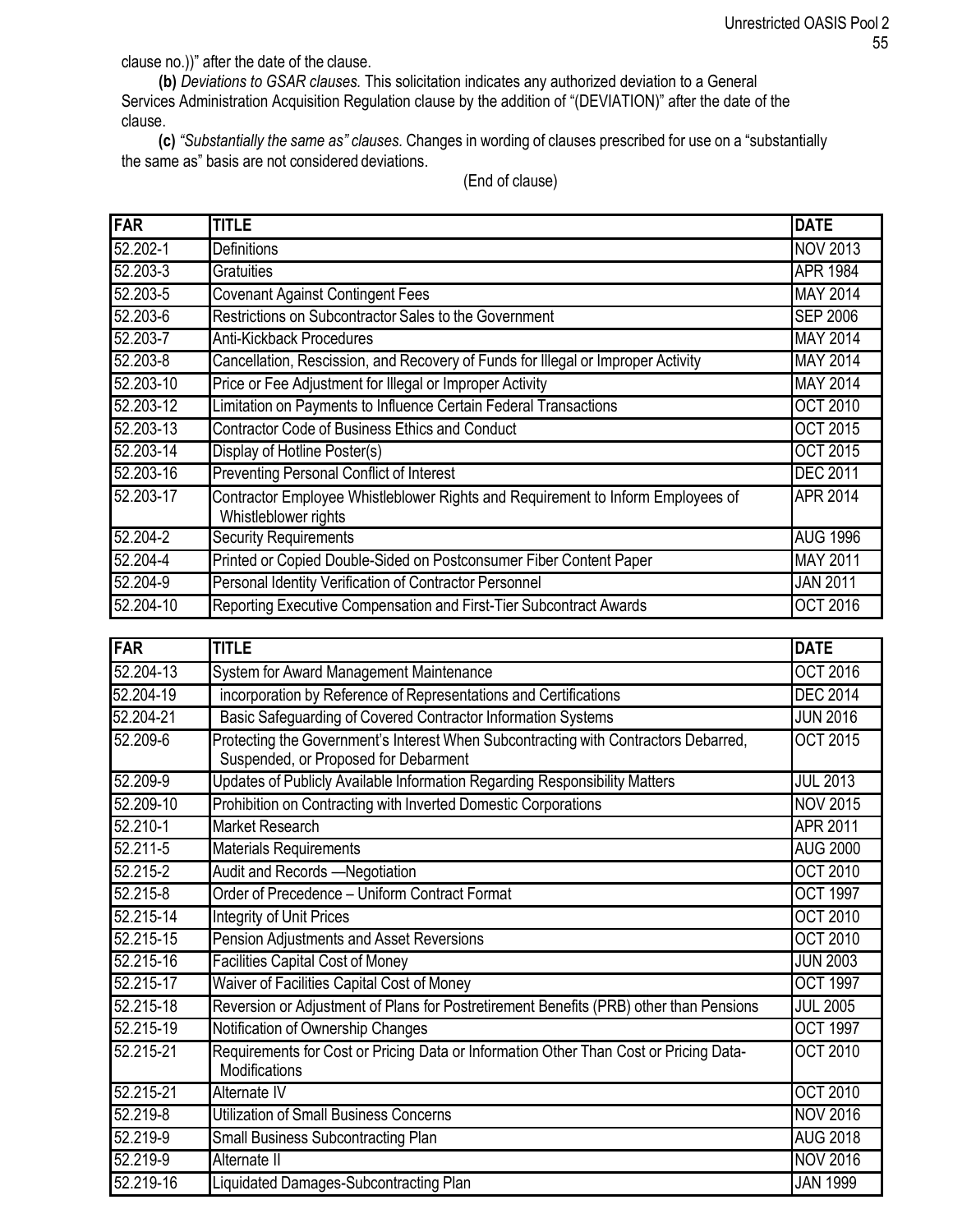clause no.))" after the date of the clause.

**(b)** *Deviations to GSAR clauses.* This solicitation indicates any authorized deviation to a General Services Administration Acquisition Regulation clause by the addition of "(DEVIATION)" after the date of the clause.

**(c)** *"Substantially the same as" clauses.* Changes in wording of clauses prescribed for use on a "substantially the same as" basis are not considered deviations.

(End of clause)

| FAR | TITLE | DATE |
|---|---|---|
| 52.202-1 | Definitions | NOV 2013 |
| 52.203-3 | Gratuities | APR 1984 |
| 52.203-5 | Covenant Against Contingent Fees | MAY 2014 |
| 52.203-6 | Restrictions on Subcontractor Sales to the Government | SEP 2006 |
| 52.203-7 | Anti-Kickback Procedures | MAY 2014 |
| 52.203-8 | Cancellation, Rescission, and Recovery of Funds for Illegal or Improper Activity | MAY 2014 |
| 52.203-10 | Price or Fee Adjustment for Illegal or Improper Activity | MAY 2014 |
| 52.203-12 | Limitation on Payments to Influence Certain Federal Transactions | OCT 2010 |
| 52.203-13 | Contractor Code of Business Ethics and Conduct | OCT 2015 |
| 52.203-14 | Display of Hotline Poster(s) | OCT 2015 |
| 52.203-16 | Preventing Personal Conflict of Interest | DEC 2011 |
| 52.203-17 | Contractor Employee Whistleblower Rights and Requirement to Inform Employees of Whistleblower rights | APR 2014 |
| 52.204-2 | Security Requirements | AUG 1996 |
| 52.204-4 | Printed or Copied Double-Sided on Postconsumer Fiber Content Paper | MAY 2011 |
| 52.204-9 | Personal Identity Verification of Contractor Personnel | JAN 2011 |
| 52.204-10 | Reporting Executive Compensation and First-Tier Subcontract Awards | OCT 2016 |
| 52.204-13 | System for Award Management Maintenance | OCT 2016 |
| 52.204-19 | incorporation by Reference of Representations and Certifications | DEC 2014 |
| 52.204-21 | Basic Safeguarding of Covered Contractor Information Systems | JUN 2016 |
| 52.209-6 | Protecting the Government's Interest When Subcontracting with Contractors Debarred, Suspended, or Proposed for Debarment | OCT 2015 |
| 52.209-9 | Updates of Publicly Available Information Regarding Responsibility Matters | JUL 2013 |
| 52.209-10 | Prohibition on Contracting with Inverted Domestic Corporations | NOV 2015 |
| 52.210-1 | Market Research | APR 2011 |
| 52.211-5 | Materials Requirements | AUG 2000 |
| 52.215-2 | Audit and Records —Negotiation | OCT 2010 |
| 52.215-8 | Order of Precedence – Uniform Contract Format | OCT 1997 |
| 52.215-14 | Integrity of Unit Prices | OCT 2010 |
| 52.215-15 | Pension Adjustments and Asset Reversions | OCT 2010 |
| 52.215-16 | Facilities Capital Cost of Money | JUN 2003 |
| 52.215-17 | Waiver of Facilities Capital Cost of Money | OCT 1997 |
| 52.215-18 | Reversion or Adjustment of Plans for Postretirement Benefits (PRB) other than Pensions | JUL 2005 |
| 52.215-19 | Notification of Ownership Changes | OCT 1997 |
| 52.215-21 | Requirements for Cost or Pricing Data or Information Other Than Cost or Pricing Data-Modifications | OCT 2010 |
| 52.215-21 | Alternate IV | OCT 2010 |
| 52.219-8 | Utilization of Small Business Concerns | NOV 2016 |
| 52.219-9 | Small Business Subcontracting Plan | AUG 2018 |
| 52.219-9 | Alternate II | NOV 2016 |
| 52.219-16 | Liquidated Damages-Subcontracting Plan | JAN 1999 |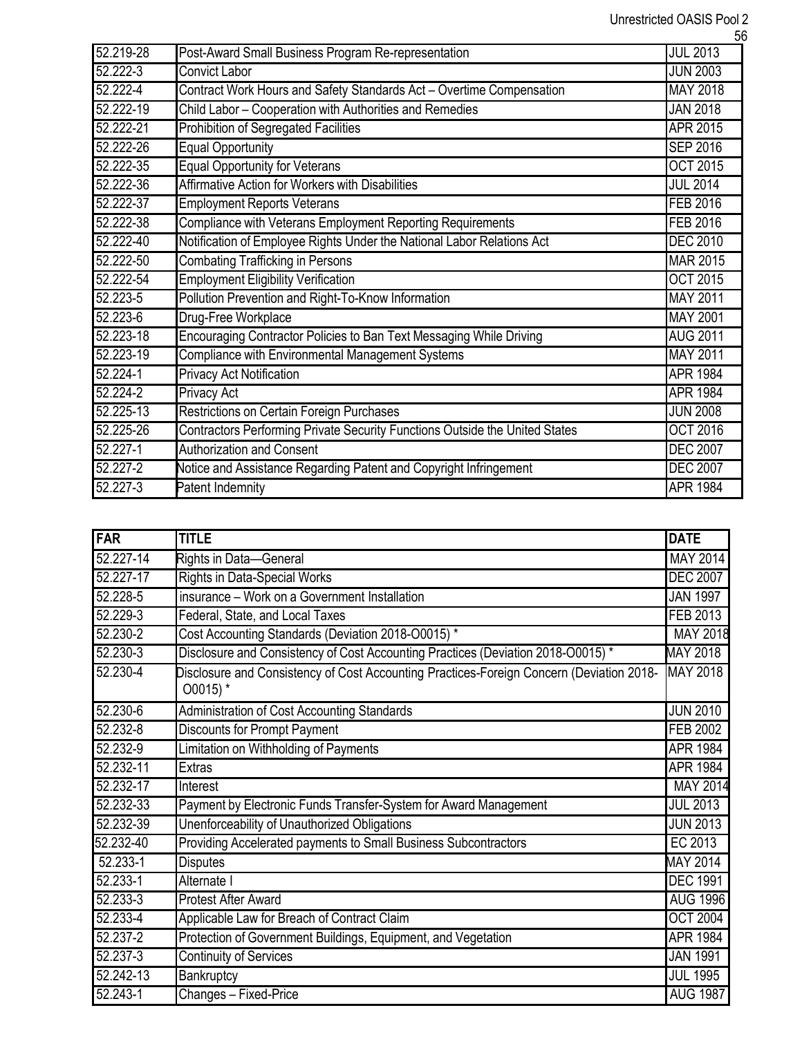| | | |
|---|---|---|
| 52.219-28 | Post-Award Small Business Program Re-representation | JUL 2013 |
| 52.222-3 | Convict Labor | JUN 2003 |
| 52.222-4 | Contract Work Hours and Safety Standards Act – Overtime Compensation | MAY 2018 |
| 52.222-19 | Child Labor – Cooperation with Authorities and Remedies | JAN 2018 |
| 52.222-21 | Prohibition of Segregated Facilities | APR 2015 |
| 52.222-26 | Equal Opportunity | SEP 2016 |
| 52.222-35 | Equal Opportunity for Veterans | OCT 2015 |
| 52.222-36 | Affirmative Action for Workers with Disabilities | JUL 2014 |
| 52.222-37 | Employment Reports Veterans | FEB 2016 |
| 52.222-38 | Compliance with Veterans Employment Reporting Requirements | FEB 2016 |
| 52.222-40 | Notification of Employee Rights Under the National Labor Relations Act | DEC 2010 |
| 52.222-50 | Combating Trafficking in Persons | MAR 2015 |
| 52.222-54 | Employment Eligibility Verification | OCT 2015 |
| 52.223-5 | Pollution Prevention and Right-To-Know Information | MAY 2011 |
| 52.223-6 | Drug-Free Workplace | MAY 2001 |
| 52.223-18 | Encouraging Contractor Policies to Ban Text Messaging While Driving | AUG 2011 |
| 52.223-19 | Compliance with Environmental Management Systems | MAY 2011 |
| 52.224-1 | Privacy Act Notification | APR 1984 |
| 52.224-2 | Privacy Act | APR 1984 |
| 52.225-13 | Restrictions on Certain Foreign Purchases | JUN 2008 |
| 52.225-26 | Contractors Performing Private Security Functions Outside the United States | OCT 2016 |
| 52.227-1 | Authorization and Consent | DEC 2007 |
| 52.227-2 | Notice and Assistance Regarding Patent and Copyright Infringement | DEC 2007 |
| 52.227-3 | Patent Indemnity | APR 1984 |

| FAR | TITLE | DATE |
|---|---|---|
| 52.227-14 | Rights in Data—General | MAY 2014 |
| 52.227-17 | Rights in Data-Special Works | DEC 2007 |
| 52.228-5 | insurance – Work on a Government Installation | JAN 1997 |
| 52.229-3 | Federal, State, and Local Taxes | FEB 2013 |
| 52.230-2 | Cost Accounting Standards (Deviation 2018-O0015) * | MAY 2018 |
| 52.230-3 | Disclosure and Consistency of Cost Accounting Practices (Deviation 2018-O0015) * | MAY 2018 |
| 52.230-4 | Disclosure and Consistency of Cost Accounting Practices-Foreign Concern (Deviation 2018-O0015) * | MAY 2018 |
| 52.230-6 | Administration of Cost Accounting Standards | JUN 2010 |
| 52.232-8 | Discounts for Prompt Payment | FEB 2002 |
| 52.232-9 | Limitation on Withholding of Payments | APR 1984 |
| 52.232-11 | Extras | APR 1984 |
| 52.232-17 | Interest | MAY 2014 |
| 52.232-33 | Payment by Electronic Funds Transfer-System for Award Management | JUL 2013 |
| 52.232-39 | Unenforceability of Unauthorized Obligations | JUN 2013 |
| 52.232-40 | Providing Accelerated payments to Small Business Subcontractors | EC 2013 |
| 52.233-1 | Disputes | MAY 2014 |
| 52.233-1 | Alternate I | DEC 1991 |
| 52.233-3 | Protest After Award | AUG 1996 |
| 52.233-4 | Applicable Law for Breach of Contract Claim | OCT 2004 |
| 52.237-2 | Protection of Government Buildings, Equipment, and Vegetation | APR 1984 |
| 52.237-3 | Continuity of Services | JAN 1991 |
| 52.242-13 | Bankruptcy | JUL 1995 |
| 52.243-1 | Changes – Fixed-Price | AUG 1987 |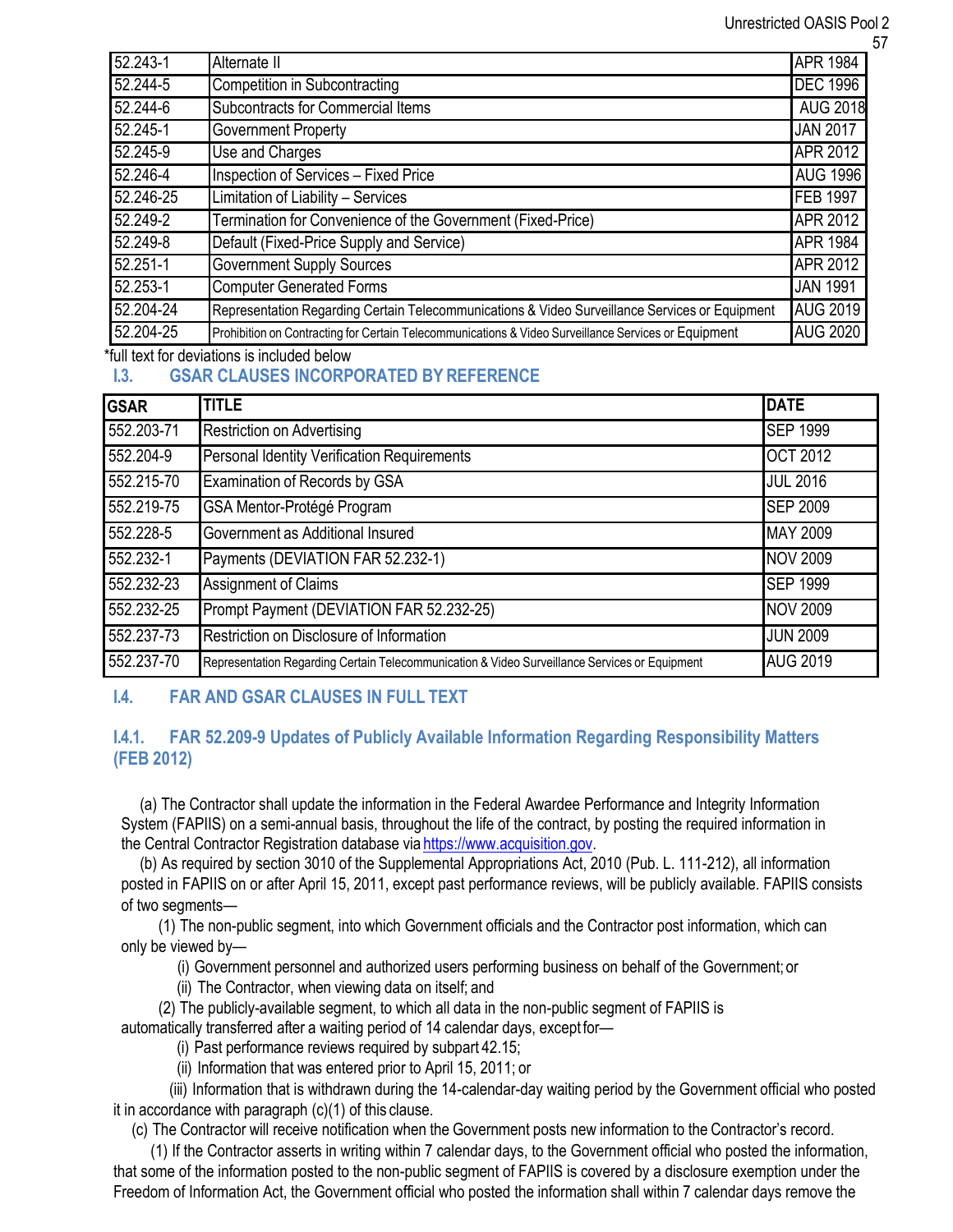| | | |
|---|---|---|
| 52.243-1 | Alternate II | APR 1984 |
| 52.244-5 | Competition in Subcontracting | DEC 1996 |
| 52.244-6 | Subcontracts for Commercial Items | AUG 2018 |
| 52.245-1 | Government Property | JAN 2017 |
| 52.245-9 | Use and Charges | APR 2012 |
| 52.246-4 | Inspection of Services – Fixed Price | AUG 1996 |
| 52.246-25 | Limitation of Liability – Services | FEB 1997 |
| 52.249-2 | Termination for Convenience of the Government (Fixed-Price) | APR 2012 |
| 52.249-8 | Default (Fixed-Price Supply and Service) | APR 1984 |
| 52.251-1 | Government Supply Sources | APR 2012 |
| 52.253-1 | Computer Generated Forms | JAN 1991 |
| 52.204-24 | Representation Regarding Certain Telecommunications & Video Surveillance Services or Equipment | AUG 2019 |
| 52.204-25 | Prohibition on Contracting for Certain Telecommunications & Video Surveillance Services or Equipment | AUG 2020 |

*full text for deviations is included below

## I.3. GSAR CLAUSES INCORPORATED BY REFERENCE

| GSAR | TITLE | DATE |
|---|---|---|
| 552.203-71 | Restriction on Advertising | SEP 1999 |
| 552.204-9 | Personal Identity Verification Requirements | OCT 2012 |
| 552.215-70 | Examination of Records by GSA | JUL 2016 |
| 552.219-75 | GSA Mentor-Protégé Program | SEP 2009 |
| 552.228-5 | Government as Additional Insured | MAY 2009 |
| 552.232-1 | Payments (DEVIATION FAR 52.232-1) | NOV 2009 |
| 552.232-23 | Assignment of Claims | SEP 1999 |
| 552.232-25 | Prompt Payment (DEVIATION FAR 52.232-25) | NOV 2009 |
| 552.237-73 | Restriction on Disclosure of Information | JUN 2009 |
| 552.237-70 | Representation Regarding Certain Telecommunication & Video Surveillance Services or Equipment | AUG 2019 |

## I.4. FAR AND GSAR CLAUSES IN FULL TEXT

### I.4.1. FAR 52.209-9 Updates of Publicly Available Information Regarding Responsibility Matters (FEB 2012)

(a) The Contractor shall update the information in the Federal Awardee Performance and Integrity Information System (FAPIIS) on a semi-annual basis, throughout the life of the contract, by posting the required information in the Central Contractor Registration database via https://www.acquisition.gov.

(b) As required by section 3010 of the Supplemental Appropriations Act, 2010 (Pub. L. 111-212), all information posted in FAPIIS on or after April 15, 2011, except past performance reviews, will be publicly available. FAPIIS consists of two segments—

(1) The non-public segment, into which Government officials and the Contractor post information, which can only be viewed by—

(i) Government personnel and authorized users performing business on behalf of the Government; or

(ii) The Contractor, when viewing data on itself; and

(2) The publicly-available segment, to which all data in the non-public segment of FAPIIS is automatically transferred after a waiting period of 14 calendar days, except for—

(i) Past performance reviews required by subpart 42.15;

(ii) Information that was entered prior to April 15, 2011; or

(iii) Information that is withdrawn during the 14-calendar-day waiting period by the Government official who posted it in accordance with paragraph (c)(1) of this clause.

(c) The Contractor will receive notification when the Government posts new information to the Contractor's record.

(1) If the Contractor asserts in writing within 7 calendar days, to the Government official who posted the information, that some of the information posted to the non-public segment of FAPIIS is covered by a disclosure exemption under the Freedom of Information Act, the Government official who posted the information shall within 7 calendar days remove the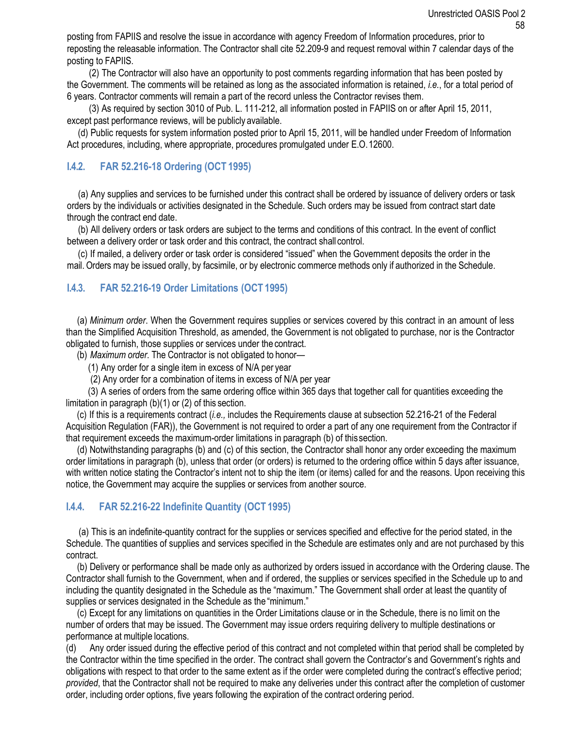posting from FAPIIS and resolve the issue in accordance with agency Freedom of Information procedures, prior to reposting the releasable information. The Contractor shall cite 52.209-9 and request removal within 7 calendar days of the posting to FAPIIS.

(2) The Contractor will also have an opportunity to post comments regarding information that has been posted by the Government. The comments will be retained as long as the associated information is retained, *i.e.*, for a total period of 6 years. Contractor comments will remain a part of the record unless the Contractor revises them.

(3) As required by section 3010 of Pub. L. 111-212, all information posted in FAPIIS on or after April 15, 2011, except past performance reviews, will be publicly available.

(d) Public requests for system information posted prior to April 15, 2011, will be handled under Freedom of Information Act procedures, including, where appropriate, procedures promulgated under E.O. 12600.

### I.4.2. FAR 52.216-18 Ordering (OCT 1995)

(a) Any supplies and services to be furnished under this contract shall be ordered by issuance of delivery orders or task orders by the individuals or activities designated in the Schedule. Such orders may be issued from contract start date through the contract end date.

(b) All delivery orders or task orders are subject to the terms and conditions of this contract. In the event of conflict between a delivery order or task order and this contract, the contract shall control.

(c) If mailed, a delivery order or task order is considered "issued" when the Government deposits the order in the mail. Orders may be issued orally, by facsimile, or by electronic commerce methods only if authorized in the Schedule.

### I.4.3. FAR 52.216-19 Order Limitations (OCT 1995)

(a) *Minimum order*. When the Government requires supplies or services covered by this contract in an amount of less than the Simplified Acquisition Threshold, as amended, the Government is not obligated to purchase, nor is the Contractor obligated to furnish, those supplies or services under the contract.

(b) *Maximum order*. The Contractor is not obligated to honor—

(1) Any order for a single item in excess of N/A per year

(2) Any order for a combination of items in excess of N/A per year

(3) A series of orders from the same ordering office within 365 days that together call for quantities exceeding the limitation in paragraph (b)(1) or (2) of this section.

(c) If this is a requirements contract (*i.e.,* includes the Requirements clause at subsection 52.216-21 of the Federal Acquisition Regulation (FAR)), the Government is not required to order a part of any one requirement from the Contractor if that requirement exceeds the maximum-order limitations in paragraph (b) of this section.

(d) Notwithstanding paragraphs (b) and (c) of this section, the Contractor shall honor any order exceeding the maximum order limitations in paragraph (b), unless that order (or orders) is returned to the ordering office within 5 days after issuance, with written notice stating the Contractor's intent not to ship the item (or items) called for and the reasons. Upon receiving this notice, the Government may acquire the supplies or services from another source.

### I.4.4. FAR 52.216-22 Indefinite Quantity (OCT 1995)

(a) This is an indefinite-quantity contract for the supplies or services specified and effective for the period stated, in the Schedule. The quantities of supplies and services specified in the Schedule are estimates only and are not purchased by this contract.

(b) Delivery or performance shall be made only as authorized by orders issued in accordance with the Ordering clause. The Contractor shall furnish to the Government, when and if ordered, the supplies or services specified in the Schedule up to and including the quantity designated in the Schedule as the "maximum." The Government shall order at least the quantity of supplies or services designated in the Schedule as the "minimum."

(c) Except for any limitations on quantities in the Order Limitations clause or in the Schedule, there is no limit on the number of orders that may be issued. The Government may issue orders requiring delivery to multiple destinations or performance at multiple locations.

(d) Any order issued during the effective period of this contract and not completed within that period shall be completed by the Contractor within the time specified in the order. The contract shall govern the Contractor's and Government's rights and obligations with respect to that order to the same extent as if the order were completed during the contract's effective period; *provided*, that the Contractor shall not be required to make any deliveries under this contract after the completion of customer order, including order options, five years following the expiration of the contract ordering period.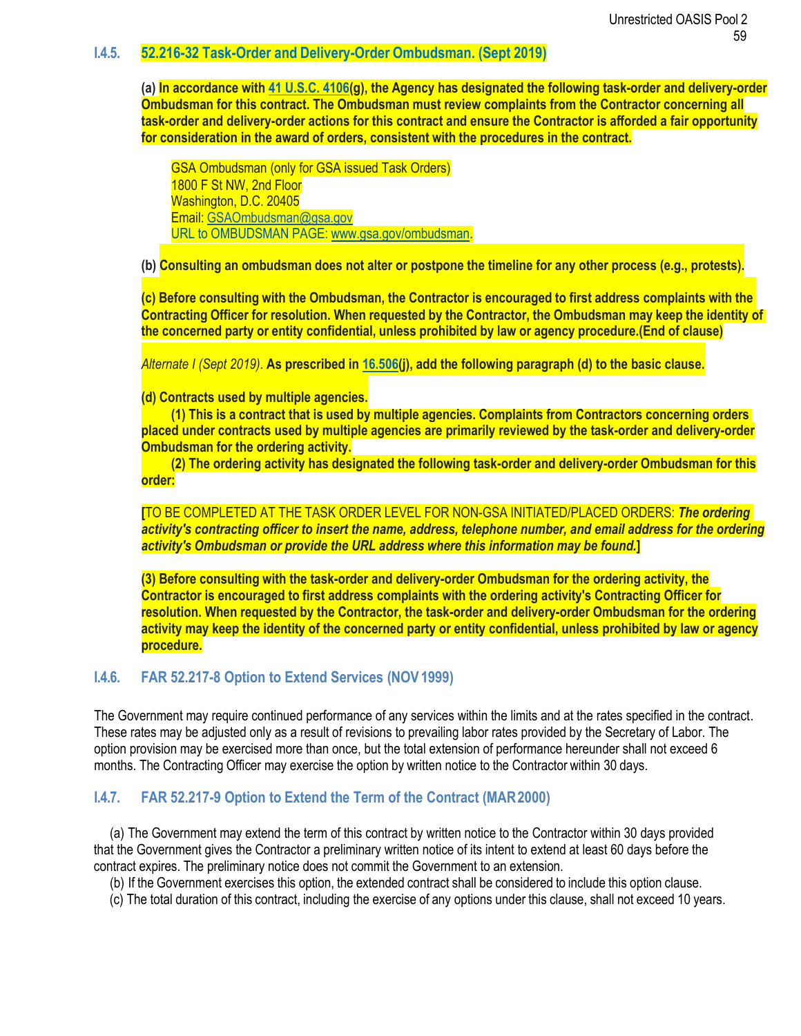### I.4.5. 52.216-32 Task-Order and Delivery-Order Ombudsman. (Sept 2019)

**(a) In accordance with 41 U.S.C. 4106(g), the Agency has designated the following task-order and delivery-order Ombudsman for this contract. The Ombudsman must review complaints from the Contractor concerning all task-order and delivery-order actions for this contract and ensure the Contractor is afforded a fair opportunity for consideration in the award of orders, consistent with the procedures in the contract.**

GSA Ombudsman (only for GSA issued Task Orders)
1800 F St NW, 2nd Floor
Washington, D.C. 20405
Email: GSAOmbudsman@gsa.gov
URL to OMBUDSMAN PAGE: www.gsa.gov/ombudsman.

**(b) Consulting an ombudsman does not alter or postpone the timeline for any other process (e.g., protests).**

**(c) Before consulting with the Ombudsman, the Contractor is encouraged to first address complaints with the Contracting Officer for resolution. When requested by the Contractor, the Ombudsman may keep the identity of the concerned party or entity confidential, unless prohibited by law or agency procedure.(End of clause)**

*Alternate I (Sept 2019).* **As prescribed in 16.506(j), add the following paragraph (d) to the basic clause.**

**(d) Contracts used by multiple agencies.**

**(1) This is a contract that is used by multiple agencies. Complaints from Contractors concerning orders placed under contracts used by multiple agencies are primarily reviewed by the task-order and delivery-order Ombudsman for the ordering activity.**

**(2) The ordering activity has designated the following task-order and delivery-order Ombudsman for this order:**

**[**TO BE COMPLETED AT THE TASK ORDER LEVEL FOR NON-GSA INITIATED/PLACED ORDERS: ***The ordering activity's contracting officer to insert the name, address, telephone number, and email address for the ordering activity's Ombudsman or provide the URL address where this information may be found.*****]**

**(3) Before consulting with the task-order and delivery-order Ombudsman for the ordering activity, the Contractor is encouraged to first address complaints with the ordering activity's Contracting Officer for resolution. When requested by the Contractor, the task-order and delivery-order Ombudsman for the ordering activity may keep the identity of the concerned party or entity confidential, unless prohibited by law or agency procedure.**

### I.4.6. FAR 52.217-8 Option to Extend Services (NOV 1999)

The Government may require continued performance of any services within the limits and at the rates specified in the contract. These rates may be adjusted only as a result of revisions to prevailing labor rates provided by the Secretary of Labor. The option provision may be exercised more than once, but the total extension of performance hereunder shall not exceed 6 months. The Contracting Officer may exercise the option by written notice to the Contractor within 30 days.

### I.4.7. FAR 52.217-9 Option to Extend the Term of the Contract (MAR 2000)

(a) The Government may extend the term of this contract by written notice to the Contractor within 30 days provided that the Government gives the Contractor a preliminary written notice of its intent to extend at least 60 days before the contract expires. The preliminary notice does not commit the Government to an extension.

(b) If the Government exercises this option, the extended contract shall be considered to include this option clause.

(c) The total duration of this contract, including the exercise of any options under this clause, shall not exceed 10 years.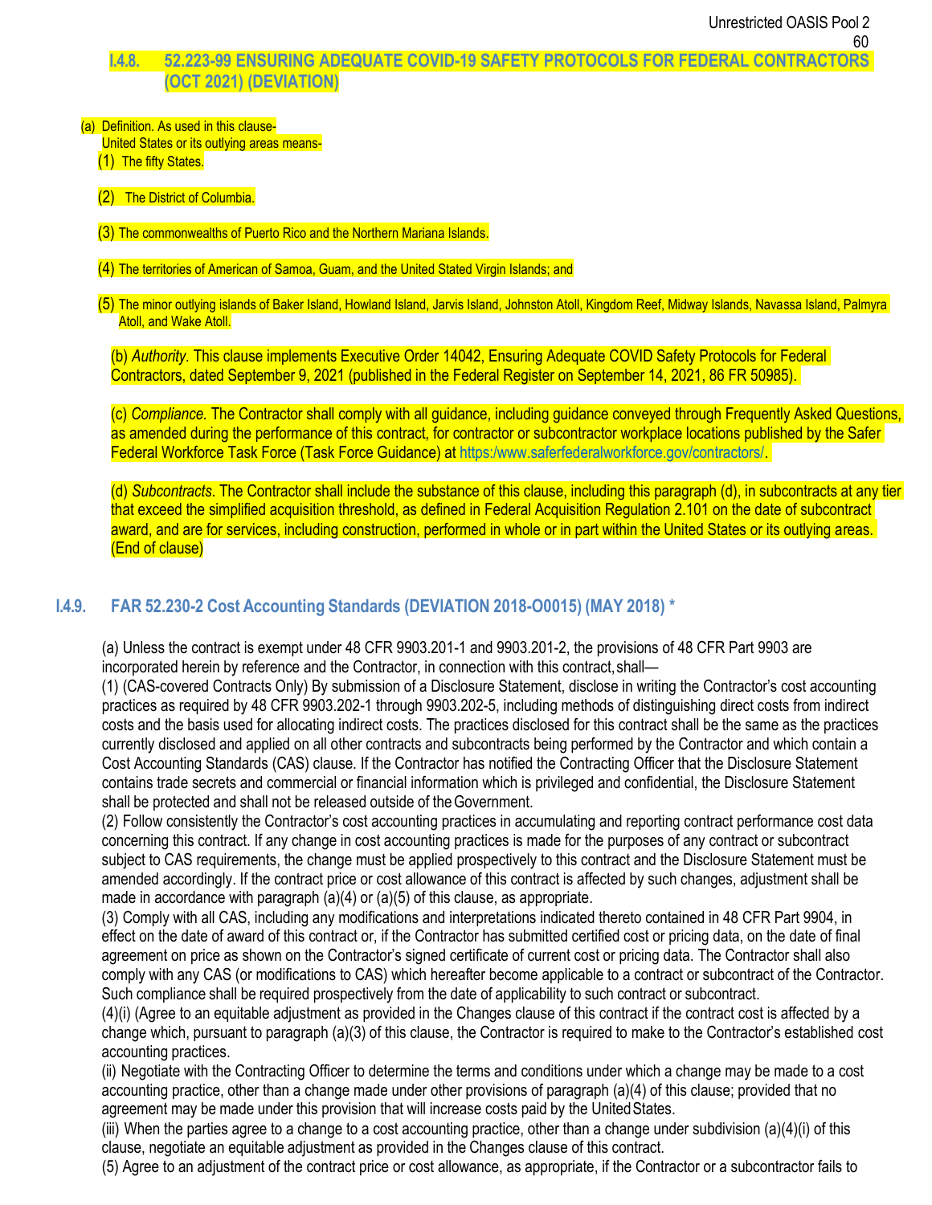### I.4.8. 52.223-99 ENSURING ADEQUATE COVID-19 SAFETY PROTOCOLS FOR FEDERAL CONTRACTORS (OCT 2021) (DEVIATION)

(a) Definition. As used in this clause-
United States or its outlying areas means-
(1) The fifty States.

(2) The District of Columbia.

(3) The commonwealths of Puerto Rico and the Northern Mariana Islands.

(4) The territories of American of Samoa, Guam, and the United Stated Virgin Islands; and

(5) The minor outlying islands of Baker Island, Howland Island, Jarvis Island, Johnston Atoll, Kingdom Reef, Midway Islands, Navassa Island, Palmyra Atoll, and Wake Atoll.

(b) *Authority*. This clause implements Executive Order 14042, Ensuring Adequate COVID Safety Protocols for Federal Contractors, dated September 9, 2021 (published in the Federal Register on September 14, 2021, 86 FR 50985).

(c) *Compliance*. The Contractor shall comply with all guidance, including guidance conveyed through Frequently Asked Questions, as amended during the performance of this contract, for contractor or subcontractor workplace locations published by the Safer Federal Workforce Task Force (Task Force Guidance) at https:/www.saferfederalworkforce.gov/contractors/.

(d) *Subcontracts*. The Contractor shall include the substance of this clause, including this paragraph (d), in subcontracts at any tier that exceed the simplified acquisition threshold, as defined in Federal Acquisition Regulation 2.101 on the date of subcontract award, and are for services, including construction, performed in whole or in part within the United States or its outlying areas.
(End of clause)

### I.4.9. FAR 52.230-2 Cost Accounting Standards (DEVIATION 2018-O0015) (MAY 2018) *

(a) Unless the contract is exempt under 48 CFR 9903.201-1 and 9903.201-2, the provisions of 48 CFR Part 9903 are incorporated herein by reference and the Contractor, in connection with this contract, shall—
(1) (CAS-covered Contracts Only) By submission of a Disclosure Statement, disclose in writing the Contractor's cost accounting practices as required by 48 CFR 9903.202-1 through 9903.202-5, including methods of distinguishing direct costs from indirect costs and the basis used for allocating indirect costs. The practices disclosed for this contract shall be the same as the practices currently disclosed and applied on all other contracts and subcontracts being performed by the Contractor and which contain a Cost Accounting Standards (CAS) clause. If the Contractor has notified the Contracting Officer that the Disclosure Statement contains trade secrets and commercial or financial information which is privileged and confidential, the Disclosure Statement shall be protected and shall not be released outside of the Government.
(2) Follow consistently the Contractor's cost accounting practices in accumulating and reporting contract performance cost data concerning this contract. If any change in cost accounting practices is made for the purposes of any contract or subcontract subject to CAS requirements, the change must be applied prospectively to this contract and the Disclosure Statement must be amended accordingly. If the contract price or cost allowance of this contract is affected by such changes, adjustment shall be made in accordance with paragraph (a)(4) or (a)(5) of this clause, as appropriate.
(3) Comply with all CAS, including any modifications and interpretations indicated thereto contained in 48 CFR Part 9904, in effect on the date of award of this contract or, if the Contractor has submitted certified cost or pricing data, on the date of final agreement on price as shown on the Contractor's signed certificate of current cost or pricing data. The Contractor shall also comply with any CAS (or modifications to CAS) which hereafter become applicable to a contract or subcontract of the Contractor. Such compliance shall be required prospectively from the date of applicability to such contract or subcontract.
(4)(i) (Agree to an equitable adjustment as provided in the Changes clause of this contract if the contract cost is affected by a change which, pursuant to paragraph (a)(3) of this clause, the Contractor is required to make to the Contractor's established cost accounting practices.
(ii) Negotiate with the Contracting Officer to determine the terms and conditions under which a change may be made to a cost accounting practice, other than a change made under other provisions of paragraph (a)(4) of this clause; provided that no agreement may be made under this provision that will increase costs paid by the United States.
(iii) When the parties agree to a change to a cost accounting practice, other than a change under subdivision (a)(4)(i) of this clause, negotiate an equitable adjustment as provided in the Changes clause of this contract.
(5) Agree to an adjustment of the contract price or cost allowance, as appropriate, if the Contractor or a subcontractor fails to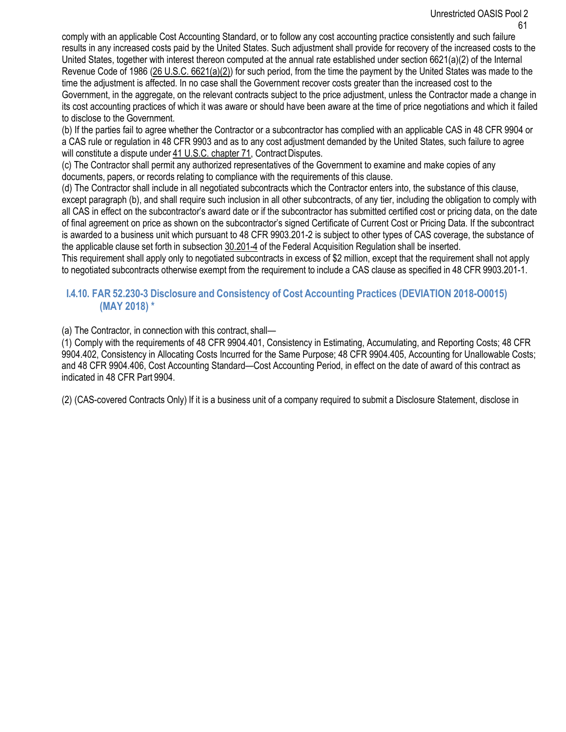comply with an applicable Cost Accounting Standard, or to follow any cost accounting practice consistently and such failure results in any increased costs paid by the United States. Such adjustment shall provide for recovery of the increased costs to the United States, together with interest thereon computed at the annual rate established under section 6621(a)(2) of the Internal Revenue Code of 1986 (26 U.S.C. 6621(a)(2)) for such period, from the time the payment by the United States was made to the time the adjustment is affected. In no case shall the Government recover costs greater than the increased cost to the Government, in the aggregate, on the relevant contracts subject to the price adjustment, unless the Contractor made a change in its cost accounting practices of which it was aware or should have been aware at the time of price negotiations and which it failed to disclose to the Government.

(b) If the parties fail to agree whether the Contractor or a subcontractor has complied with an applicable CAS in 48 CFR 9904 or a CAS rule or regulation in 48 CFR 9903 and as to any cost adjustment demanded by the United States, such failure to agree will constitute a dispute under 41 U.S.C. chapter 71, Contract Disputes.

(c) The Contractor shall permit any authorized representatives of the Government to examine and make copies of any documents, papers, or records relating to compliance with the requirements of this clause.

(d) The Contractor shall include in all negotiated subcontracts which the Contractor enters into, the substance of this clause, except paragraph (b), and shall require such inclusion in all other subcontracts, of any tier, including the obligation to comply with all CAS in effect on the subcontractor's award date or if the subcontractor has submitted certified cost or pricing data, on the date of final agreement on price as shown on the subcontractor's signed Certificate of Current Cost or Pricing Data. If the subcontract is awarded to a business unit which pursuant to 48 CFR 9903.201-2 is subject to other types of CAS coverage, the substance of the applicable clause set forth in subsection 30.201-4 of the Federal Acquisition Regulation shall be inserted.

This requirement shall apply only to negotiated subcontracts in excess of $2 million, except that the requirement shall not apply to negotiated subcontracts otherwise exempt from the requirement to include a CAS clause as specified in 48 CFR 9903.201-1.

### I.4.10. FAR 52.230-3 Disclosure and Consistency of Cost Accounting Practices (DEVIATION 2018-O0015) (MAY 2018) *

(a) The Contractor, in connection with this contract, shall—

(1) Comply with the requirements of 48 CFR 9904.401, Consistency in Estimating, Accumulating, and Reporting Costs; 48 CFR 9904.402, Consistency in Allocating Costs Incurred for the Same Purpose; 48 CFR 9904.405, Accounting for Unallowable Costs; and 48 CFR 9904.406, Cost Accounting Standard—Cost Accounting Period, in effect on the date of award of this contract as indicated in 48 CFR Part 9904.

(2) (CAS-covered Contracts Only) If it is a business unit of a company required to submit a Disclosure Statement, disclose in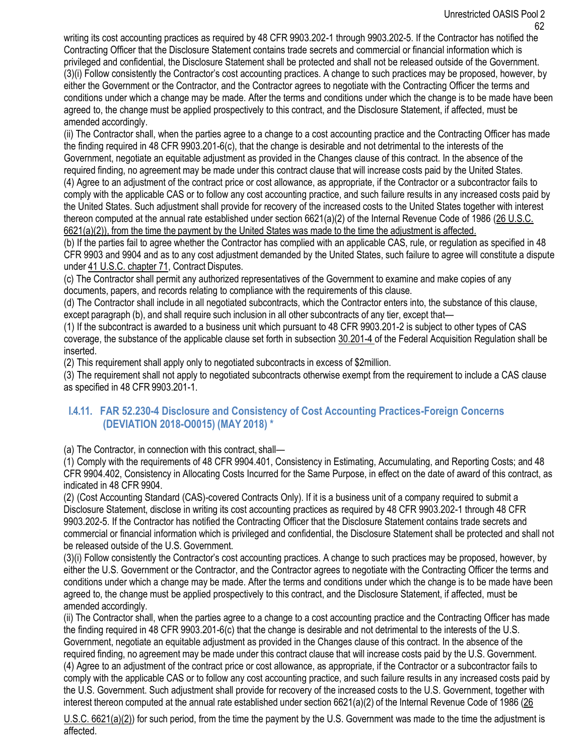writing its cost accounting practices as required by 48 CFR 9903.202-1 through 9903.202-5. If the Contractor has notified the Contracting Officer that the Disclosure Statement contains trade secrets and commercial or financial information which is privileged and confidential, the Disclosure Statement shall be protected and shall not be released outside of the Government.

(3)(i) Follow consistently the Contractor's cost accounting practices. A change to such practices may be proposed, however, by either the Government or the Contractor, and the Contractor agrees to negotiate with the Contracting Officer the terms and conditions under which a change may be made. After the terms and conditions under which the change is to be made have been agreed to, the change must be applied prospectively to this contract, and the Disclosure Statement, if affected, must be amended accordingly.

(ii) The Contractor shall, when the parties agree to a change to a cost accounting practice and the Contracting Officer has made the finding required in 48 CFR 9903.201-6(c), that the change is desirable and not detrimental to the interests of the Government, negotiate an equitable adjustment as provided in the Changes clause of this contract. In the absence of the required finding, no agreement may be made under this contract clause that will increase costs paid by the United States.

(4) Agree to an adjustment of the contract price or cost allowance, as appropriate, if the Contractor or a subcontractor fails to comply with the applicable CAS or to follow any cost accounting practice, and such failure results in any increased costs paid by the United States. Such adjustment shall provide for recovery of the increased costs to the United States together with interest thereon computed at the annual rate established under section 6621(a)(2) of the Internal Revenue Code of 1986 (26 U.S.C. 6621(a)(2)), from the time the payment by the United States was made to the time the adjustment is affected.

(b) If the parties fail to agree whether the Contractor has complied with an applicable CAS, rule, or regulation as specified in 48 CFR 9903 and 9904 and as to any cost adjustment demanded by the United States, such failure to agree will constitute a dispute under 41 U.S.C. chapter 71, Contract Disputes.

(c) The Contractor shall permit any authorized representatives of the Government to examine and make copies of any documents, papers, and records relating to compliance with the requirements of this clause.

(d) The Contractor shall include in all negotiated subcontracts, which the Contractor enters into, the substance of this clause, except paragraph (b), and shall require such inclusion in all other subcontracts of any tier, except that—

(1) If the subcontract is awarded to a business unit which pursuant to 48 CFR 9903.201-2 is subject to other types of CAS coverage, the substance of the applicable clause set forth in subsection 30.201-4 of the Federal Acquisition Regulation shall be inserted.

(2) This requirement shall apply only to negotiated subcontracts in excess of $2million.

(3) The requirement shall not apply to negotiated subcontracts otherwise exempt from the requirement to include a CAS clause as specified in 48 CFR 9903.201-1.

### I.4.11. FAR 52.230-4 Disclosure and Consistency of Cost Accounting Practices-Foreign Concerns (DEVIATION 2018-O0015) (MAY 2018) *

(a) The Contractor, in connection with this contract, shall—

(1) Comply with the requirements of 48 CFR 9904.401, Consistency in Estimating, Accumulating, and Reporting Costs; and 48 CFR 9904.402, Consistency in Allocating Costs Incurred for the Same Purpose, in effect on the date of award of this contract, as indicated in 48 CFR 9904.

(2) (Cost Accounting Standard (CAS)-covered Contracts Only). If it is a business unit of a company required to submit a Disclosure Statement, disclose in writing its cost accounting practices as required by 48 CFR 9903.202-1 through 48 CFR 9903.202-5. If the Contractor has notified the Contracting Officer that the Disclosure Statement contains trade secrets and commercial or financial information which is privileged and confidential, the Disclosure Statement shall be protected and shall not be released outside of the U.S. Government.

(3)(i) Follow consistently the Contractor's cost accounting practices. A change to such practices may be proposed, however, by either the U.S. Government or the Contractor, and the Contractor agrees to negotiate with the Contracting Officer the terms and conditions under which a change may be made. After the terms and conditions under which the change is to be made have been agreed to, the change must be applied prospectively to this contract, and the Disclosure Statement, if affected, must be amended accordingly.

(ii) The Contractor shall, when the parties agree to a change to a cost accounting practice and the Contracting Officer has made the finding required in 48 CFR 9903.201-6(c) that the change is desirable and not detrimental to the interests of the U.S. Government, negotiate an equitable adjustment as provided in the Changes clause of this contract. In the absence of the required finding, no agreement may be made under this contract clause that will increase costs paid by the U.S. Government.

(4) Agree to an adjustment of the contract price or cost allowance, as appropriate, if the Contractor or a subcontractor fails to comply with the applicable CAS or to follow any cost accounting practice, and such failure results in any increased costs paid by the U.S. Government. Such adjustment shall provide for recovery of the increased costs to the U.S. Government, together with interest thereon computed at the annual rate established under section 6621(a)(2) of the Internal Revenue Code of 1986 (26 U.S.C. 6621(a)(2)) for such period, from the time the payment by the U.S. Government was made to the time the adjustment is affected.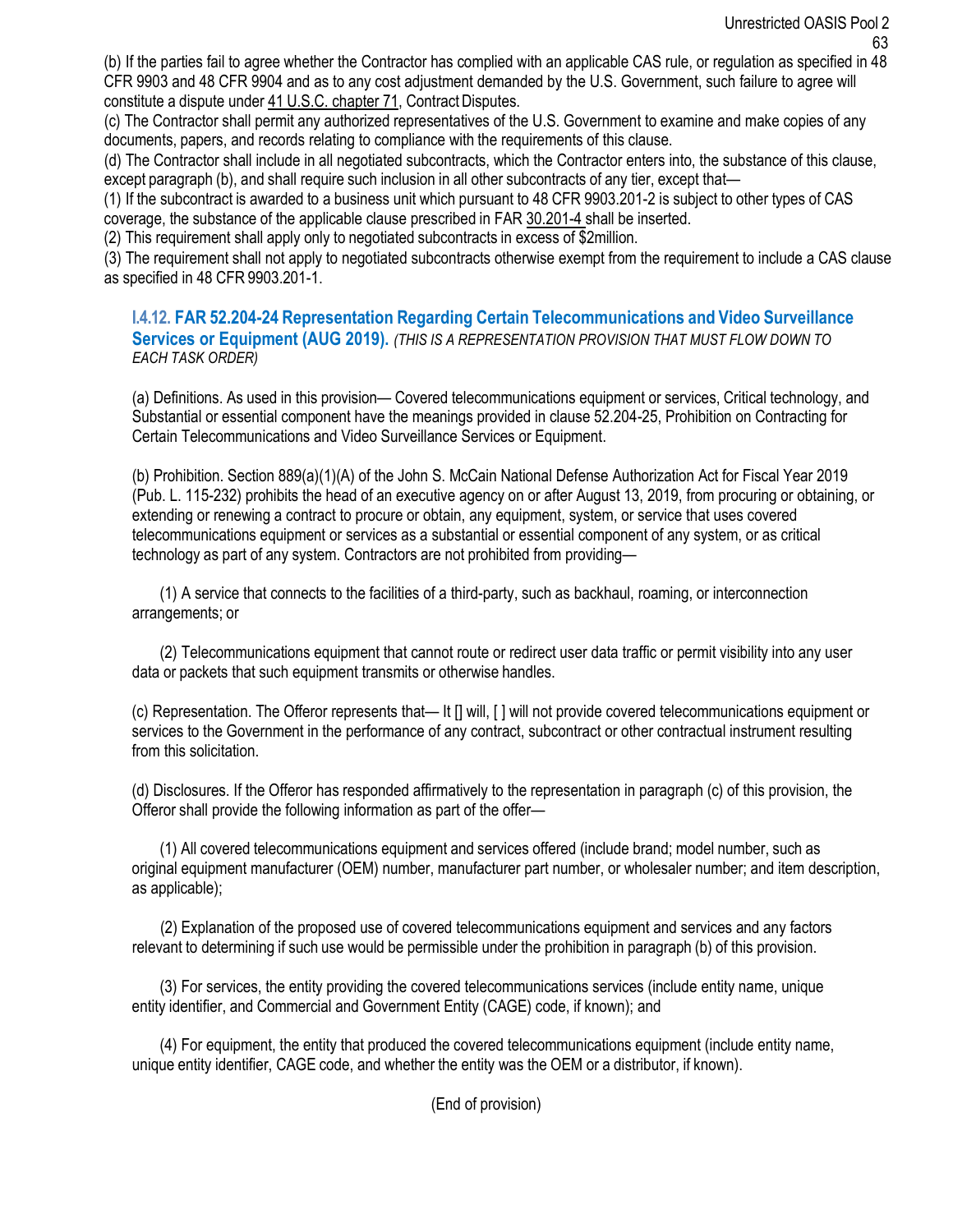(b) If the parties fail to agree whether the Contractor has complied with an applicable CAS rule, or regulation as specified in 48 CFR 9903 and 48 CFR 9904 and as to any cost adjustment demanded by the U.S. Government, such failure to agree will constitute a dispute under 41 U.S.C. chapter 71, Contract Disputes.

(c) The Contractor shall permit any authorized representatives of the U.S. Government to examine and make copies of any documents, papers, and records relating to compliance with the requirements of this clause.

(d) The Contractor shall include in all negotiated subcontracts, which the Contractor enters into, the substance of this clause, except paragraph (b), and shall require such inclusion in all other subcontracts of any tier, except that—

(1) If the subcontract is awarded to a business unit which pursuant to 48 CFR 9903.201-2 is subject to other types of CAS coverage, the substance of the applicable clause prescribed in FAR 30.201-4 shall be inserted.

(2) This requirement shall apply only to negotiated subcontracts in excess of $2million.

(3) The requirement shall not apply to negotiated subcontracts otherwise exempt from the requirement to include a CAS clause as specified in 48 CFR 9903.201-1.

### I.4.12. FAR 52.204-24 Representation Regarding Certain Telecommunications and Video Surveillance Services or Equipment (AUG 2019). *(THIS IS A REPRESENTATION PROVISION THAT MUST FLOW DOWN TO EACH TASK ORDER)*

(a) Definitions. As used in this provision— Covered telecommunications equipment or services, Critical technology, and Substantial or essential component have the meanings provided in clause 52.204-25, Prohibition on Contracting for Certain Telecommunications and Video Surveillance Services or Equipment.

(b) Prohibition. Section 889(a)(1)(A) of the John S. McCain National Defense Authorization Act for Fiscal Year 2019 (Pub. L. 115-232) prohibits the head of an executive agency on or after August 13, 2019, from procuring or obtaining, or extending or renewing a contract to procure or obtain, any equipment, system, or service that uses covered telecommunications equipment or services as a substantial or essential component of any system, or as critical technology as part of any system. Contractors are not prohibited from providing—

(1) A service that connects to the facilities of a third-party, such as backhaul, roaming, or interconnection arrangements; or

(2) Telecommunications equipment that cannot route or redirect user data traffic or permit visibility into any user data or packets that such equipment transmits or otherwise handles.

(c) Representation. The Offeror represents that— It [] will, [ ] will not provide covered telecommunications equipment or services to the Government in the performance of any contract, subcontract or other contractual instrument resulting from this solicitation.

(d) Disclosures. If the Offeror has responded affirmatively to the representation in paragraph (c) of this provision, the Offeror shall provide the following information as part of the offer—

(1) All covered telecommunications equipment and services offered (include brand; model number, such as original equipment manufacturer (OEM) number, manufacturer part number, or wholesaler number; and item description, as applicable);

(2) Explanation of the proposed use of covered telecommunications equipment and services and any factors relevant to determining if such use would be permissible under the prohibition in paragraph (b) of this provision.

(3) For services, the entity providing the covered telecommunications services (include entity name, unique entity identifier, and Commercial and Government Entity (CAGE) code, if known); and

(4) For equipment, the entity that produced the covered telecommunications equipment (include entity name, unique entity identifier, CAGE code, and whether the entity was the OEM or a distributor, if known).

(End of provision)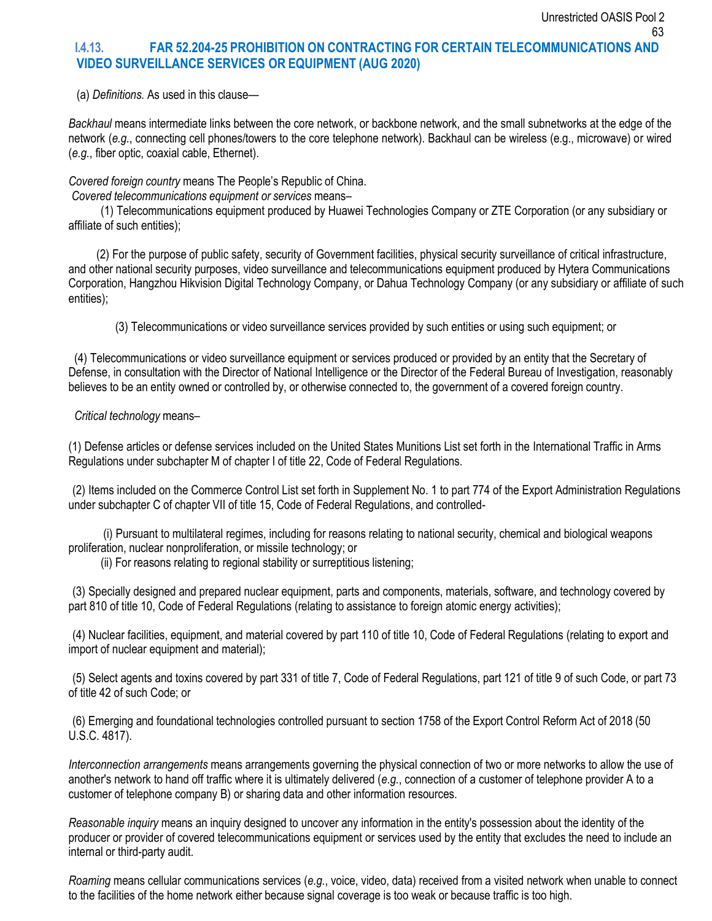## I.4.13. FAR 52.204-25 PROHIBITION ON CONTRACTING FOR CERTAIN TELECOMMUNICATIONS AND VIDEO SURVEILLANCE SERVICES OR EQUIPMENT (AUG 2020)

(a) *Definitions.* As used in this clause—

*Backhaul* means intermediate links between the core network, or backbone network, and the small subnetworks at the edge of the network (*e.g.*, connecting cell phones/towers to the core telephone network). Backhaul can be wireless (e.g., microwave) or wired (*e.g.*, fiber optic, coaxial cable, Ethernet).

*Covered foreign country* means The People's Republic of China.

*Covered telecommunications equipment or services* means–

(1) Telecommunications equipment produced by Huawei Technologies Company or ZTE Corporation (or any subsidiary or affiliate of such entities);

(2) For the purpose of public safety, security of Government facilities, physical security surveillance of critical infrastructure, and other national security purposes, video surveillance and telecommunications equipment produced by Hytera Communications Corporation, Hangzhou Hikvision Digital Technology Company, or Dahua Technology Company (or any subsidiary or affiliate of such entities);

(3) Telecommunications or video surveillance services provided by such entities or using such equipment; or

(4) Telecommunications or video surveillance equipment or services produced or provided by an entity that the Secretary of Defense, in consultation with the Director of National Intelligence or the Director of the Federal Bureau of Investigation, reasonably believes to be an entity owned or controlled by, or otherwise connected to, the government of a covered foreign country.

*Critical technology* means–

(1) Defense articles or defense services included on the United States Munitions List set forth in the International Traffic in Arms Regulations under subchapter M of chapter I of title 22, Code of Federal Regulations.

(2) Items included on the Commerce Control List set forth in Supplement No. 1 to part 774 of the Export Administration Regulations under subchapter C of chapter VII of title 15, Code of Federal Regulations, and controlled-

(i) Pursuant to multilateral regimes, including for reasons relating to national security, chemical and biological weapons proliferation, nuclear nonproliferation, or missile technology; or

(ii) For reasons relating to regional stability or surreptitious listening;

(3) Specially designed and prepared nuclear equipment, parts and components, materials, software, and technology covered by part 810 of title 10, Code of Federal Regulations (relating to assistance to foreign atomic energy activities);

(4) Nuclear facilities, equipment, and material covered by part 110 of title 10, Code of Federal Regulations (relating to export and import of nuclear equipment and material);

(5) Select agents and toxins covered by part 331 of title 7, Code of Federal Regulations, part 121 of title 9 of such Code, or part 73 of title 42 of such Code; or

(6) Emerging and foundational technologies controlled pursuant to section 1758 of the Export Control Reform Act of 2018 (50 U.S.C. 4817).

*Interconnection arrangements* means arrangements governing the physical connection of two or more networks to allow the use of another's network to hand off traffic where it is ultimately delivered (*e.g.*, connection of a customer of telephone provider A to a customer of telephone company B) or sharing data and other information resources.

*Reasonable inquiry* means an inquiry designed to uncover any information in the entity's possession about the identity of the producer or provider of covered telecommunications equipment or services used by the entity that excludes the need to include an internal or third-party audit.

*Roaming* means cellular communications services (*e.g.*, voice, video, data) received from a visited network when unable to connect to the facilities of the home network either because signal coverage is too weak or because traffic is too high.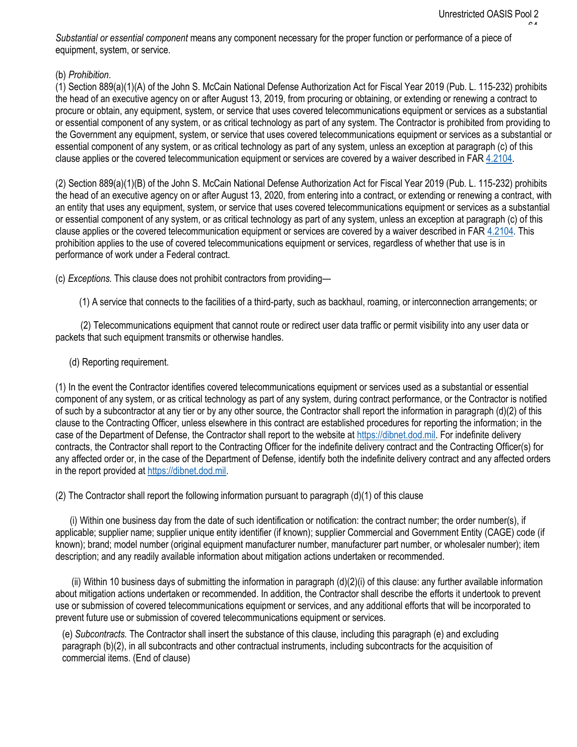*Substantial or essential component* means any component necessary for the proper function or performance of a piece of equipment, system, or service.

(b) *Prohibition*.

(1) Section 889(a)(1)(A) of the John S. McCain National Defense Authorization Act for Fiscal Year 2019 (Pub. L. 115-232) prohibits the head of an executive agency on or after August 13, 2019, from procuring or obtaining, or extending or renewing a contract to procure or obtain, any equipment, system, or service that uses covered telecommunications equipment or services as a substantial or essential component of any system, or as critical technology as part of any system. The Contractor is prohibited from providing to the Government any equipment, system, or service that uses covered telecommunications equipment or services as a substantial or essential component of any system, or as critical technology as part of any system, unless an exception at paragraph (c) of this clause applies or the covered telecommunication equipment or services are covered by a waiver described in FAR 4.2104.

(2) Section 889(a)(1)(B) of the John S. McCain National Defense Authorization Act for Fiscal Year 2019 (Pub. L. 115-232) prohibits the head of an executive agency on or after August 13, 2020, from entering into a contract, or extending or renewing a contract, with an entity that uses any equipment, system, or service that uses covered telecommunications equipment or services as a substantial or essential component of any system, or as critical technology as part of any system, unless an exception at paragraph (c) of this clause applies or the covered telecommunication equipment or services are covered by a waiver described in FAR 4.2104. This prohibition applies to the use of covered telecommunications equipment or services, regardless of whether that use is in performance of work under a Federal contract.

(c) *Exceptions.* This clause does not prohibit contractors from providing—

(1) A service that connects to the facilities of a third-party, such as backhaul, roaming, or interconnection arrangements; or

(2) Telecommunications equipment that cannot route or redirect user data traffic or permit visibility into any user data or packets that such equipment transmits or otherwise handles.

(d) Reporting requirement.

(1) In the event the Contractor identifies covered telecommunications equipment or services used as a substantial or essential component of any system, or as critical technology as part of any system, during contract performance, or the Contractor is notified of such by a subcontractor at any tier or by any other source, the Contractor shall report the information in paragraph (d)(2) of this clause to the Contracting Officer, unless elsewhere in this contract are established procedures for reporting the information; in the case of the Department of Defense, the Contractor shall report to the website at https://dibnet.dod.mil. For indefinite delivery contracts, the Contractor shall report to the Contracting Officer for the indefinite delivery contract and the Contracting Officer(s) for any affected order or, in the case of the Department of Defense, identify both the indefinite delivery contract and any affected orders in the report provided at https://dibnet.dod.mil.

(2) The Contractor shall report the following information pursuant to paragraph (d)(1) of this clause

(i) Within one business day from the date of such identification or notification: the contract number; the order number(s), if applicable; supplier name; supplier unique entity identifier (if known); supplier Commercial and Government Entity (CAGE) code (if known); brand; model number (original equipment manufacturer number, manufacturer part number, or wholesaler number); item description; and any readily available information about mitigation actions undertaken or recommended.

(ii) Within 10 business days of submitting the information in paragraph (d)(2)(i) of this clause: any further available information about mitigation actions undertaken or recommended. In addition, the Contractor shall describe the efforts it undertook to prevent use or submission of covered telecommunications equipment or services, and any additional efforts that will be incorporated to prevent future use or submission of covered telecommunications equipment or services.

(e) *Subcontracts.* The Contractor shall insert the substance of this clause, including this paragraph (e) and excluding paragraph (b)(2), in all subcontracts and other contractual instruments, including subcontracts for the acquisition of commercial items. (End of clause)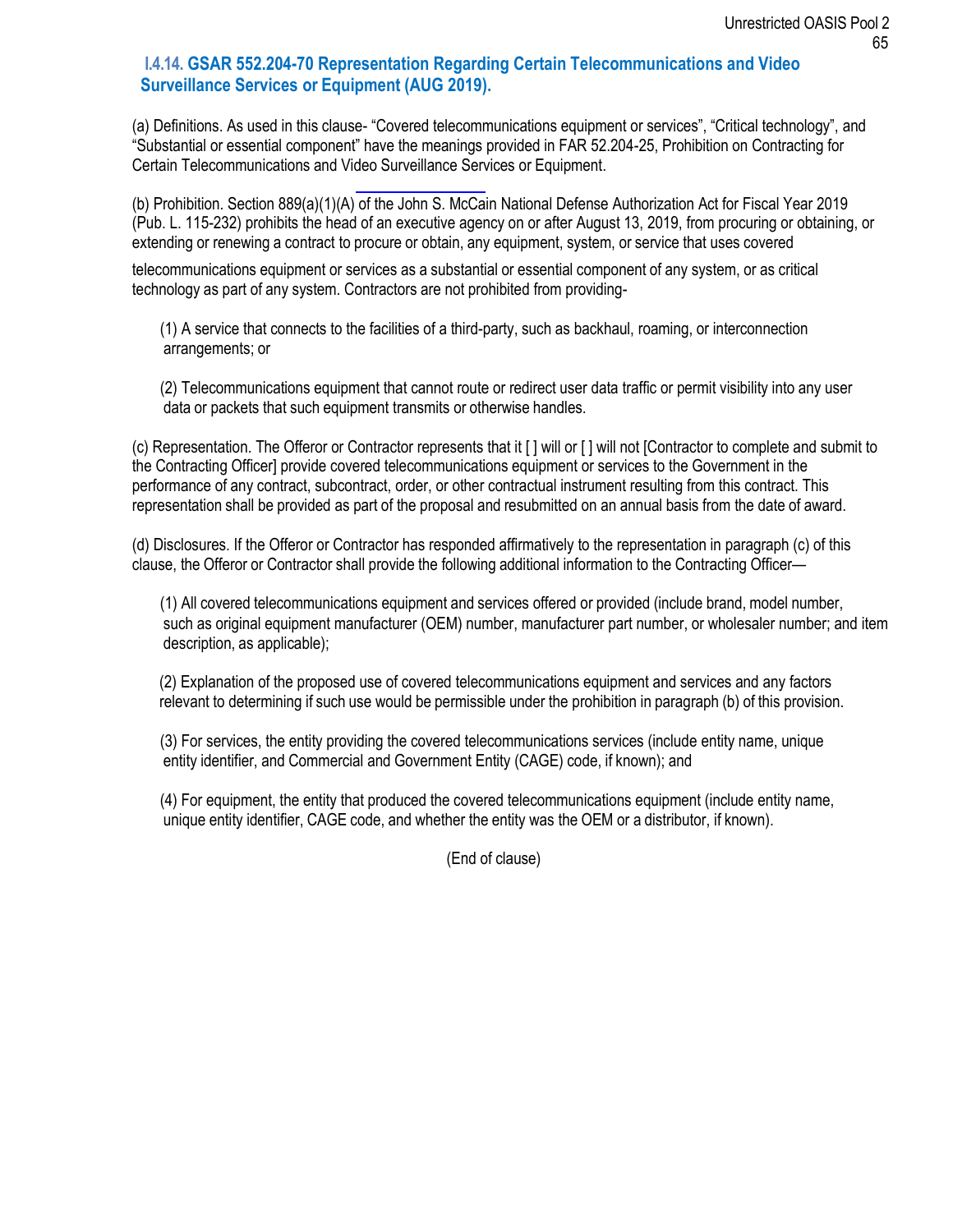### I.4.14. GSAR 552.204-70 Representation Regarding Certain Telecommunications and Video Surveillance Services or Equipment (AUG 2019).

(a) Definitions. As used in this clause- "Covered telecommunications equipment or services", "Critical technology", and "Substantial or essential component" have the meanings provided in FAR 52.204-25, Prohibition on Contracting for Certain Telecommunications and Video Surveillance Services or Equipment.

(b) Prohibition. Section 889(a)(1)(A) of the John S. McCain National Defense Authorization Act for Fiscal Year 2019 (Pub. L. 115-232) prohibits the head of an executive agency on or after August 13, 2019, from procuring or obtaining, or extending or renewing a contract to procure or obtain, any equipment, system, or service that uses covered telecommunications equipment or services as a substantial or essential component of any system, or as critical technology as part of any system. Contractors are not prohibited from providing-

(1) A service that connects to the facilities of a third-party, such as backhaul, roaming, or interconnection arrangements; or

(2) Telecommunications equipment that cannot route or redirect user data traffic or permit visibility into any user data or packets that such equipment transmits or otherwise handles.

(c) Representation. The Offeror or Contractor represents that it [ ] will or [ ] will not [Contractor to complete and submit to the Contracting Officer] provide covered telecommunications equipment or services to the Government in the performance of any contract, subcontract, order, or other contractual instrument resulting from this contract. This representation shall be provided as part of the proposal and resubmitted on an annual basis from the date of award.

(d) Disclosures. If the Offeror or Contractor has responded affirmatively to the representation in paragraph (c) of this clause, the Offeror or Contractor shall provide the following additional information to the Contracting Officer—

(1) All covered telecommunications equipment and services offered or provided (include brand, model number, such as original equipment manufacturer (OEM) number, manufacturer part number, or wholesaler number; and item description, as applicable);

(2) Explanation of the proposed use of covered telecommunications equipment and services and any factors relevant to determining if such use would be permissible under the prohibition in paragraph (b) of this provision.

(3) For services, the entity providing the covered telecommunications services (include entity name, unique entity identifier, and Commercial and Government Entity (CAGE) code, if known); and

(4) For equipment, the entity that produced the covered telecommunications equipment (include entity name, unique entity identifier, CAGE code, and whether the entity was the OEM or a distributor, if known).

(End of clause)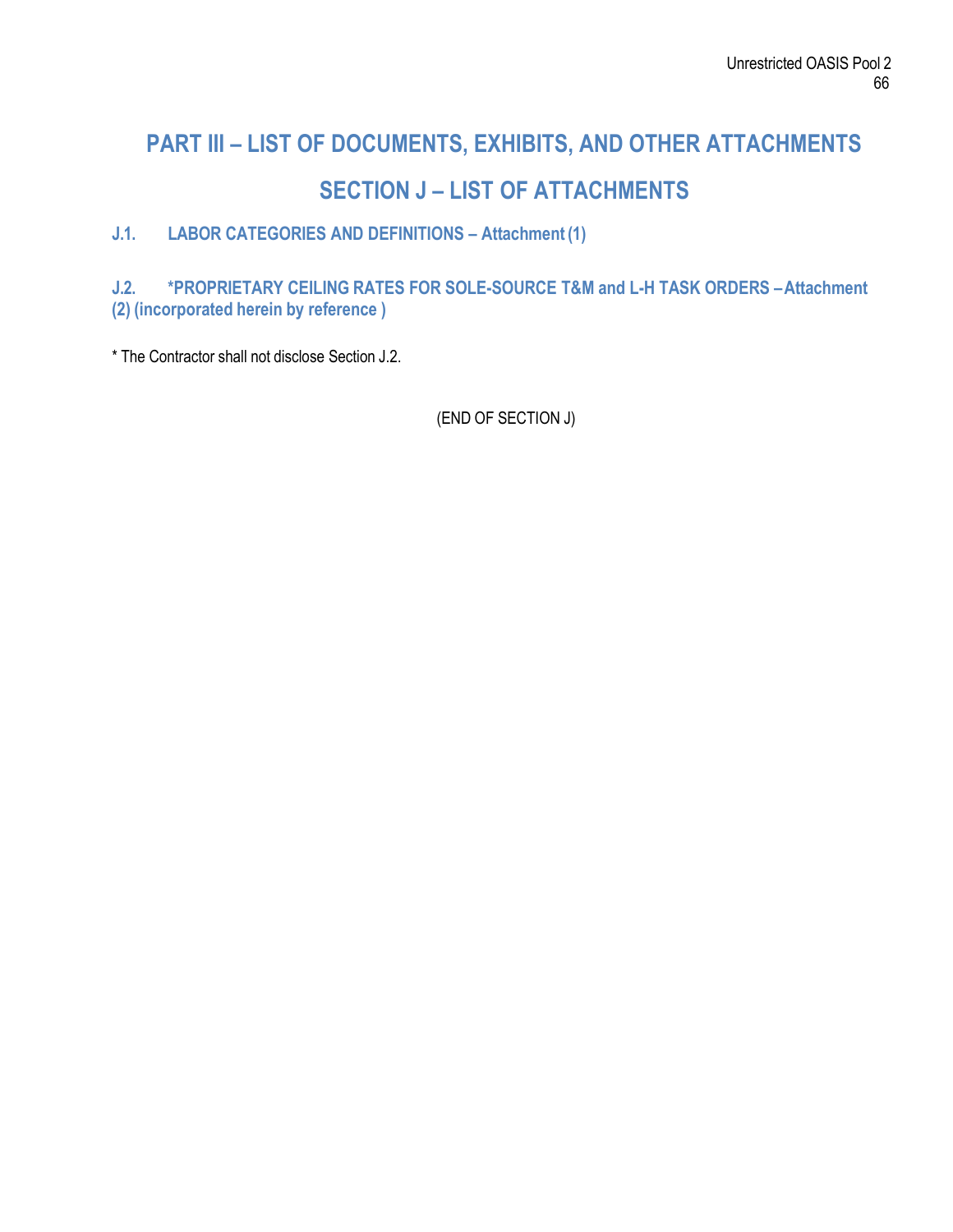# PART III – LIST OF DOCUMENTS, EXHIBITS, AND OTHER ATTACHMENTS

# SECTION J – LIST OF ATTACHMENTS

### J.1. LABOR CATEGORIES AND DEFINITIONS – Attachment (1)

### J.2. *PROPRIETARY CEILING RATES FOR SOLE-SOURCE T&M and L-H TASK ORDERS – Attachment (2) (incorporated herein by reference )

* The Contractor shall not disclose Section J.2.

(END OF SECTION J)